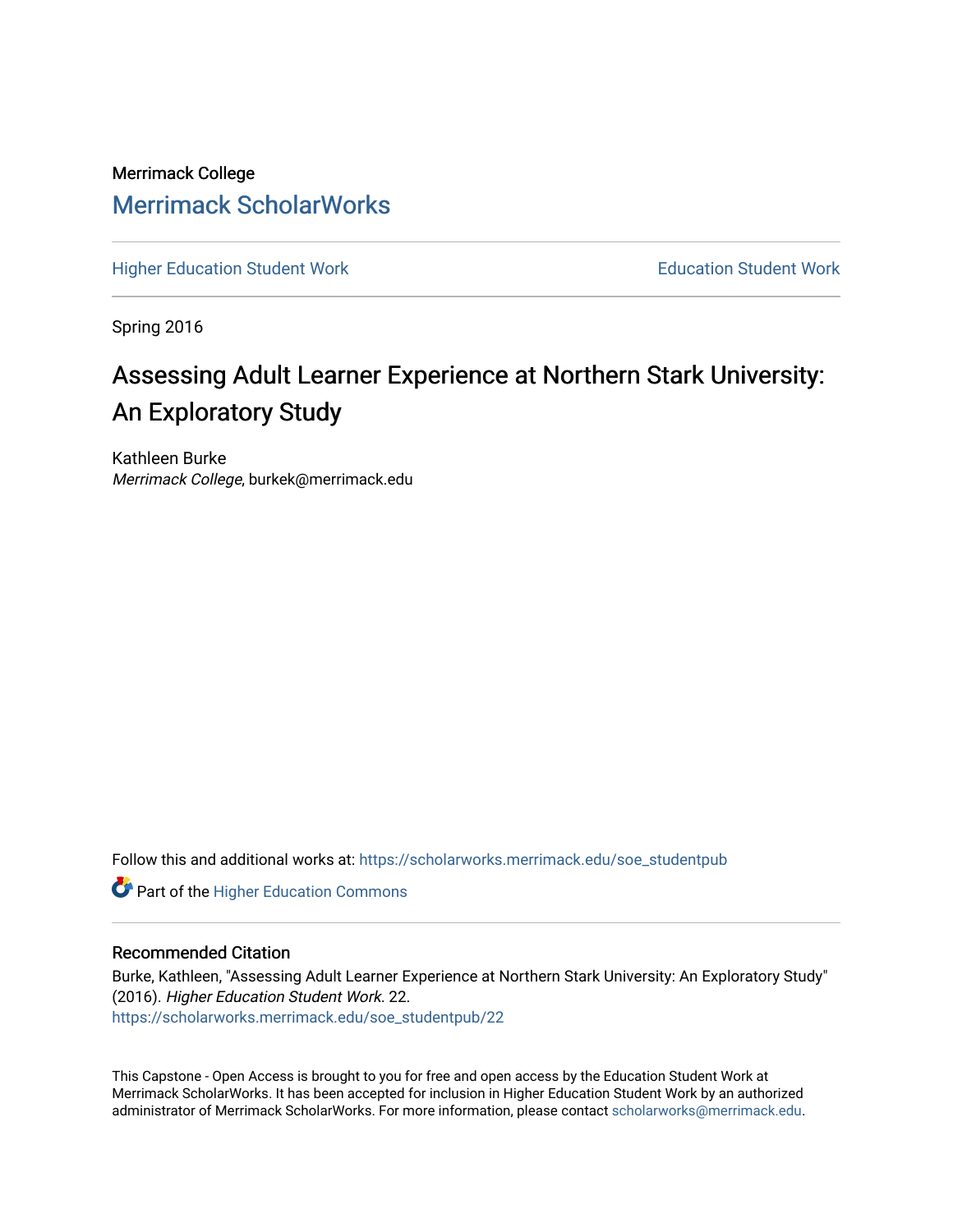Merrimack College

# Merrimack ScholarWorks

Higher Education Student Work | Education Student Work

Spring 2016

## Assessing Adult Learner Experience at Northern Stark University: An Exploratory Study

Kathleen Burke
*Merrimack College*, burkek@merrimack.edu

Follow this and additional works at: https://scholarworks.merrimack.edu/soe_studentpub

Part of the Higher Education Commons

### Recommended Citation

Burke, Kathleen, "Assessing Adult Learner Experience at Northern Stark University: An Exploratory Study" (2016). *Higher Education Student Work*. 22.
https://scholarworks.merrimack.edu/soe_studentpub/22

This Capstone - Open Access is brought to you for free and open access by the Education Student Work at Merrimack ScholarWorks. It has been accepted for inclusion in Higher Education Student Work by an authorized administrator of Merrimack ScholarWorks. For more information, please contact scholarworks@merrimack.edu.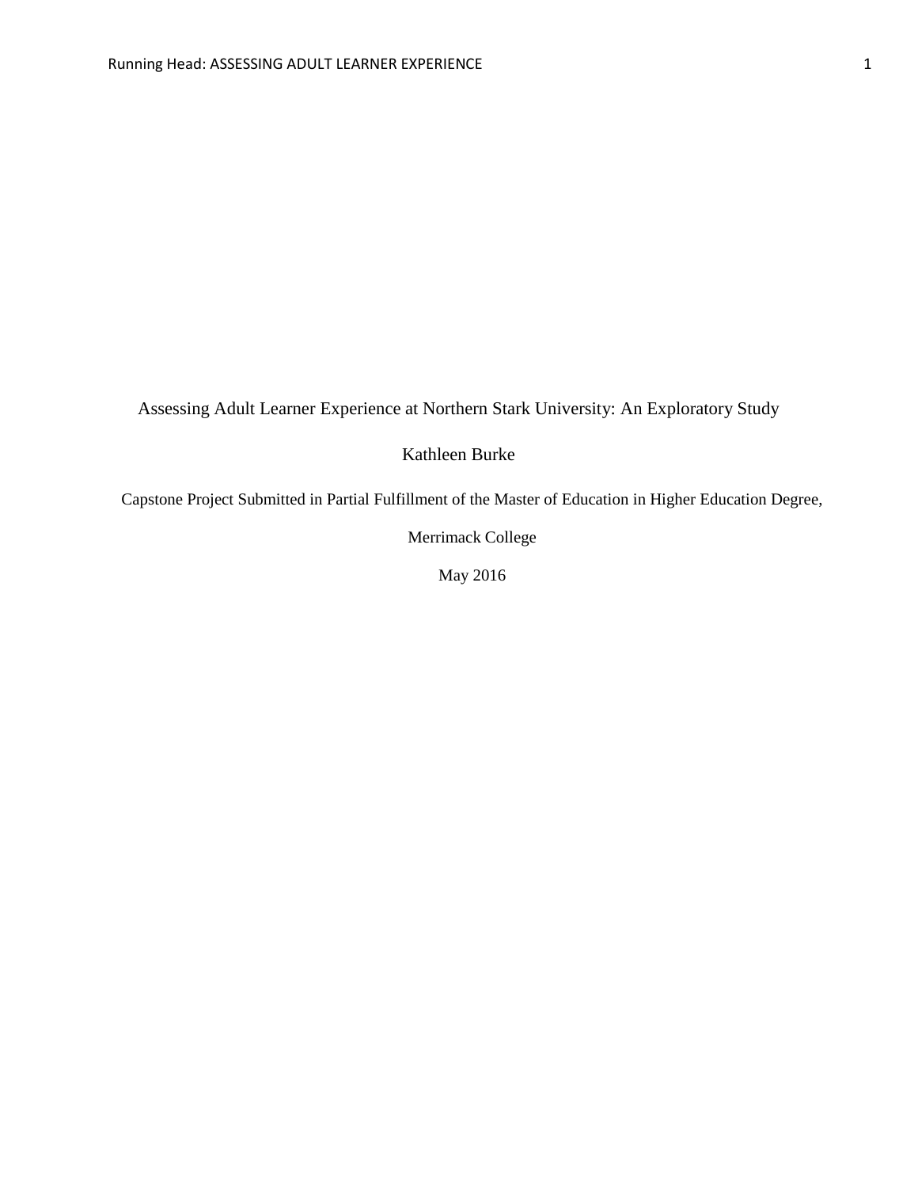# Assessing Adult Learner Experience at Northern Stark University: An Exploratory Study

Kathleen Burke

Capstone Project Submitted in Partial Fulfillment of the Master of Education in Higher Education Degree,

Merrimack College

May 2016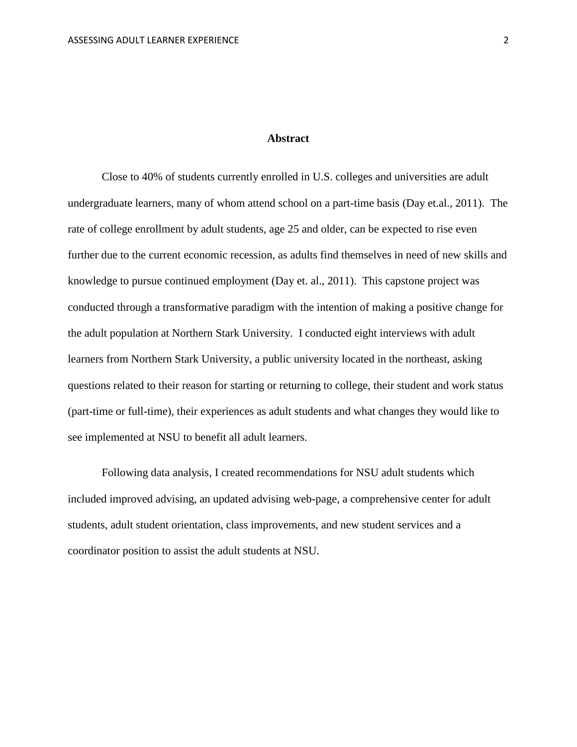# Abstract

Close to 40% of students currently enrolled in U.S. colleges and universities are adult undergraduate learners, many of whom attend school on a part-time basis (Day et.al., 2011). The rate of college enrollment by adult students, age 25 and older, can be expected to rise even further due to the current economic recession, as adults find themselves in need of new skills and knowledge to pursue continued employment (Day et. al., 2011). This capstone project was conducted through a transformative paradigm with the intention of making a positive change for the adult population at Northern Stark University. I conducted eight interviews with adult learners from Northern Stark University, a public university located in the northeast, asking questions related to their reason for starting or returning to college, their student and work status (part-time or full-time), their experiences as adult students and what changes they would like to see implemented at NSU to benefit all adult learners.

Following data analysis, I created recommendations for NSU adult students which included improved advising, an updated advising web-page, a comprehensive center for adult students, adult student orientation, class improvements, and new student services and a coordinator position to assist the adult students at NSU.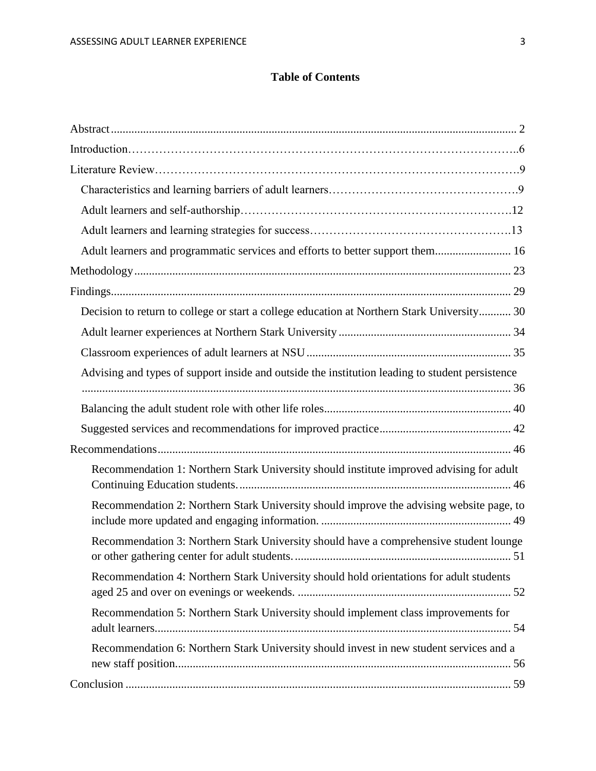# Table of Contents

Abstract ... 2

Introduction ... 6

Literature Review ... 9

- Characteristics and learning barriers of adult learners ... 9
- Adult learners and self-authorship ... 12
- Adult learners and learning strategies for success ... 13
- Adult learners and programmatic services and efforts to better support them ... 16

Methodology ... 23

Findings ... 29

- Decision to return to college or start a college education at Northern Stark University ... 30
- Adult learner experiences at Northern Stark University ... 34
- Classroom experiences of adult learners at NSU ... 35
- Advising and types of support inside and outside the institution leading to student persistence ... 36
- Balancing the adult student role with other life roles ... 40
- Suggested services and recommendations for improved practice ... 42

Recommendations ... 46

- Recommendation 1: Northern Stark University should institute improved advising for adult Continuing Education students. ... 46
- Recommendation 2: Northern Stark University should improve the advising website page, to include more updated and engaging information. ... 49
- Recommendation 3: Northern Stark University should have a comprehensive student lounge or other gathering center for adult students. ... 51
- Recommendation 4: Northern Stark University should hold orientations for adult students aged 25 and over on evenings or weekends. ... 52
- Recommendation 5: Northern Stark University should implement class improvements for adult learners. ... 54
- Recommendation 6: Northern Stark University should invest in new student services and a new staff position. ... 56

Conclusion ... 59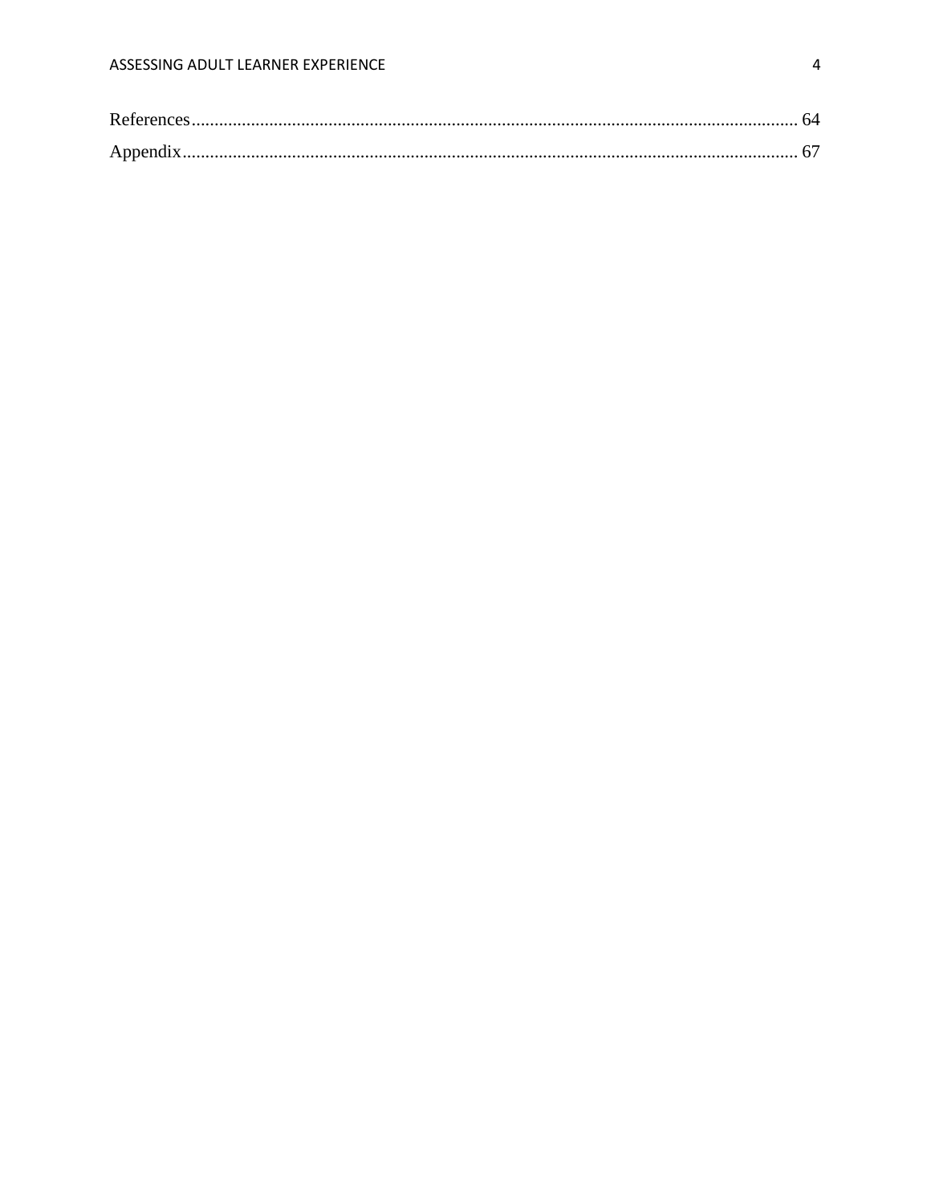References .................................................................................................................................... 64

Appendix ...................................................................................................................................... 67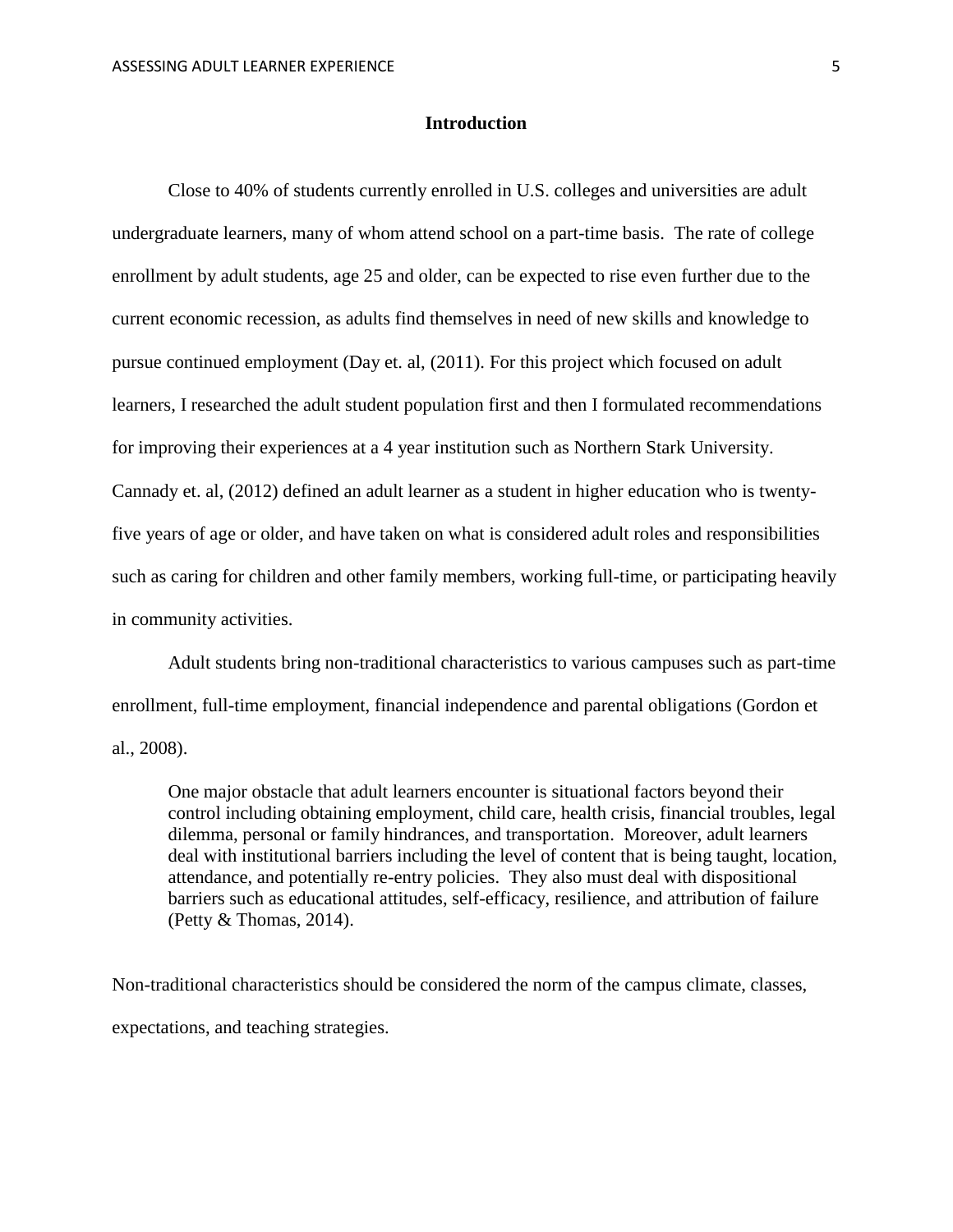# Introduction

Close to 40% of students currently enrolled in U.S. colleges and universities are adult undergraduate learners, many of whom attend school on a part-time basis. The rate of college enrollment by adult students, age 25 and older, can be expected to rise even further due to the current economic recession, as adults find themselves in need of new skills and knowledge to pursue continued employment (Day et. al, (2011). For this project which focused on adult learners, I researched the adult student population first and then I formulated recommendations for improving their experiences at a 4 year institution such as Northern Stark University. Cannady et. al, (2012) defined an adult learner as a student in higher education who is twenty-five years of age or older, and have taken on what is considered adult roles and responsibilities such as caring for children and other family members, working full-time, or participating heavily in community activities.

Adult students bring non-traditional characteristics to various campuses such as part-time enrollment, full-time employment, financial independence and parental obligations (Gordon et al., 2008).

> One major obstacle that adult learners encounter is situational factors beyond their control including obtaining employment, child care, health crisis, financial troubles, legal dilemma, personal or family hindrances, and transportation. Moreover, adult learners deal with institutional barriers including the level of content that is being taught, location, attendance, and potentially re-entry policies. They also must deal with dispositional barriers such as educational attitudes, self-efficacy, resilience, and attribution of failure (Petty & Thomas, 2014).

Non-traditional characteristics should be considered the norm of the campus climate, classes, expectations, and teaching strategies.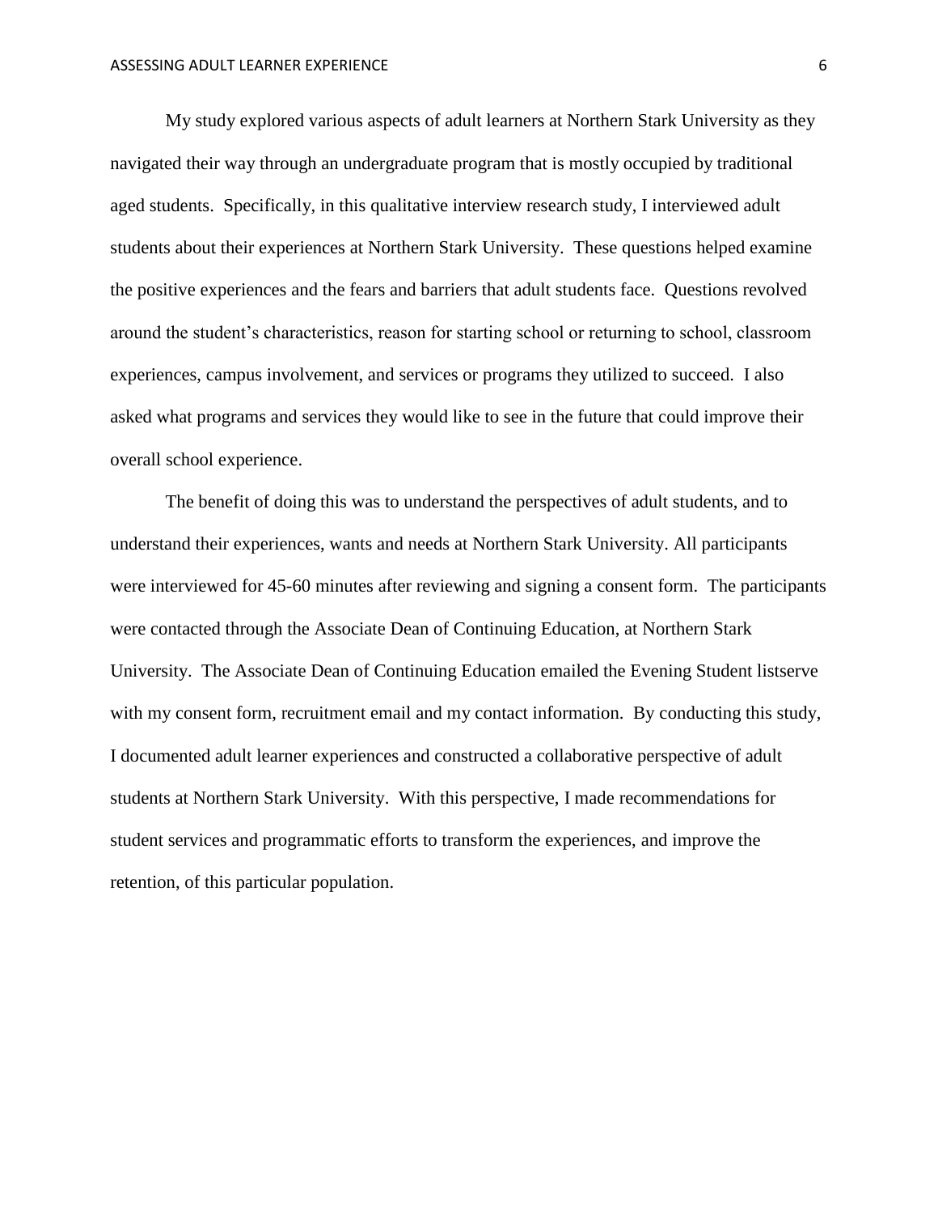My study explored various aspects of adult learners at Northern Stark University as they navigated their way through an undergraduate program that is mostly occupied by traditional aged students. Specifically, in this qualitative interview research study, I interviewed adult students about their experiences at Northern Stark University. These questions helped examine the positive experiences and the fears and barriers that adult students face. Questions revolved around the student's characteristics, reason for starting school or returning to school, classroom experiences, campus involvement, and services or programs they utilized to succeed. I also asked what programs and services they would like to see in the future that could improve their overall school experience.

The benefit of doing this was to understand the perspectives of adult students, and to understand their experiences, wants and needs at Northern Stark University. All participants were interviewed for 45-60 minutes after reviewing and signing a consent form. The participants were contacted through the Associate Dean of Continuing Education, at Northern Stark University. The Associate Dean of Continuing Education emailed the Evening Student listserve with my consent form, recruitment email and my contact information. By conducting this study, I documented adult learner experiences and constructed a collaborative perspective of adult students at Northern Stark University. With this perspective, I made recommendations for student services and programmatic efforts to transform the experiences, and improve the retention, of this particular population.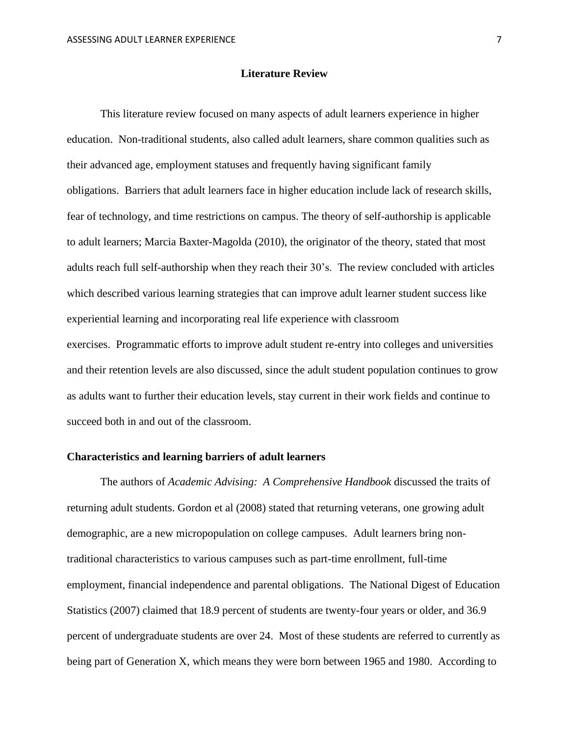## Literature Review

This literature review focused on many aspects of adult learners experience in higher education. Non-traditional students, also called adult learners, share common qualities such as their advanced age, employment statuses and frequently having significant family obligations. Barriers that adult learners face in higher education include lack of research skills, fear of technology, and time restrictions on campus. The theory of self-authorship is applicable to adult learners; Marcia Baxter-Magolda (2010), the originator of the theory, stated that most adults reach full self-authorship when they reach their 30's. The review concluded with articles which described various learning strategies that can improve adult learner student success like experiential learning and incorporating real life experience with classroom exercises. Programmatic efforts to improve adult student re-entry into colleges and universities and their retention levels are also discussed, since the adult student population continues to grow as adults want to further their education levels, stay current in their work fields and continue to succeed both in and out of the classroom.

### Characteristics and learning barriers of adult learners

The authors of *Academic Advising: A Comprehensive Handbook* discussed the traits of returning adult students. Gordon et al (2008) stated that returning veterans, one growing adult demographic, are a new micropopulation on college campuses. Adult learners bring non-traditional characteristics to various campuses such as part-time enrollment, full-time employment, financial independence and parental obligations. The National Digest of Education Statistics (2007) claimed that 18.9 percent of students are twenty-four years or older, and 36.9 percent of undergraduate students are over 24. Most of these students are referred to currently as being part of Generation X, which means they were born between 1965 and 1980. According to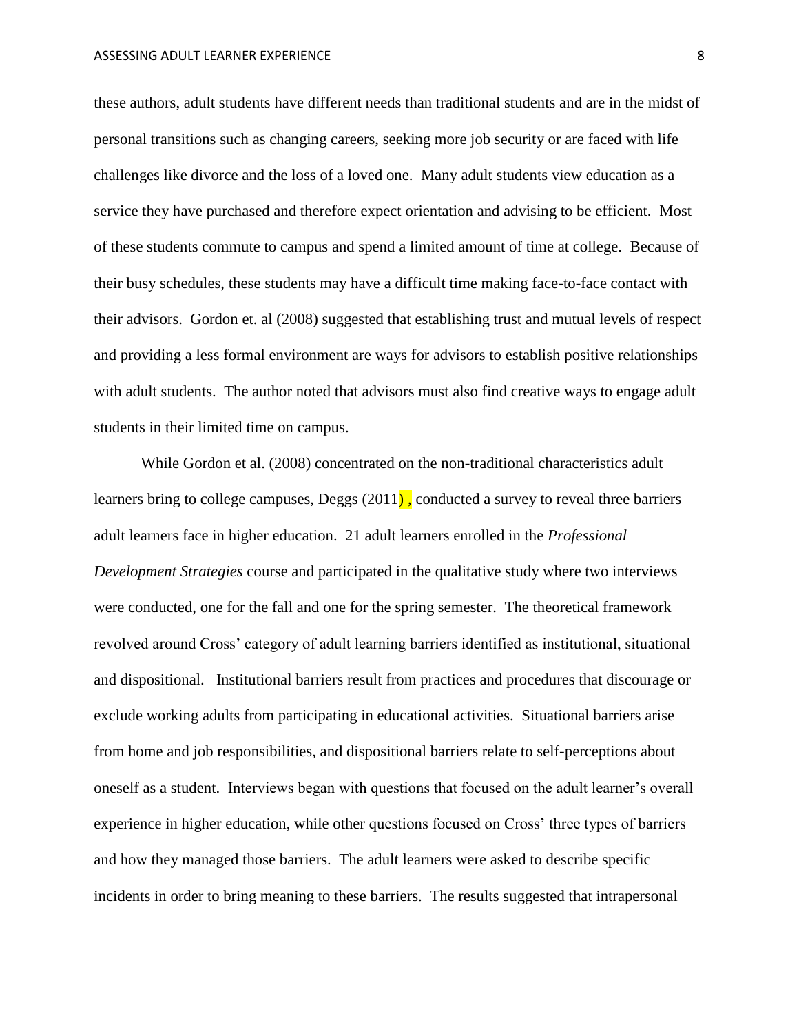these authors, adult students have different needs than traditional students and are in the midst of personal transitions such as changing careers, seeking more job security or are faced with life challenges like divorce and the loss of a loved one. Many adult students view education as a service they have purchased and therefore expect orientation and advising to be efficient. Most of these students commute to campus and spend a limited amount of time at college. Because of their busy schedules, these students may have a difficult time making face-to-face contact with their advisors. Gordon et. al (2008) suggested that establishing trust and mutual levels of respect and providing a less formal environment are ways for advisors to establish positive relationships with adult students. The author noted that advisors must also find creative ways to engage adult students in their limited time on campus.

While Gordon et al. (2008) concentrated on the non-traditional characteristics adult learners bring to college campuses, Deggs (2011) , conducted a survey to reveal three barriers adult learners face in higher education. 21 adult learners enrolled in the *Professional Development Strategies* course and participated in the qualitative study where two interviews were conducted, one for the fall and one for the spring semester. The theoretical framework revolved around Cross' category of adult learning barriers identified as institutional, situational and dispositional. Institutional barriers result from practices and procedures that discourage or exclude working adults from participating in educational activities. Situational barriers arise from home and job responsibilities, and dispositional barriers relate to self-perceptions about oneself as a student. Interviews began with questions that focused on the adult learner's overall experience in higher education, while other questions focused on Cross' three types of barriers and how they managed those barriers. The adult learners were asked to describe specific incidents in order to bring meaning to these barriers. The results suggested that intrapersonal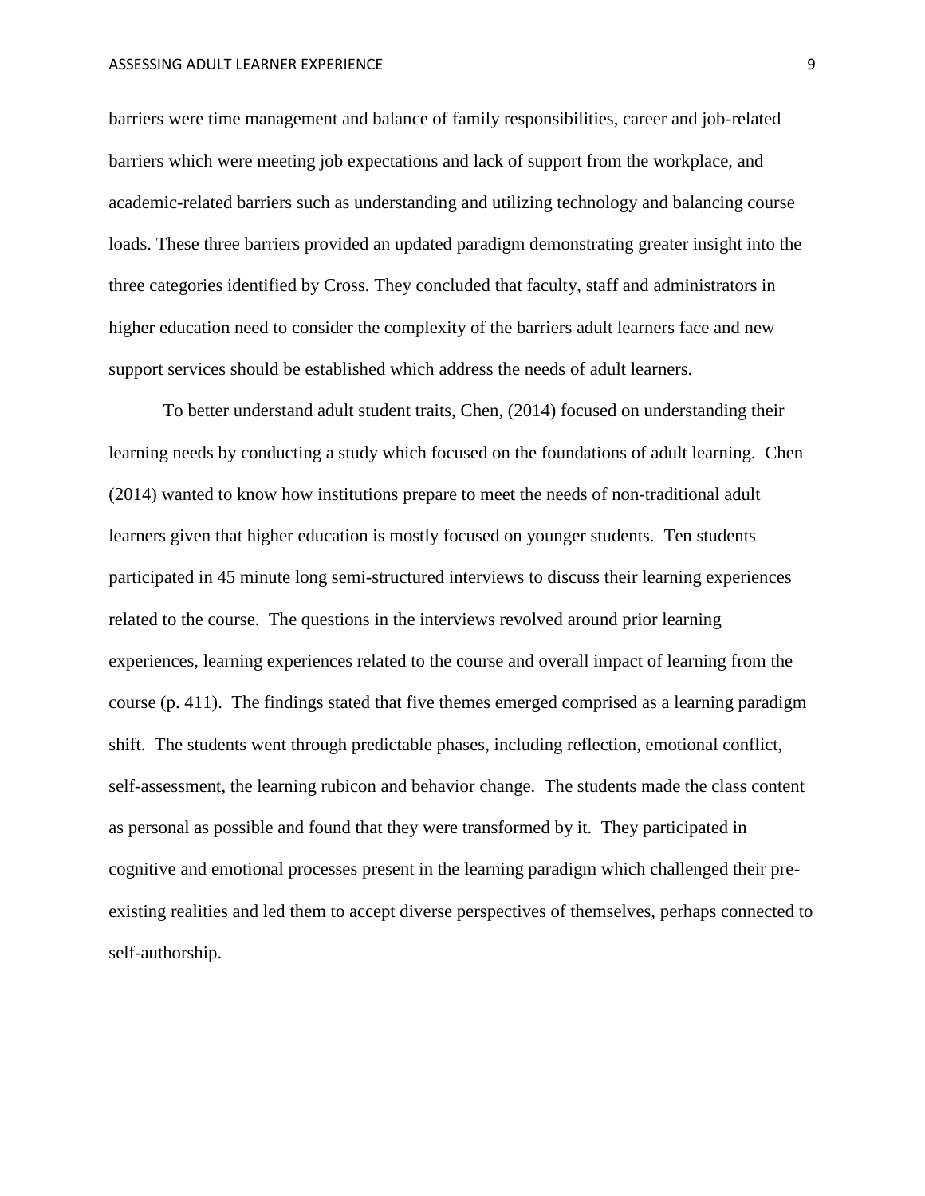barriers were time management and balance of family responsibilities, career and job-related barriers which were meeting job expectations and lack of support from the workplace, and academic-related barriers such as understanding and utilizing technology and balancing course loads. These three barriers provided an updated paradigm demonstrating greater insight into the three categories identified by Cross. They concluded that faculty, staff and administrators in higher education need to consider the complexity of the barriers adult learners face and new support services should be established which address the needs of adult learners.

To better understand adult student traits, Chen, (2014) focused on understanding their learning needs by conducting a study which focused on the foundations of adult learning. Chen (2014) wanted to know how institutions prepare to meet the needs of non-traditional adult learners given that higher education is mostly focused on younger students. Ten students participated in 45 minute long semi-structured interviews to discuss their learning experiences related to the course. The questions in the interviews revolved around prior learning experiences, learning experiences related to the course and overall impact of learning from the course (p. 411). The findings stated that five themes emerged comprised as a learning paradigm shift. The students went through predictable phases, including reflection, emotional conflict, self-assessment, the learning rubicon and behavior change. The students made the class content as personal as possible and found that they were transformed by it. They participated in cognitive and emotional processes present in the learning paradigm which challenged their pre-existing realities and led them to accept diverse perspectives of themselves, perhaps connected to self-authorship.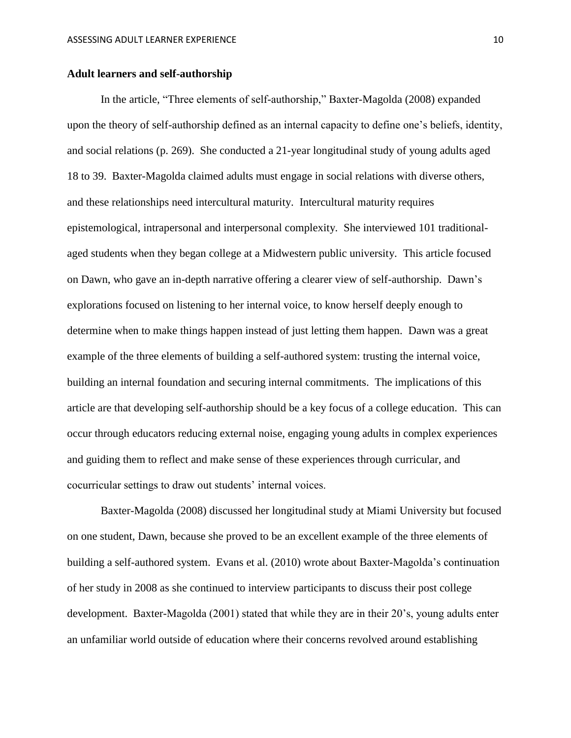**Adult learners and self-authorship**

In the article, “Three elements of self-authorship,” Baxter-Magolda (2008) expanded upon the theory of self-authorship defined as an internal capacity to define one’s beliefs, identity, and social relations (p. 269). She conducted a 21-year longitudinal study of young adults aged 18 to 39. Baxter-Magolda claimed adults must engage in social relations with diverse others, and these relationships need intercultural maturity. Intercultural maturity requires epistemological, intrapersonal and interpersonal complexity. She interviewed 101 traditional-aged students when they began college at a Midwestern public university. This article focused on Dawn, who gave an in-depth narrative offering a clearer view of self-authorship. Dawn’s explorations focused on listening to her internal voice, to know herself deeply enough to determine when to make things happen instead of just letting them happen. Dawn was a great example of the three elements of building a self-authored system: trusting the internal voice, building an internal foundation and securing internal commitments. The implications of this article are that developing self-authorship should be a key focus of a college education. This can occur through educators reducing external noise, engaging young adults in complex experiences and guiding them to reflect and make sense of these experiences through curricular, and cocurricular settings to draw out students’ internal voices.

Baxter-Magolda (2008) discussed her longitudinal study at Miami University but focused on one student, Dawn, because she proved to be an excellent example of the three elements of building a self-authored system. Evans et al. (2010) wrote about Baxter-Magolda’s continuation of her study in 2008 as she continued to interview participants to discuss their post college development. Baxter-Magolda (2001) stated that while they are in their 20’s, young adults enter an unfamiliar world outside of education where their concerns revolved around establishing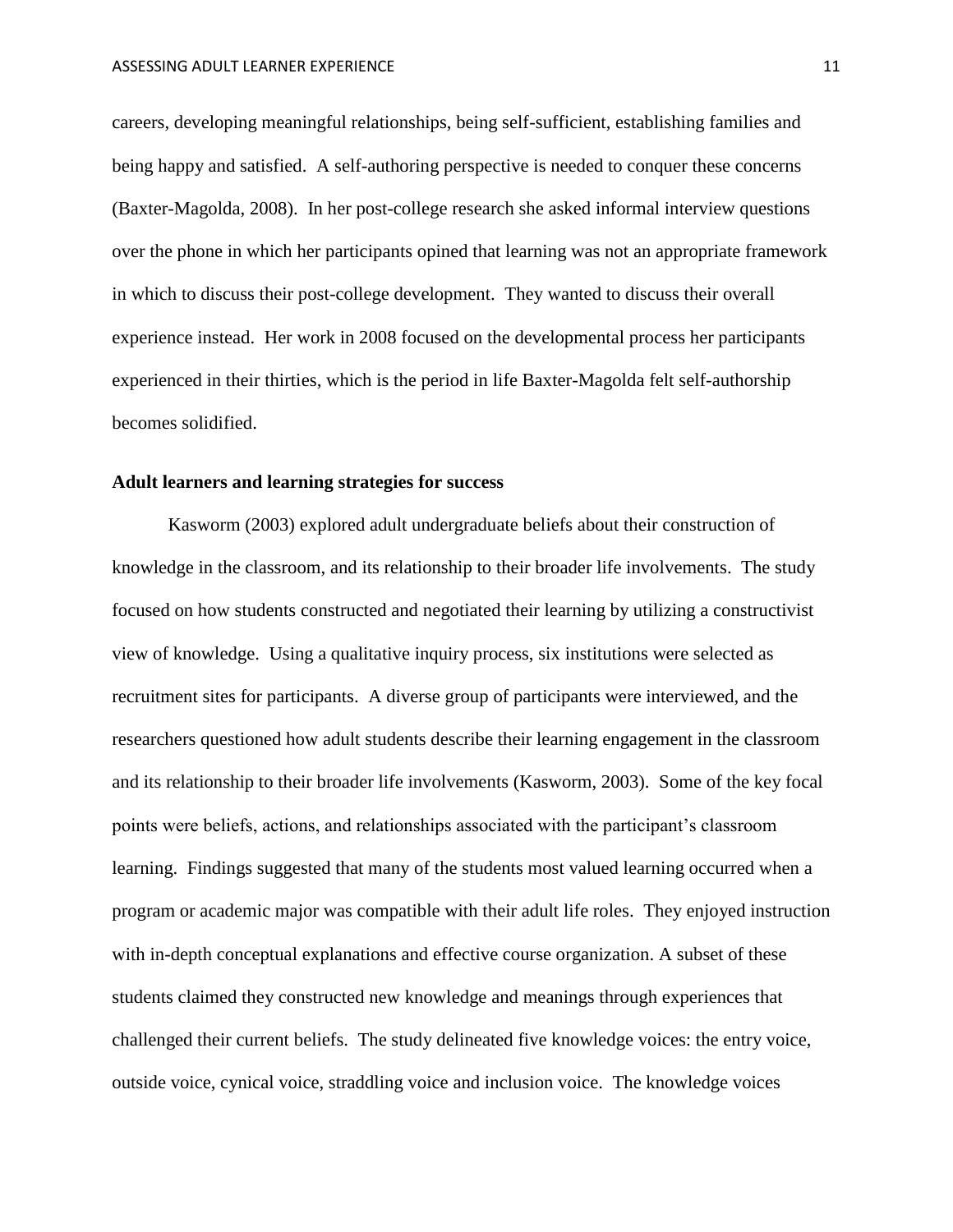careers, developing meaningful relationships, being self-sufficient, establishing families and being happy and satisfied. A self-authoring perspective is needed to conquer these concerns (Baxter-Magolda, 2008). In her post-college research she asked informal interview questions over the phone in which her participants opined that learning was not an appropriate framework in which to discuss their post-college development. They wanted to discuss their overall experience instead. Her work in 2008 focused on the developmental process her participants experienced in their thirties, which is the period in life Baxter-Magolda felt self-authorship becomes solidified.

**Adult learners and learning strategies for success**

Kasworm (2003) explored adult undergraduate beliefs about their construction of knowledge in the classroom, and its relationship to their broader life involvements. The study focused on how students constructed and negotiated their learning by utilizing a constructivist view of knowledge. Using a qualitative inquiry process, six institutions were selected as recruitment sites for participants. A diverse group of participants were interviewed, and the researchers questioned how adult students describe their learning engagement in the classroom and its relationship to their broader life involvements (Kasworm, 2003). Some of the key focal points were beliefs, actions, and relationships associated with the participant's classroom learning. Findings suggested that many of the students most valued learning occurred when a program or academic major was compatible with their adult life roles. They enjoyed instruction with in-depth conceptual explanations and effective course organization. A subset of these students claimed they constructed new knowledge and meanings through experiences that challenged their current beliefs. The study delineated five knowledge voices: the entry voice, outside voice, cynical voice, straddling voice and inclusion voice. The knowledge voices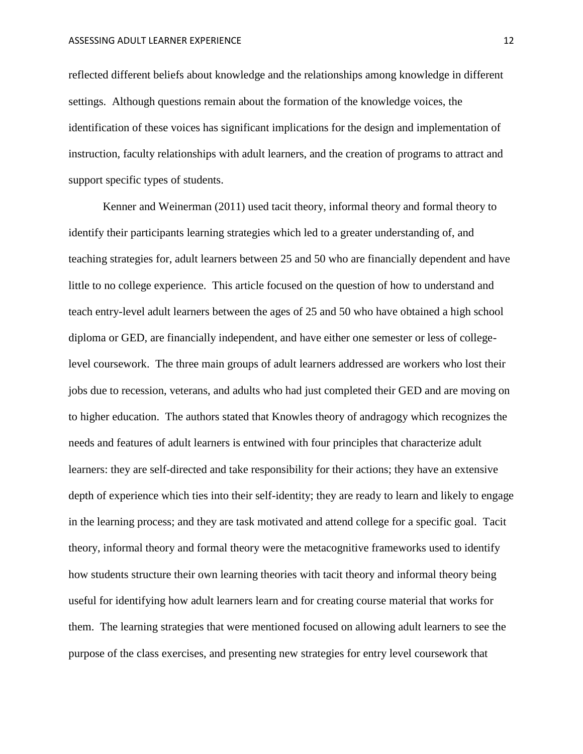reflected different beliefs about knowledge and the relationships among knowledge in different settings. Although questions remain about the formation of the knowledge voices, the identification of these voices has significant implications for the design and implementation of instruction, faculty relationships with adult learners, and the creation of programs to attract and support specific types of students.

Kenner and Weinerman (2011) used tacit theory, informal theory and formal theory to identify their participants learning strategies which led to a greater understanding of, and teaching strategies for, adult learners between 25 and 50 who are financially dependent and have little to no college experience. This article focused on the question of how to understand and teach entry-level adult learners between the ages of 25 and 50 who have obtained a high school diploma or GED, are financially independent, and have either one semester or less of college-level coursework. The three main groups of adult learners addressed are workers who lost their jobs due to recession, veterans, and adults who had just completed their GED and are moving on to higher education. The authors stated that Knowles theory of andragogy which recognizes the needs and features of adult learners is entwined with four principles that characterize adult learners: they are self-directed and take responsibility for their actions; they have an extensive depth of experience which ties into their self-identity; they are ready to learn and likely to engage in the learning process; and they are task motivated and attend college for a specific goal. Tacit theory, informal theory and formal theory were the metacognitive frameworks used to identify how students structure their own learning theories with tacit theory and informal theory being useful for identifying how adult learners learn and for creating course material that works for them. The learning strategies that were mentioned focused on allowing adult learners to see the purpose of the class exercises, and presenting new strategies for entry level coursework that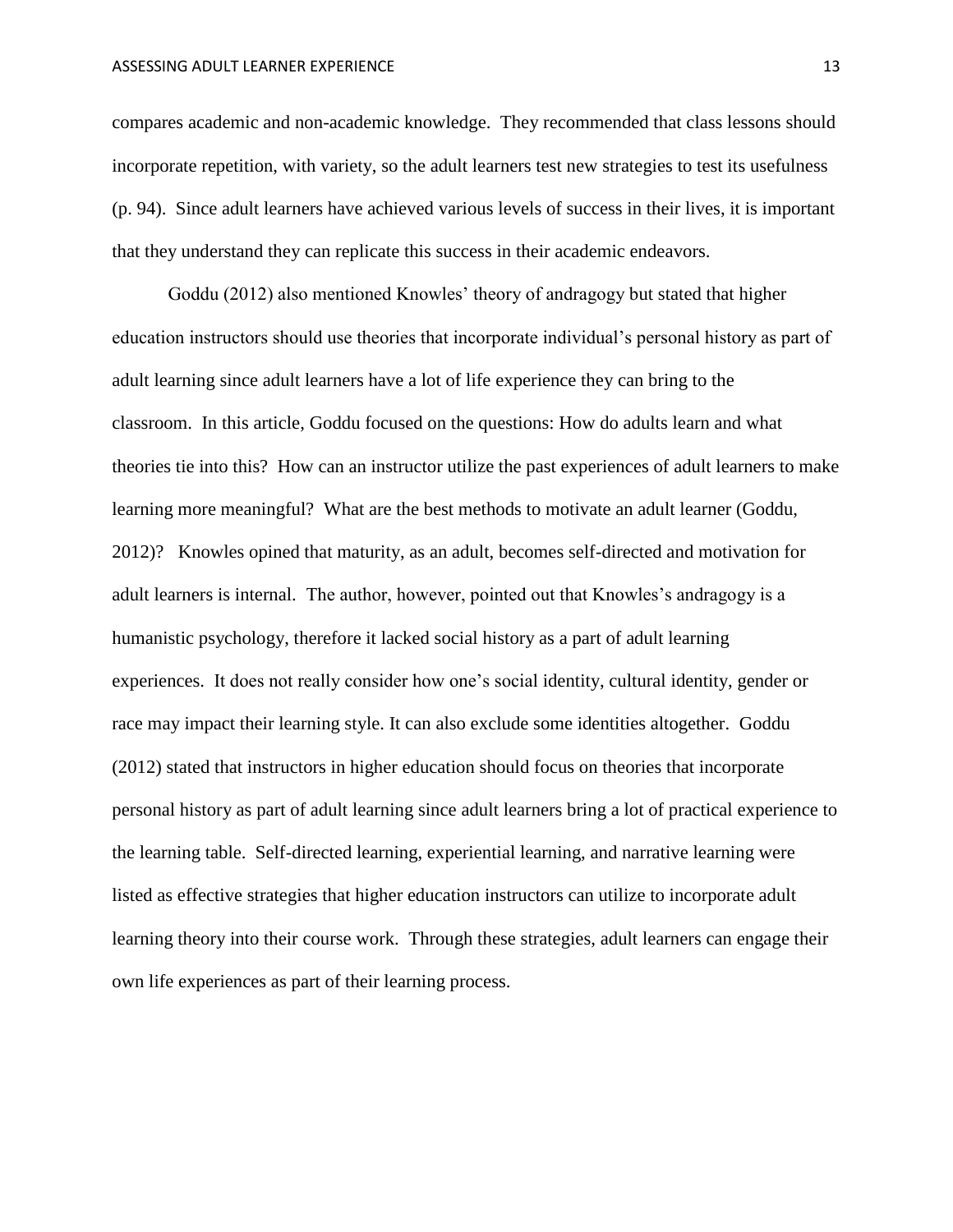compares academic and non-academic knowledge. They recommended that class lessons should incorporate repetition, with variety, so the adult learners test new strategies to test its usefulness (p. 94). Since adult learners have achieved various levels of success in their lives, it is important that they understand they can replicate this success in their academic endeavors.

Goddu (2012) also mentioned Knowles' theory of andragogy but stated that higher education instructors should use theories that incorporate individual's personal history as part of adult learning since adult learners have a lot of life experience they can bring to the classroom. In this article, Goddu focused on the questions: How do adults learn and what theories tie into this? How can an instructor utilize the past experiences of adult learners to make learning more meaningful? What are the best methods to motivate an adult learner (Goddu, 2012)? Knowles opined that maturity, as an adult, becomes self-directed and motivation for adult learners is internal. The author, however, pointed out that Knowles's andragogy is a humanistic psychology, therefore it lacked social history as a part of adult learning experiences. It does not really consider how one's social identity, cultural identity, gender or race may impact their learning style. It can also exclude some identities altogether. Goddu (2012) stated that instructors in higher education should focus on theories that incorporate personal history as part of adult learning since adult learners bring a lot of practical experience to the learning table. Self-directed learning, experiential learning, and narrative learning were listed as effective strategies that higher education instructors can utilize to incorporate adult learning theory into their course work. Through these strategies, adult learners can engage their own life experiences as part of their learning process.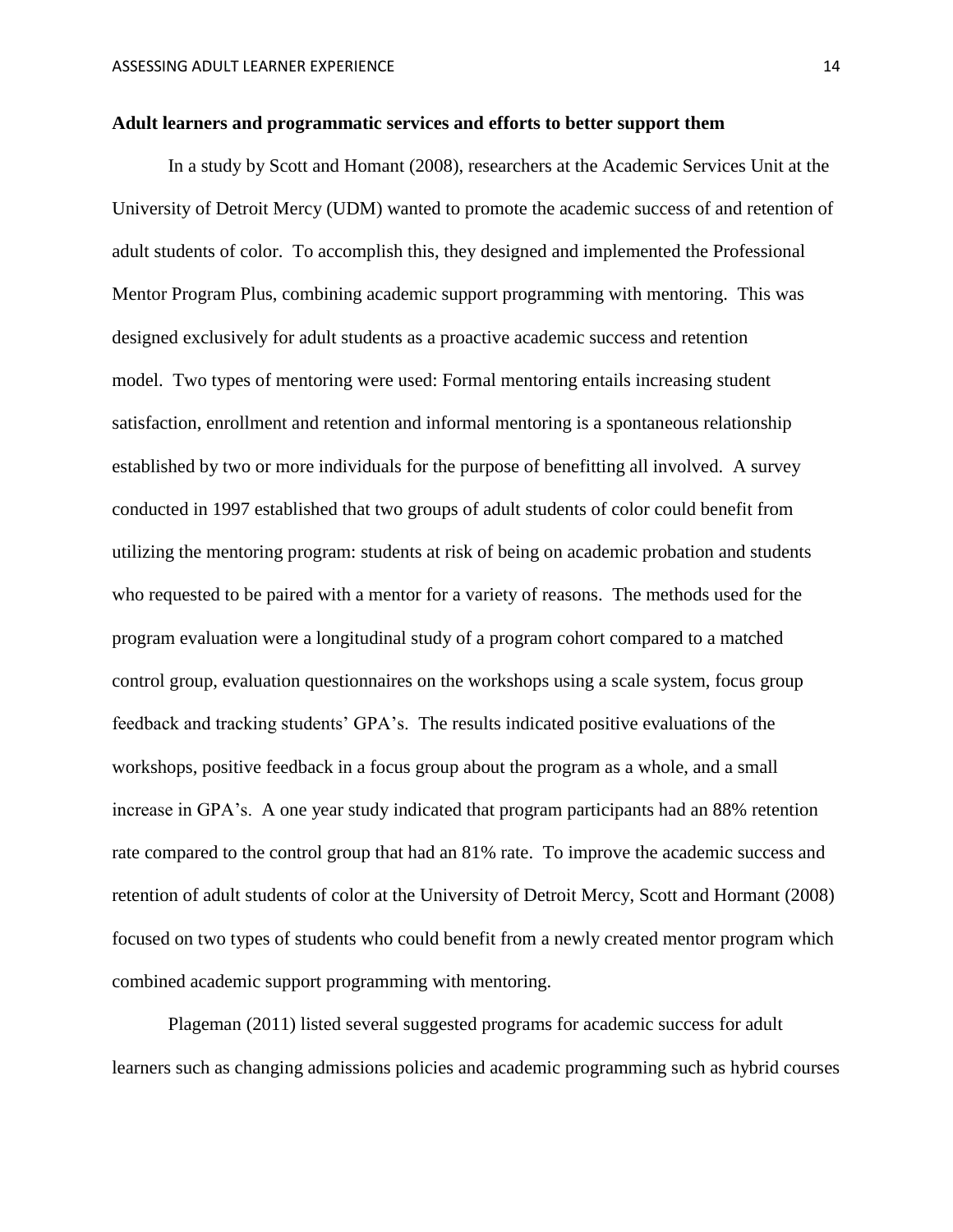**Adult learners and programmatic services and efforts to better support them**

In a study by Scott and Homant (2008), researchers at the Academic Services Unit at the University of Detroit Mercy (UDM) wanted to promote the academic success of and retention of adult students of color. To accomplish this, they designed and implemented the Professional Mentor Program Plus, combining academic support programming with mentoring. This was designed exclusively for adult students as a proactive academic success and retention model. Two types of mentoring were used: Formal mentoring entails increasing student satisfaction, enrollment and retention and informal mentoring is a spontaneous relationship established by two or more individuals for the purpose of benefitting all involved. A survey conducted in 1997 established that two groups of adult students of color could benefit from utilizing the mentoring program: students at risk of being on academic probation and students who requested to be paired with a mentor for a variety of reasons. The methods used for the program evaluation were a longitudinal study of a program cohort compared to a matched control group, evaluation questionnaires on the workshops using a scale system, focus group feedback and tracking students' GPA's. The results indicated positive evaluations of the workshops, positive feedback in a focus group about the program as a whole, and a small increase in GPA's. A one year study indicated that program participants had an 88% retention rate compared to the control group that had an 81% rate. To improve the academic success and retention of adult students of color at the University of Detroit Mercy, Scott and Hormant (2008) focused on two types of students who could benefit from a newly created mentor program which combined academic support programming with mentoring.

Plageman (2011) listed several suggested programs for academic success for adult learners such as changing admissions policies and academic programming such as hybrid courses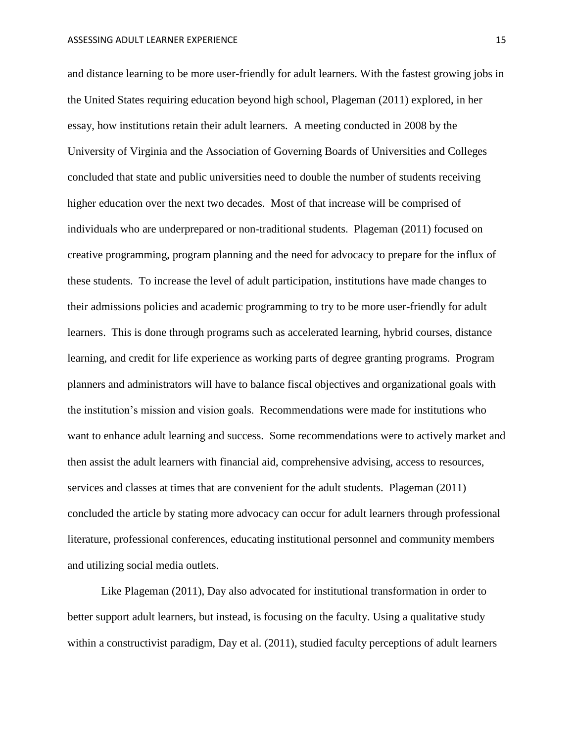and distance learning to be more user-friendly for adult learners. With the fastest growing jobs in the United States requiring education beyond high school, Plageman (2011) explored, in her essay, how institutions retain their adult learners. A meeting conducted in 2008 by the University of Virginia and the Association of Governing Boards of Universities and Colleges concluded that state and public universities need to double the number of students receiving higher education over the next two decades. Most of that increase will be comprised of individuals who are underprepared or non-traditional students. Plageman (2011) focused on creative programming, program planning and the need for advocacy to prepare for the influx of these students. To increase the level of adult participation, institutions have made changes to their admissions policies and academic programming to try to be more user-friendly for adult learners. This is done through programs such as accelerated learning, hybrid courses, distance learning, and credit for life experience as working parts of degree granting programs. Program planners and administrators will have to balance fiscal objectives and organizational goals with the institution's mission and vision goals. Recommendations were made for institutions who want to enhance adult learning and success. Some recommendations were to actively market and then assist the adult learners with financial aid, comprehensive advising, access to resources, services and classes at times that are convenient for the adult students. Plageman (2011) concluded the article by stating more advocacy can occur for adult learners through professional literature, professional conferences, educating institutional personnel and community members and utilizing social media outlets.

Like Plageman (2011), Day also advocated for institutional transformation in order to better support adult learners, but instead, is focusing on the faculty. Using a qualitative study within a constructivist paradigm, Day et al. (2011), studied faculty perceptions of adult learners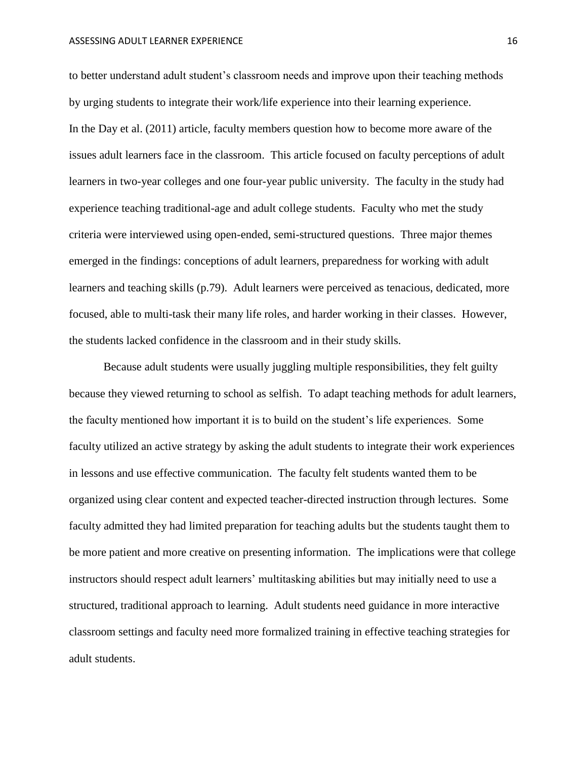to better understand adult student's classroom needs and improve upon their teaching methods by urging students to integrate their work/life experience into their learning experience.

In the Day et al. (2011) article, faculty members question how to become more aware of the issues adult learners face in the classroom. This article focused on faculty perceptions of adult learners in two-year colleges and one four-year public university. The faculty in the study had experience teaching traditional-age and adult college students. Faculty who met the study criteria were interviewed using open-ended, semi-structured questions. Three major themes emerged in the findings: conceptions of adult learners, preparedness for working with adult learners and teaching skills (p.79). Adult learners were perceived as tenacious, dedicated, more focused, able to multi-task their many life roles, and harder working in their classes. However, the students lacked confidence in the classroom and in their study skills.

Because adult students were usually juggling multiple responsibilities, they felt guilty because they viewed returning to school as selfish. To adapt teaching methods for adult learners, the faculty mentioned how important it is to build on the student's life experiences. Some faculty utilized an active strategy by asking the adult students to integrate their work experiences in lessons and use effective communication. The faculty felt students wanted them to be organized using clear content and expected teacher-directed instruction through lectures. Some faculty admitted they had limited preparation for teaching adults but the students taught them to be more patient and more creative on presenting information. The implications were that college instructors should respect adult learners' multitasking abilities but may initially need to use a structured, traditional approach to learning. Adult students need guidance in more interactive classroom settings and faculty need more formalized training in effective teaching strategies for adult students.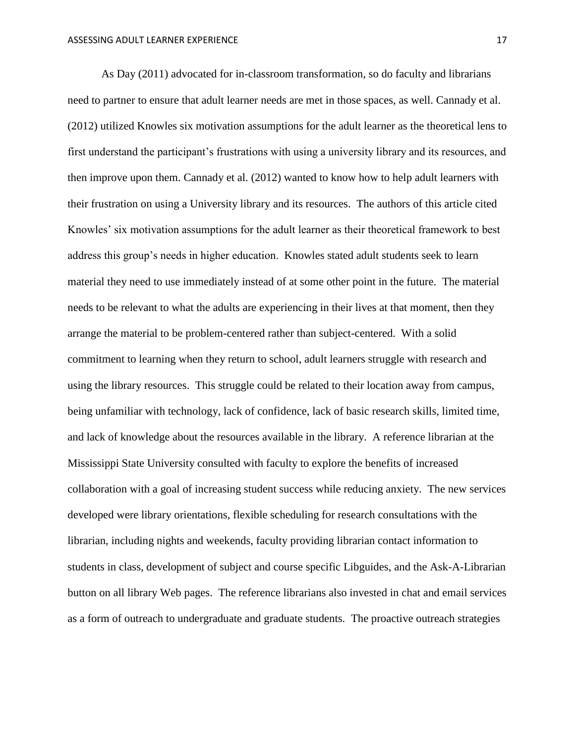As Day (2011) advocated for in-classroom transformation, so do faculty and librarians need to partner to ensure that adult learner needs are met in those spaces, as well. Cannady et al. (2012) utilized Knowles six motivation assumptions for the adult learner as the theoretical lens to first understand the participant's frustrations with using a university library and its resources, and then improve upon them. Cannady et al. (2012) wanted to know how to help adult learners with their frustration on using a University library and its resources. The authors of this article cited Knowles' six motivation assumptions for the adult learner as their theoretical framework to best address this group's needs in higher education. Knowles stated adult students seek to learn material they need to use immediately instead of at some other point in the future. The material needs to be relevant to what the adults are experiencing in their lives at that moment, then they arrange the material to be problem-centered rather than subject-centered. With a solid commitment to learning when they return to school, adult learners struggle with research and using the library resources. This struggle could be related to their location away from campus, being unfamiliar with technology, lack of confidence, lack of basic research skills, limited time, and lack of knowledge about the resources available in the library. A reference librarian at the Mississippi State University consulted with faculty to explore the benefits of increased collaboration with a goal of increasing student success while reducing anxiety. The new services developed were library orientations, flexible scheduling for research consultations with the librarian, including nights and weekends, faculty providing librarian contact information to students in class, development of subject and course specific Libguides, and the Ask-A-Librarian button on all library Web pages. The reference librarians also invested in chat and email services as a form of outreach to undergraduate and graduate students. The proactive outreach strategies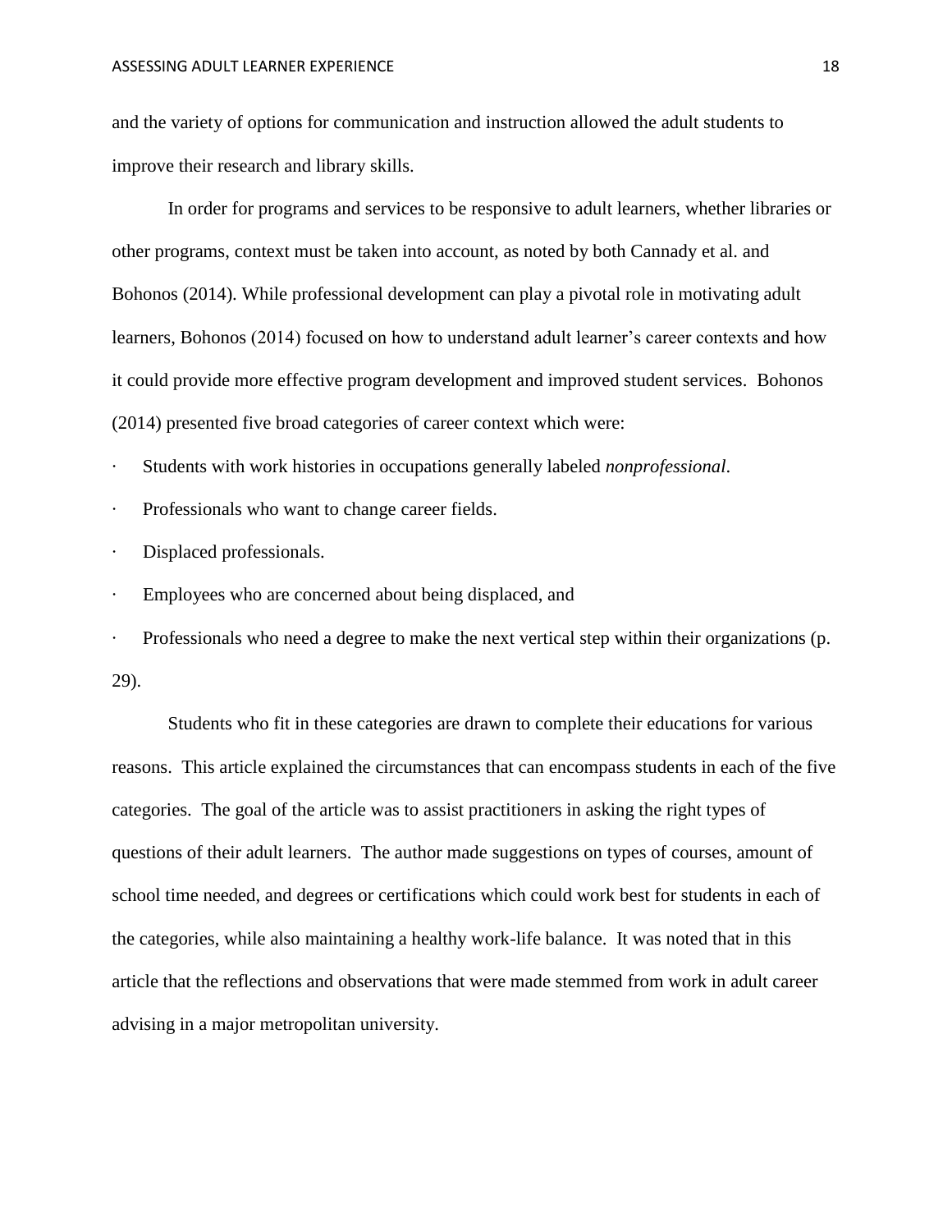and the variety of options for communication and instruction allowed the adult students to improve their research and library skills.

In order for programs and services to be responsive to adult learners, whether libraries or other programs, context must be taken into account, as noted by both Cannady et al. and Bohonos (2014). While professional development can play a pivotal role in motivating adult learners, Bohonos (2014) focused on how to understand adult learner's career contexts and how it could provide more effective program development and improved student services. Bohonos (2014) presented five broad categories of career context which were:

- Students with work histories in occupations generally labeled *nonprofessional*.
- Professionals who want to change career fields.
- Displaced professionals.
- Employees who are concerned about being displaced, and
- Professionals who need a degree to make the next vertical step within their organizations (p. 29).

Students who fit in these categories are drawn to complete their educations for various reasons. This article explained the circumstances that can encompass students in each of the five categories. The goal of the article was to assist practitioners in asking the right types of questions of their adult learners. The author made suggestions on types of courses, amount of school time needed, and degrees or certifications which could work best for students in each of the categories, while also maintaining a healthy work-life balance. It was noted that in this article that the reflections and observations that were made stemmed from work in adult career advising in a major metropolitan university.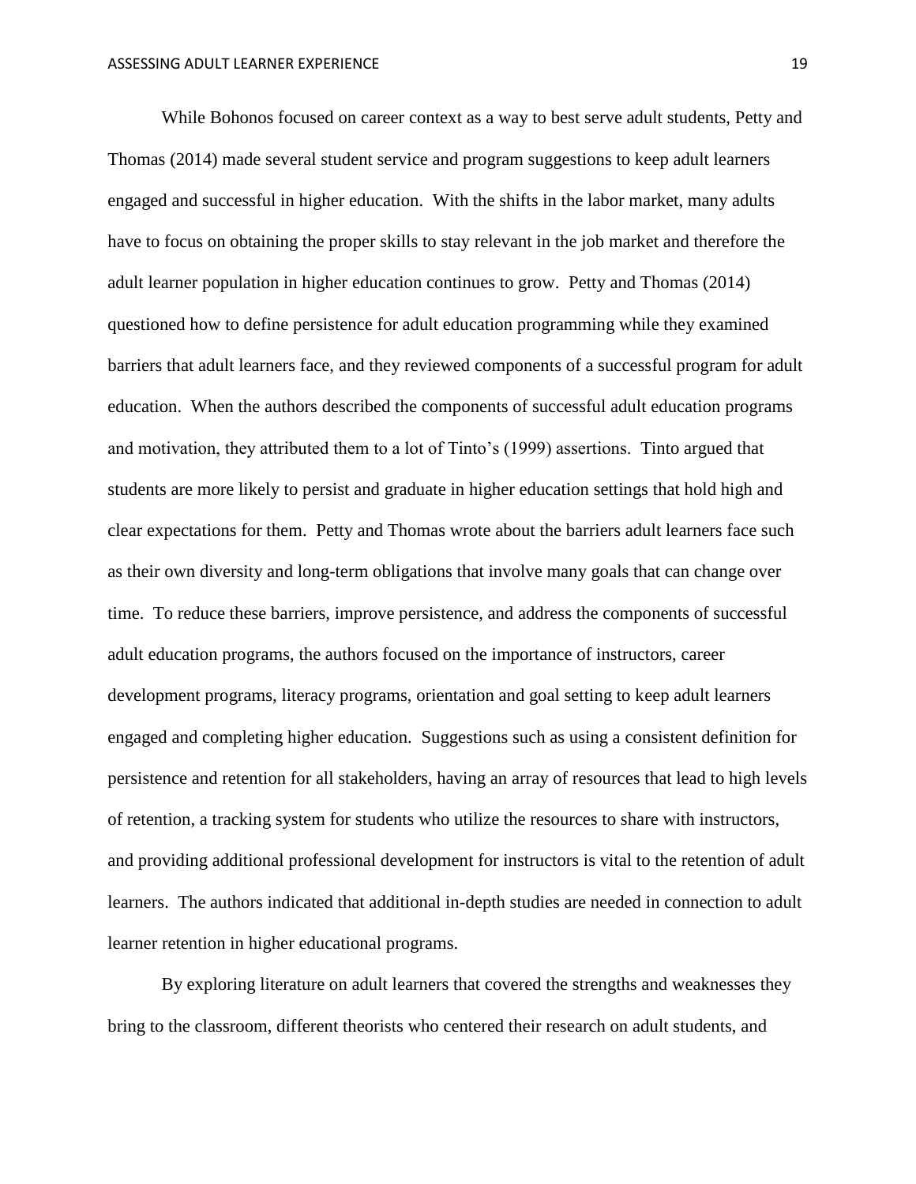While Bohonos focused on career context as a way to best serve adult students, Petty and Thomas (2014) made several student service and program suggestions to keep adult learners engaged and successful in higher education. With the shifts in the labor market, many adults have to focus on obtaining the proper skills to stay relevant in the job market and therefore the adult learner population in higher education continues to grow. Petty and Thomas (2014) questioned how to define persistence for adult education programming while they examined barriers that adult learners face, and they reviewed components of a successful program for adult education. When the authors described the components of successful adult education programs and motivation, they attributed them to a lot of Tinto's (1999) assertions. Tinto argued that students are more likely to persist and graduate in higher education settings that hold high and clear expectations for them. Petty and Thomas wrote about the barriers adult learners face such as their own diversity and long-term obligations that involve many goals that can change over time. To reduce these barriers, improve persistence, and address the components of successful adult education programs, the authors focused on the importance of instructors, career development programs, literacy programs, orientation and goal setting to keep adult learners engaged and completing higher education. Suggestions such as using a consistent definition for persistence and retention for all stakeholders, having an array of resources that lead to high levels of retention, a tracking system for students who utilize the resources to share with instructors, and providing additional professional development for instructors is vital to the retention of adult learners. The authors indicated that additional in-depth studies are needed in connection to adult learner retention in higher educational programs.

By exploring literature on adult learners that covered the strengths and weaknesses they bring to the classroom, different theorists who centered their research on adult students, and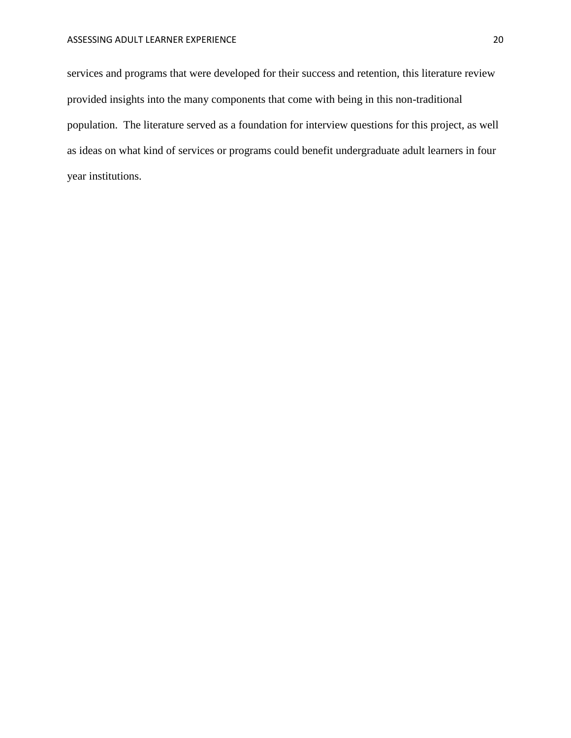services and programs that were developed for their success and retention, this literature review provided insights into the many components that come with being in this non-traditional population. The literature served as a foundation for interview questions for this project, as well as ideas on what kind of services or programs could benefit undergraduate adult learners in four year institutions.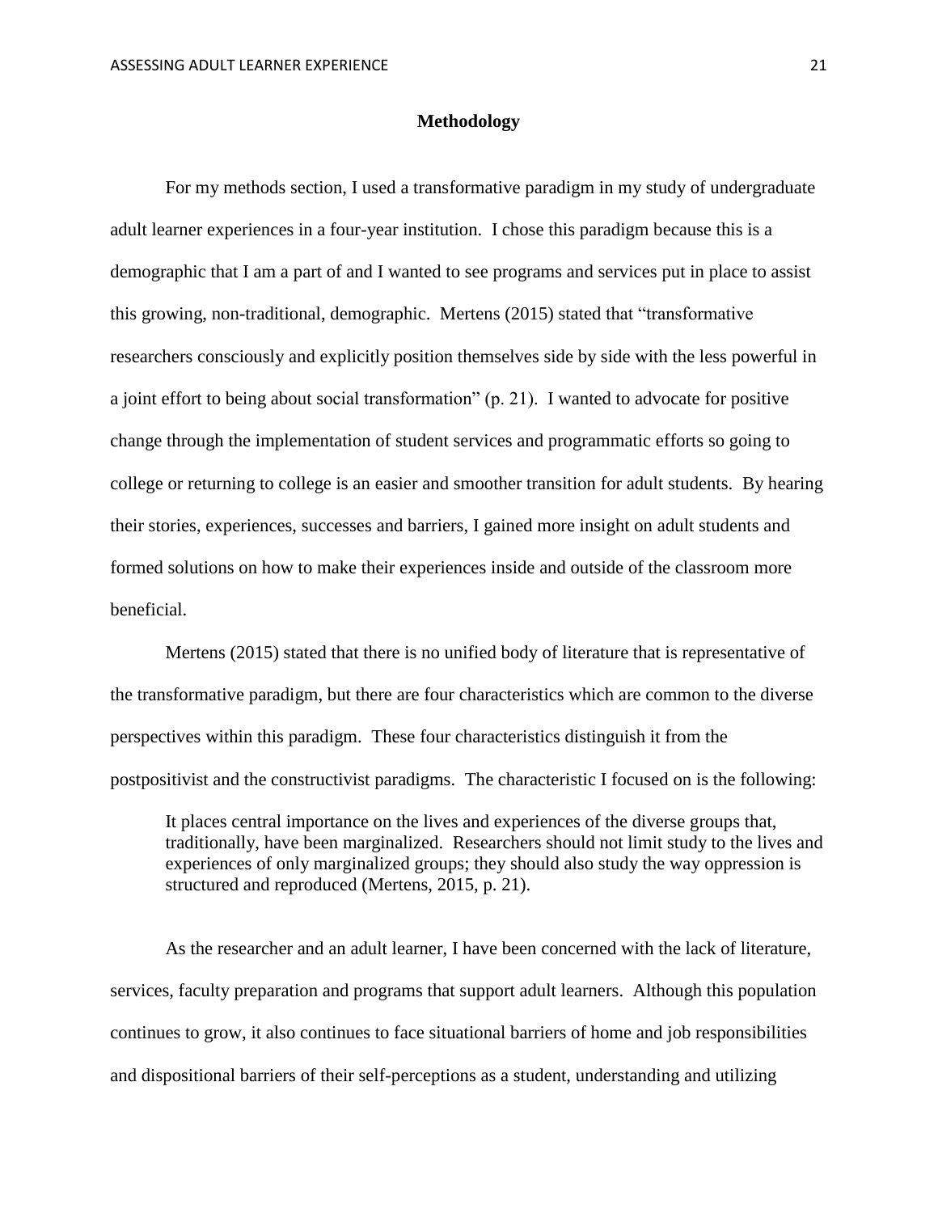# Methodology

For my methods section, I used a transformative paradigm in my study of undergraduate adult learner experiences in a four-year institution. I chose this paradigm because this is a demographic that I am a part of and I wanted to see programs and services put in place to assist this growing, non-traditional, demographic. Mertens (2015) stated that "transformative researchers consciously and explicitly position themselves side by side with the less powerful in a joint effort to being about social transformation" (p. 21). I wanted to advocate for positive change through the implementation of student services and programmatic efforts so going to college or returning to college is an easier and smoother transition for adult students. By hearing their stories, experiences, successes and barriers, I gained more insight on adult students and formed solutions on how to make their experiences inside and outside of the classroom more beneficial.

Mertens (2015) stated that there is no unified body of literature that is representative of the transformative paradigm, but there are four characteristics which are common to the diverse perspectives within this paradigm. These four characteristics distinguish it from the postpositivist and the constructivist paradigms. The characteristic I focused on is the following:

> It places central importance on the lives and experiences of the diverse groups that, traditionally, have been marginalized. Researchers should not limit study to the lives and experiences of only marginalized groups; they should also study the way oppression is structured and reproduced (Mertens, 2015, p. 21).

As the researcher and an adult learner, I have been concerned with the lack of literature, services, faculty preparation and programs that support adult learners. Although this population continues to grow, it also continues to face situational barriers of home and job responsibilities and dispositional barriers of their self-perceptions as a student, understanding and utilizing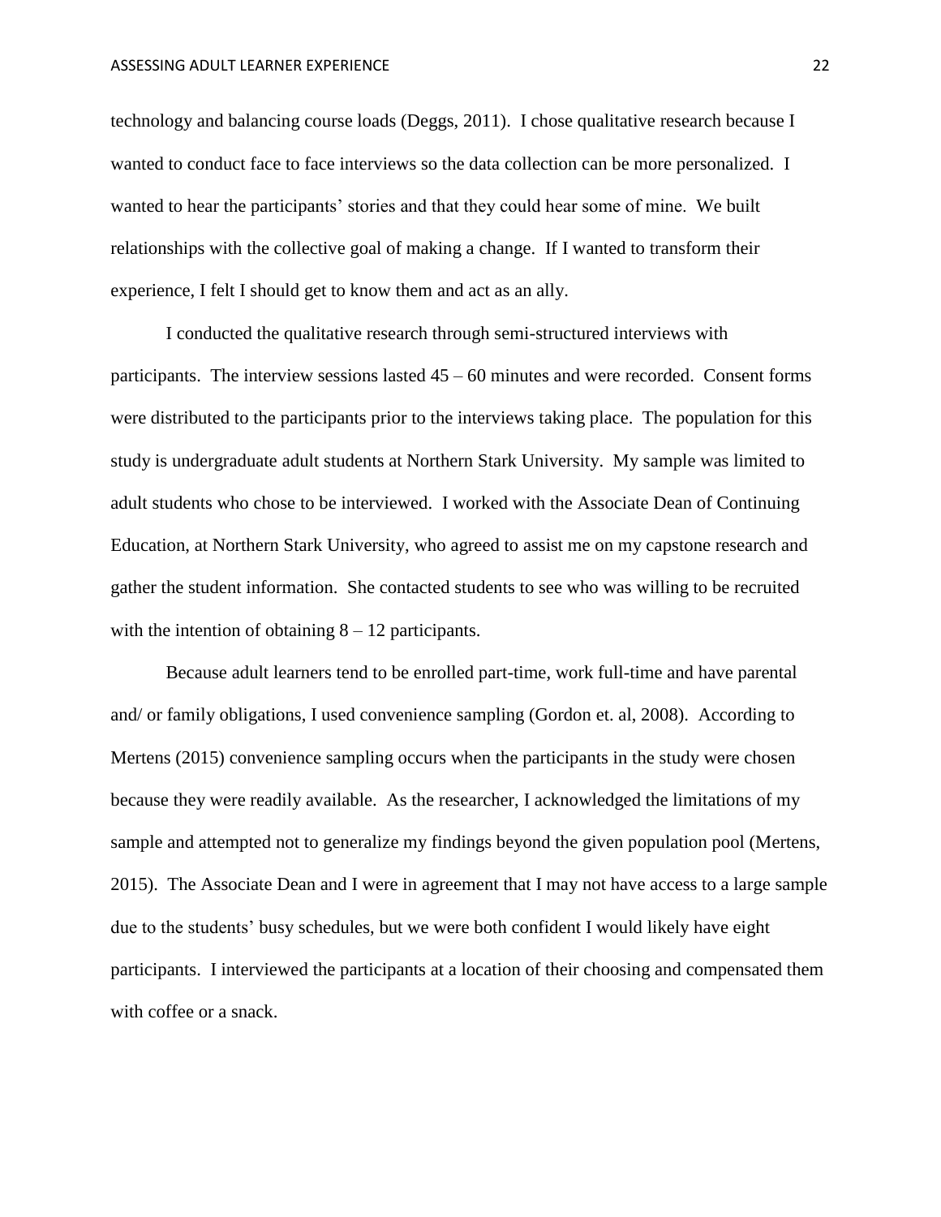technology and balancing course loads (Deggs, 2011). I chose qualitative research because I wanted to conduct face to face interviews so the data collection can be more personalized. I wanted to hear the participants' stories and that they could hear some of mine. We built relationships with the collective goal of making a change. If I wanted to transform their experience, I felt I should get to know them and act as an ally.

I conducted the qualitative research through semi-structured interviews with participants. The interview sessions lasted 45 – 60 minutes and were recorded. Consent forms were distributed to the participants prior to the interviews taking place. The population for this study is undergraduate adult students at Northern Stark University. My sample was limited to adult students who chose to be interviewed. I worked with the Associate Dean of Continuing Education, at Northern Stark University, who agreed to assist me on my capstone research and gather the student information. She contacted students to see who was willing to be recruited with the intention of obtaining 8 – 12 participants.

Because adult learners tend to be enrolled part-time, work full-time and have parental and/ or family obligations, I used convenience sampling (Gordon et. al, 2008). According to Mertens (2015) convenience sampling occurs when the participants in the study were chosen because they were readily available. As the researcher, I acknowledged the limitations of my sample and attempted not to generalize my findings beyond the given population pool (Mertens, 2015). The Associate Dean and I were in agreement that I may not have access to a large sample due to the students' busy schedules, but we were both confident I would likely have eight participants. I interviewed the participants at a location of their choosing and compensated them with coffee or a snack.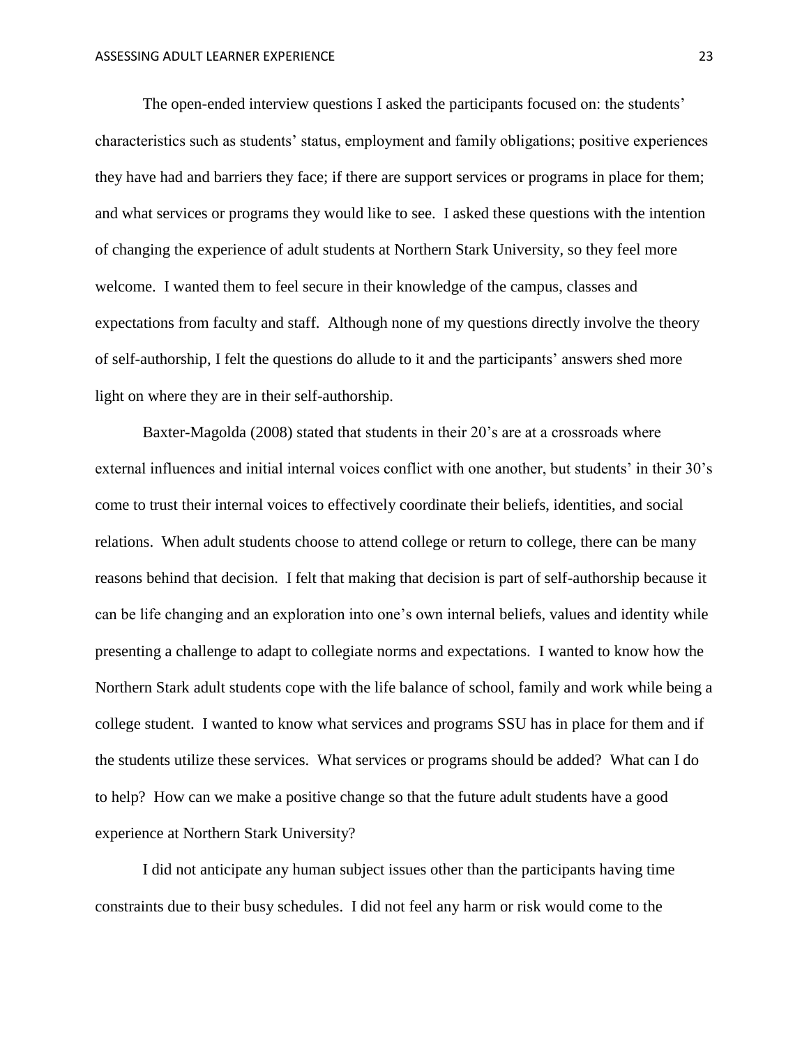The open-ended interview questions I asked the participants focused on: the students' characteristics such as students' status, employment and family obligations; positive experiences they have had and barriers they face; if there are support services or programs in place for them; and what services or programs they would like to see. I asked these questions with the intention of changing the experience of adult students at Northern Stark University, so they feel more welcome. I wanted them to feel secure in their knowledge of the campus, classes and expectations from faculty and staff. Although none of my questions directly involve the theory of self-authorship, I felt the questions do allude to it and the participants' answers shed more light on where they are in their self-authorship.

Baxter-Magolda (2008) stated that students in their 20's are at a crossroads where external influences and initial internal voices conflict with one another, but students' in their 30's come to trust their internal voices to effectively coordinate their beliefs, identities, and social relations. When adult students choose to attend college or return to college, there can be many reasons behind that decision. I felt that making that decision is part of self-authorship because it can be life changing and an exploration into one's own internal beliefs, values and identity while presenting a challenge to adapt to collegiate norms and expectations. I wanted to know how the Northern Stark adult students cope with the life balance of school, family and work while being a college student. I wanted to know what services and programs SSU has in place for them and if the students utilize these services. What services or programs should be added? What can I do to help? How can we make a positive change so that the future adult students have a good experience at Northern Stark University?

I did not anticipate any human subject issues other than the participants having time constraints due to their busy schedules. I did not feel any harm or risk would come to the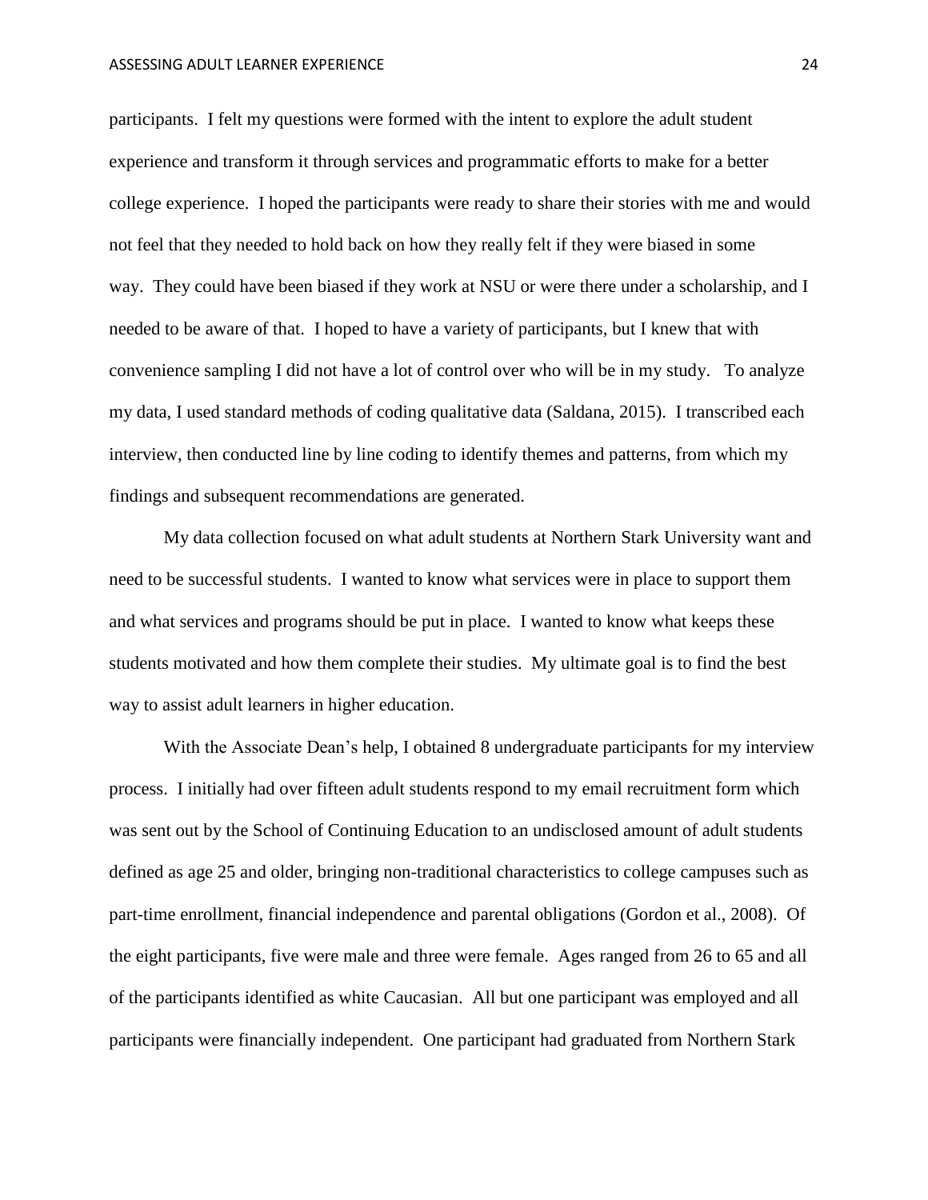participants. I felt my questions were formed with the intent to explore the adult student experience and transform it through services and programmatic efforts to make for a better college experience. I hoped the participants were ready to share their stories with me and would not feel that they needed to hold back on how they really felt if they were biased in some way. They could have been biased if they work at NSU or were there under a scholarship, and I needed to be aware of that. I hoped to have a variety of participants, but I knew that with convenience sampling I did not have a lot of control over who will be in my study. To analyze my data, I used standard methods of coding qualitative data (Saldana, 2015). I transcribed each interview, then conducted line by line coding to identify themes and patterns, from which my findings and subsequent recommendations are generated.

My data collection focused on what adult students at Northern Stark University want and need to be successful students. I wanted to know what services were in place to support them and what services and programs should be put in place. I wanted to know what keeps these students motivated and how them complete their studies. My ultimate goal is to find the best way to assist adult learners in higher education.

With the Associate Dean's help, I obtained 8 undergraduate participants for my interview process. I initially had over fifteen adult students respond to my email recruitment form which was sent out by the School of Continuing Education to an undisclosed amount of adult students defined as age 25 and older, bringing non-traditional characteristics to college campuses such as part-time enrollment, financial independence and parental obligations (Gordon et al., 2008). Of the eight participants, five were male and three were female. Ages ranged from 26 to 65 and all of the participants identified as white Caucasian. All but one participant was employed and all participants were financially independent. One participant had graduated from Northern Stark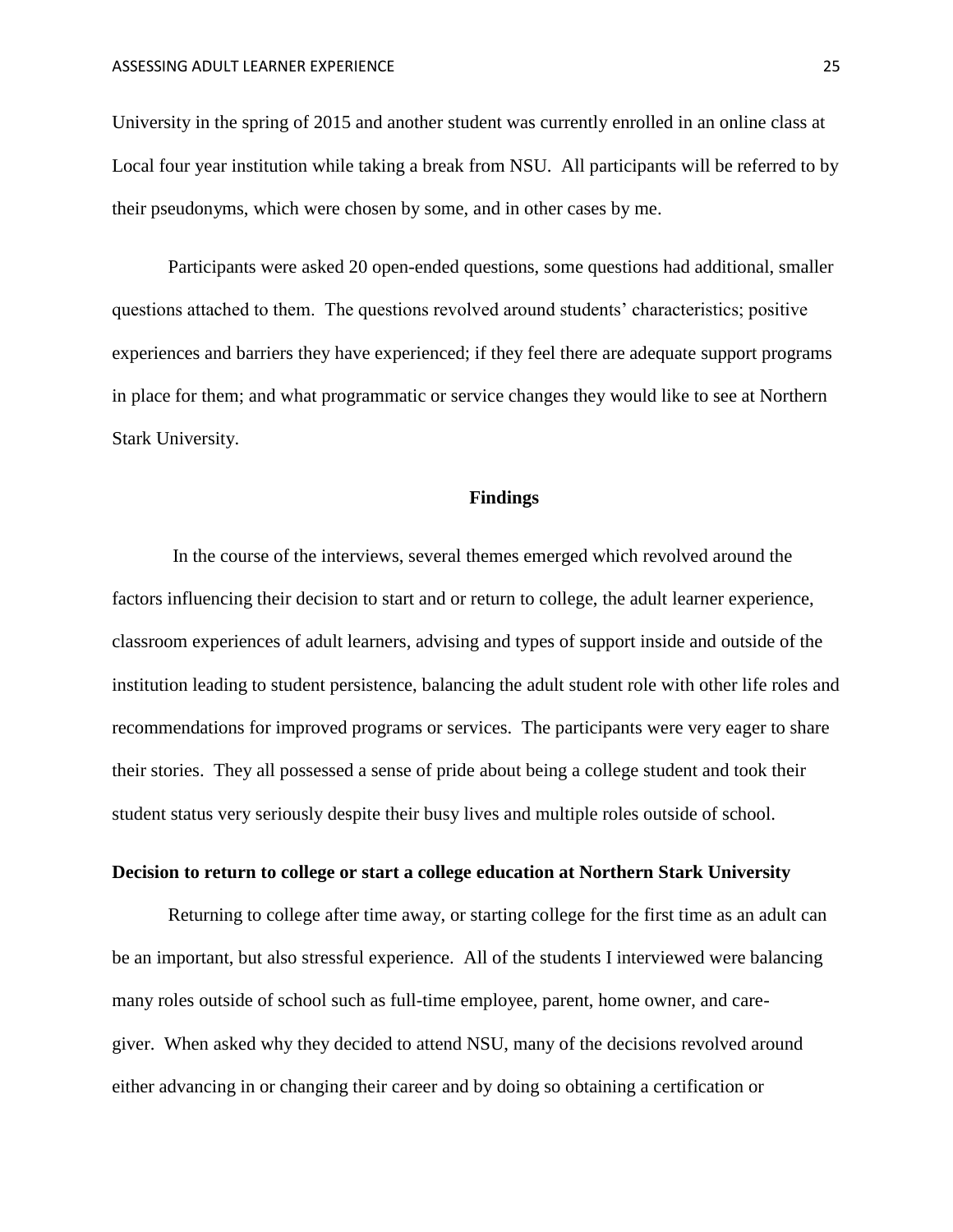University in the spring of 2015 and another student was currently enrolled in an online class at Local four year institution while taking a break from NSU. All participants will be referred to by their pseudonyms, which were chosen by some, and in other cases by me.

Participants were asked 20 open-ended questions, some questions had additional, smaller questions attached to them. The questions revolved around students' characteristics; positive experiences and barriers they have experienced; if they feel there are adequate support programs in place for them; and what programmatic or service changes they would like to see at Northern Stark University.

## Findings

In the course of the interviews, several themes emerged which revolved around the factors influencing their decision to start and or return to college, the adult learner experience, classroom experiences of adult learners, advising and types of support inside and outside of the institution leading to student persistence, balancing the adult student role with other life roles and recommendations for improved programs or services. The participants were very eager to share their stories. They all possessed a sense of pride about being a college student and took their student status very seriously despite their busy lives and multiple roles outside of school.

### Decision to return to college or start a college education at Northern Stark University

Returning to college after time away, or starting college for the first time as an adult can be an important, but also stressful experience. All of the students I interviewed were balancing many roles outside of school such as full-time employee, parent, home owner, and care-giver. When asked why they decided to attend NSU, many of the decisions revolved around either advancing in or changing their career and by doing so obtaining a certification or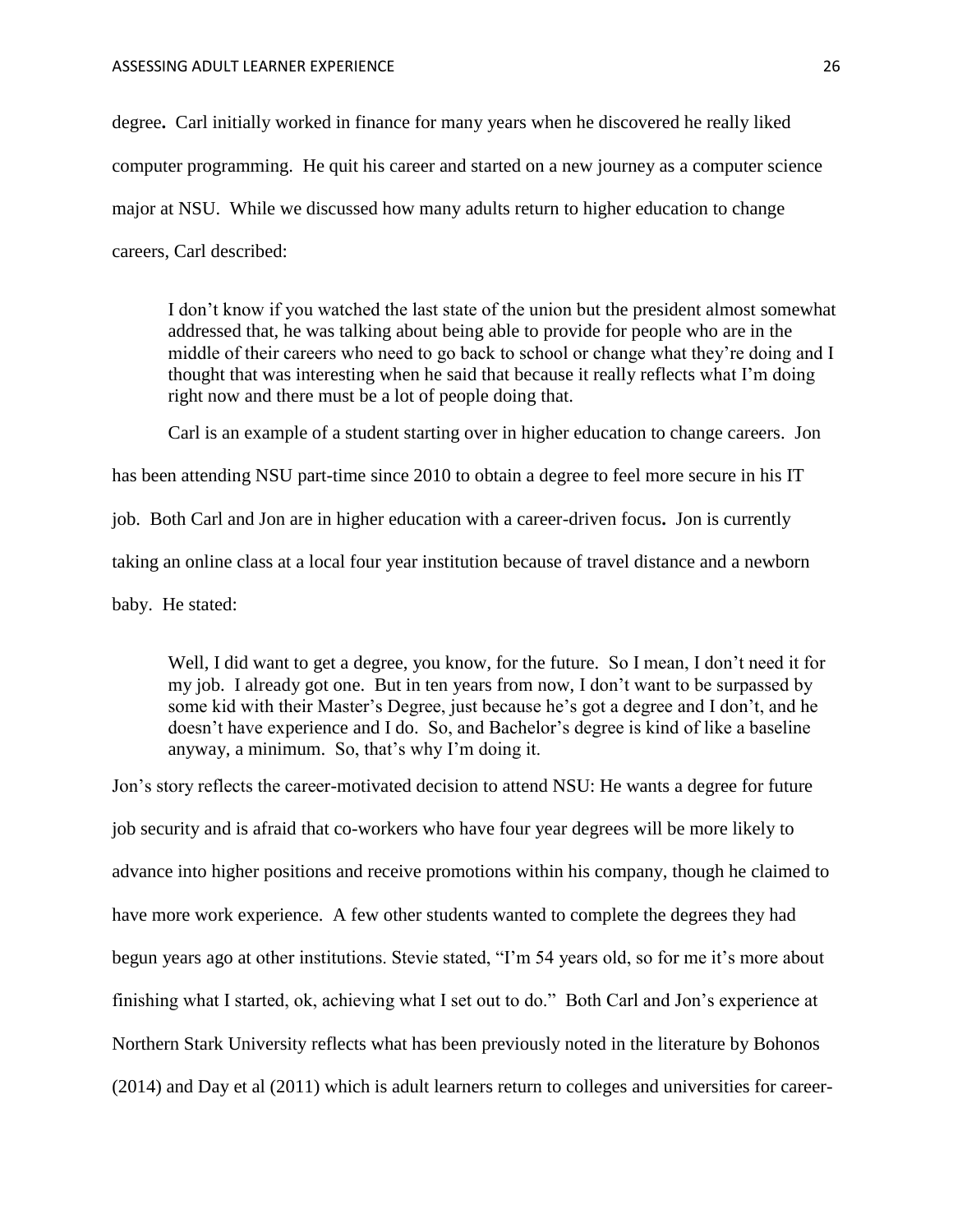degree**.** Carl initially worked in finance for many years when he discovered he really liked computer programming. He quit his career and started on a new journey as a computer science major at NSU. While we discussed how many adults return to higher education to change careers, Carl described:

> I don't know if you watched the last state of the union but the president almost somewhat addressed that, he was talking about being able to provide for people who are in the middle of their careers who need to go back to school or change what they're doing and I thought that was interesting when he said that because it really reflects what I'm doing right now and there must be a lot of people doing that.

Carl is an example of a student starting over in higher education to change careers. Jon has been attending NSU part-time since 2010 to obtain a degree to feel more secure in his IT job. Both Carl and Jon are in higher education with a career-driven focus**.** Jon is currently taking an online class at a local four year institution because of travel distance and a newborn baby. He stated:

> Well, I did want to get a degree, you know, for the future. So I mean, I don't need it for my job. I already got one. But in ten years from now, I don't want to be surpassed by some kid with their Master's Degree, just because he's got a degree and I don't, and he doesn't have experience and I do. So, and Bachelor's degree is kind of like a baseline anyway, a minimum. So, that's why I'm doing it.

Jon's story reflects the career-motivated decision to attend NSU: He wants a degree for future job security and is afraid that co-workers who have four year degrees will be more likely to advance into higher positions and receive promotions within his company, though he claimed to have more work experience. A few other students wanted to complete the degrees they had begun years ago at other institutions. Stevie stated, "I'm 54 years old, so for me it's more about finishing what I started, ok, achieving what I set out to do." Both Carl and Jon's experience at Northern Stark University reflects what has been previously noted in the literature by Bohonos (2014) and Day et al (2011) which is adult learners return to colleges and universities for career-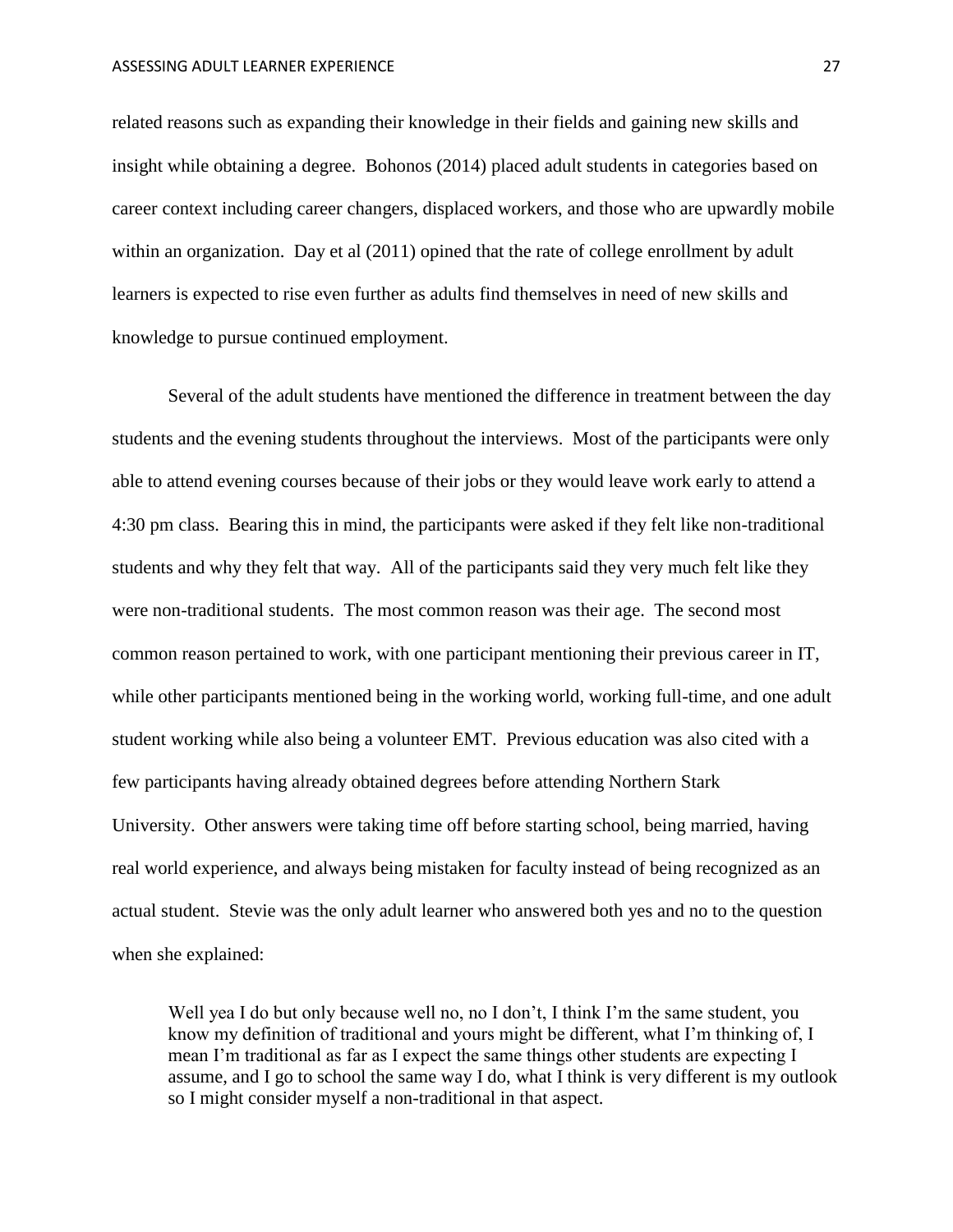related reasons such as expanding their knowledge in their fields and gaining new skills and insight while obtaining a degree. Bohonos (2014) placed adult students in categories based on career context including career changers, displaced workers, and those who are upwardly mobile within an organization. Day et al (2011) opined that the rate of college enrollment by adult learners is expected to rise even further as adults find themselves in need of new skills and knowledge to pursue continued employment.

Several of the adult students have mentioned the difference in treatment between the day students and the evening students throughout the interviews. Most of the participants were only able to attend evening courses because of their jobs or they would leave work early to attend a 4:30 pm class. Bearing this in mind, the participants were asked if they felt like non-traditional students and why they felt that way. All of the participants said they very much felt like they were non-traditional students. The most common reason was their age. The second most common reason pertained to work, with one participant mentioning their previous career in IT, while other participants mentioned being in the working world, working full-time, and one adult student working while also being a volunteer EMT. Previous education was also cited with a few participants having already obtained degrees before attending Northern Stark University. Other answers were taking time off before starting school, being married, having real world experience, and always being mistaken for faculty instead of being recognized as an actual student. Stevie was the only adult learner who answered both yes and no to the question when she explained:

> Well yea I do but only because well no, no I don't, I think I'm the same student, you know my definition of traditional and yours might be different, what I'm thinking of, I mean I'm traditional as far as I expect the same things other students are expecting I assume, and I go to school the same way I do, what I think is very different is my outlook so I might consider myself a non-traditional in that aspect.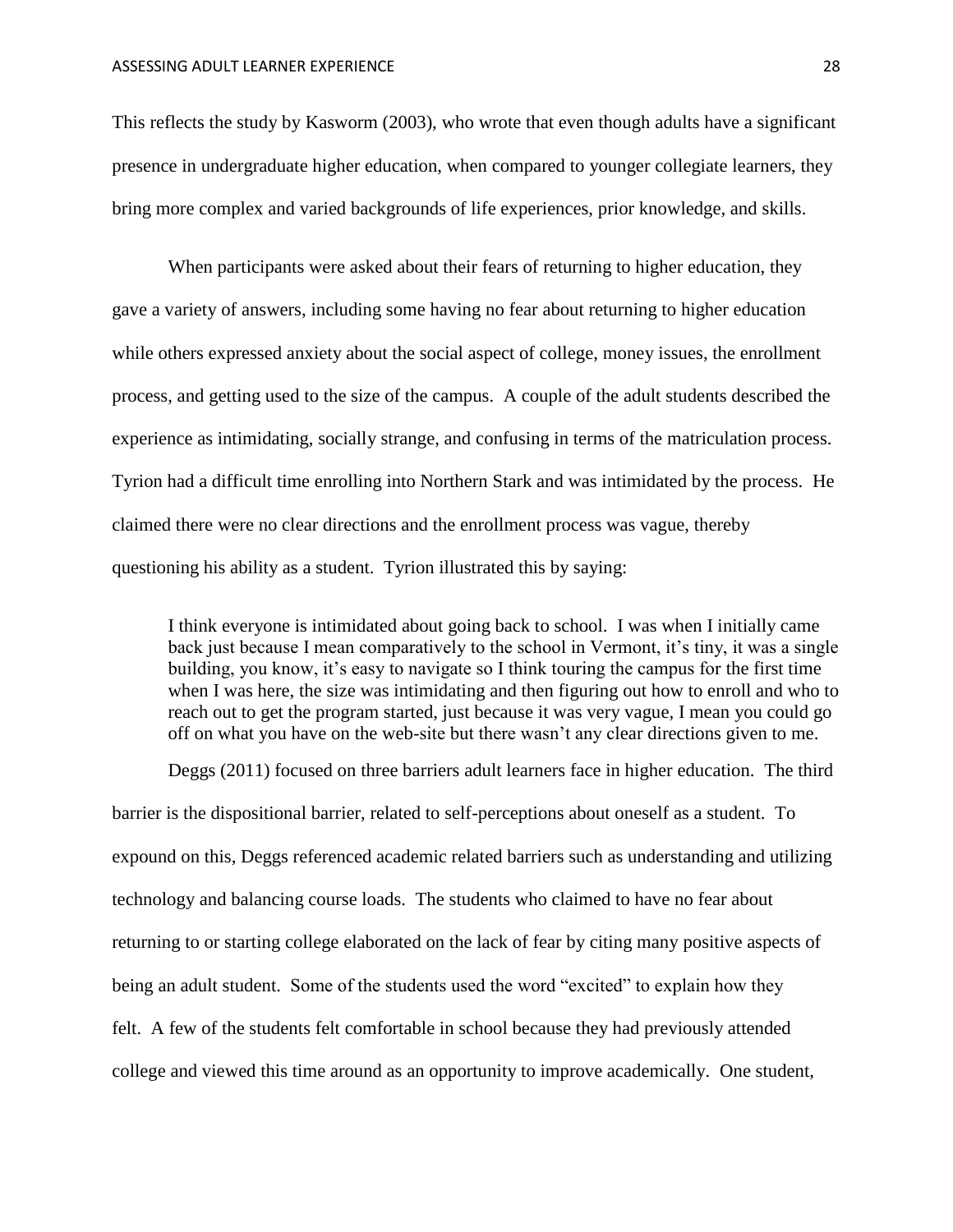This reflects the study by Kasworm (2003), who wrote that even though adults have a significant presence in undergraduate higher education, when compared to younger collegiate learners, they bring more complex and varied backgrounds of life experiences, prior knowledge, and skills.

When participants were asked about their fears of returning to higher education, they gave a variety of answers, including some having no fear about returning to higher education while others expressed anxiety about the social aspect of college, money issues, the enrollment process, and getting used to the size of the campus. A couple of the adult students described the experience as intimidating, socially strange, and confusing in terms of the matriculation process. Tyrion had a difficult time enrolling into Northern Stark and was intimidated by the process. He claimed there were no clear directions and the enrollment process was vague, thereby questioning his ability as a student. Tyrion illustrated this by saying:

> I think everyone is intimidated about going back to school. I was when I initially came back just because I mean comparatively to the school in Vermont, it's tiny, it was a single building, you know, it's easy to navigate so I think touring the campus for the first time when I was here, the size was intimidating and then figuring out how to enroll and who to reach out to get the program started, just because it was very vague, I mean you could go off on what you have on the web-site but there wasn't any clear directions given to me.

Deggs (2011) focused on three barriers adult learners face in higher education. The third barrier is the dispositional barrier, related to self-perceptions about oneself as a student. To expound on this, Deggs referenced academic related barriers such as understanding and utilizing technology and balancing course loads. The students who claimed to have no fear about returning to or starting college elaborated on the lack of fear by citing many positive aspects of being an adult student. Some of the students used the word "excited" to explain how they felt. A few of the students felt comfortable in school because they had previously attended college and viewed this time around as an opportunity to improve academically. One student,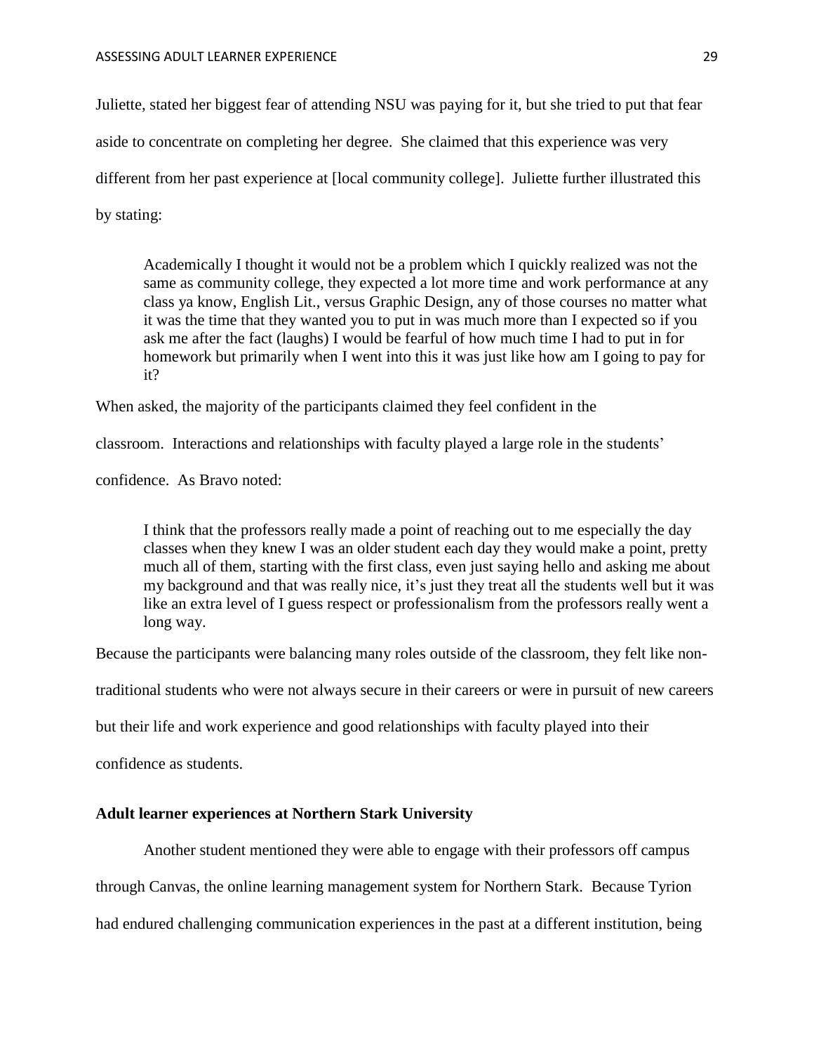Juliette, stated her biggest fear of attending NSU was paying for it, but she tried to put that fear aside to concentrate on completing her degree. She claimed that this experience was very different from her past experience at [local community college]. Juliette further illustrated this by stating:

> Academically I thought it would not be a problem which I quickly realized was not the same as community college, they expected a lot more time and work performance at any class ya know, English Lit., versus Graphic Design, any of those courses no matter what it was the time that they wanted you to put in was much more than I expected so if you ask me after the fact (laughs) I would be fearful of how much time I had to put in for homework but primarily when I went into this it was just like how am I going to pay for it?

When asked, the majority of the participants claimed they feel confident in the classroom. Interactions and relationships with faculty played a large role in the students' confidence. As Bravo noted:

> I think that the professors really made a point of reaching out to me especially the day classes when they knew I was an older student each day they would make a point, pretty much all of them, starting with the first class, even just saying hello and asking me about my background and that was really nice, it's just they treat all the students well but it was like an extra level of I guess respect or professionalism from the professors really went a long way.

Because the participants were balancing many roles outside of the classroom, they felt like non-traditional students who were not always secure in their careers or were in pursuit of new careers but their life and work experience and good relationships with faculty played into their confidence as students.

### Adult learner experiences at Northern Stark University

Another student mentioned they were able to engage with their professors off campus through Canvas, the online learning management system for Northern Stark. Because Tyrion had endured challenging communication experiences in the past at a different institution, being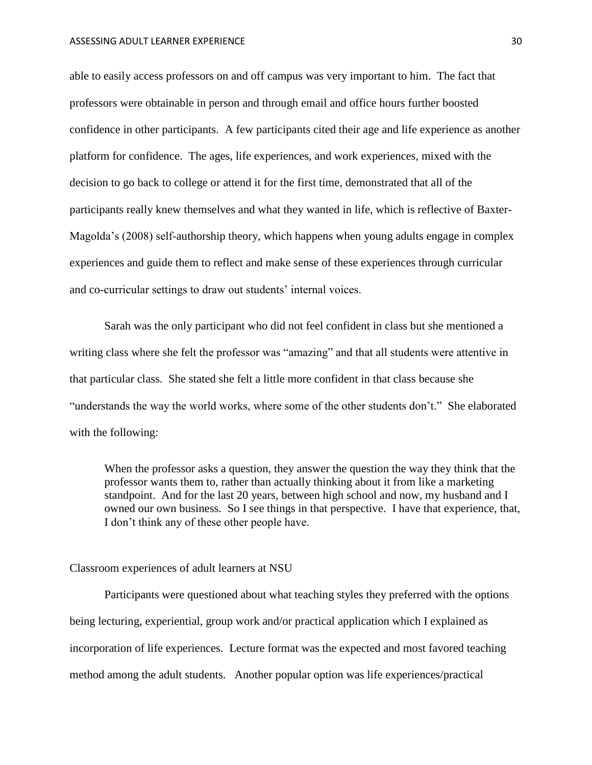able to easily access professors on and off campus was very important to him. The fact that professors were obtainable in person and through email and office hours further boosted confidence in other participants. A few participants cited their age and life experience as another platform for confidence. The ages, life experiences, and work experiences, mixed with the decision to go back to college or attend it for the first time, demonstrated that all of the participants really knew themselves and what they wanted in life, which is reflective of Baxter-Magolda's (2008) self-authorship theory, which happens when young adults engage in complex experiences and guide them to reflect and make sense of these experiences through curricular and co-curricular settings to draw out students' internal voices.

Sarah was the only participant who did not feel confident in class but she mentioned a writing class where she felt the professor was "amazing" and that all students were attentive in that particular class. She stated she felt a little more confident in that class because she "understands the way the world works, where some of the other students don't." She elaborated with the following:

> When the professor asks a question, they answer the question the way they think that the professor wants them to, rather than actually thinking about it from like a marketing standpoint. And for the last 20 years, between high school and now, my husband and I owned our own business. So I see things in that perspective. I have that experience, that, I don't think any of these other people have.

## Classroom experiences of adult learners at NSU

Participants were questioned about what teaching styles they preferred with the options being lecturing, experiential, group work and/or practical application which I explained as incorporation of life experiences. Lecture format was the expected and most favored teaching method among the adult students. Another popular option was life experiences/practical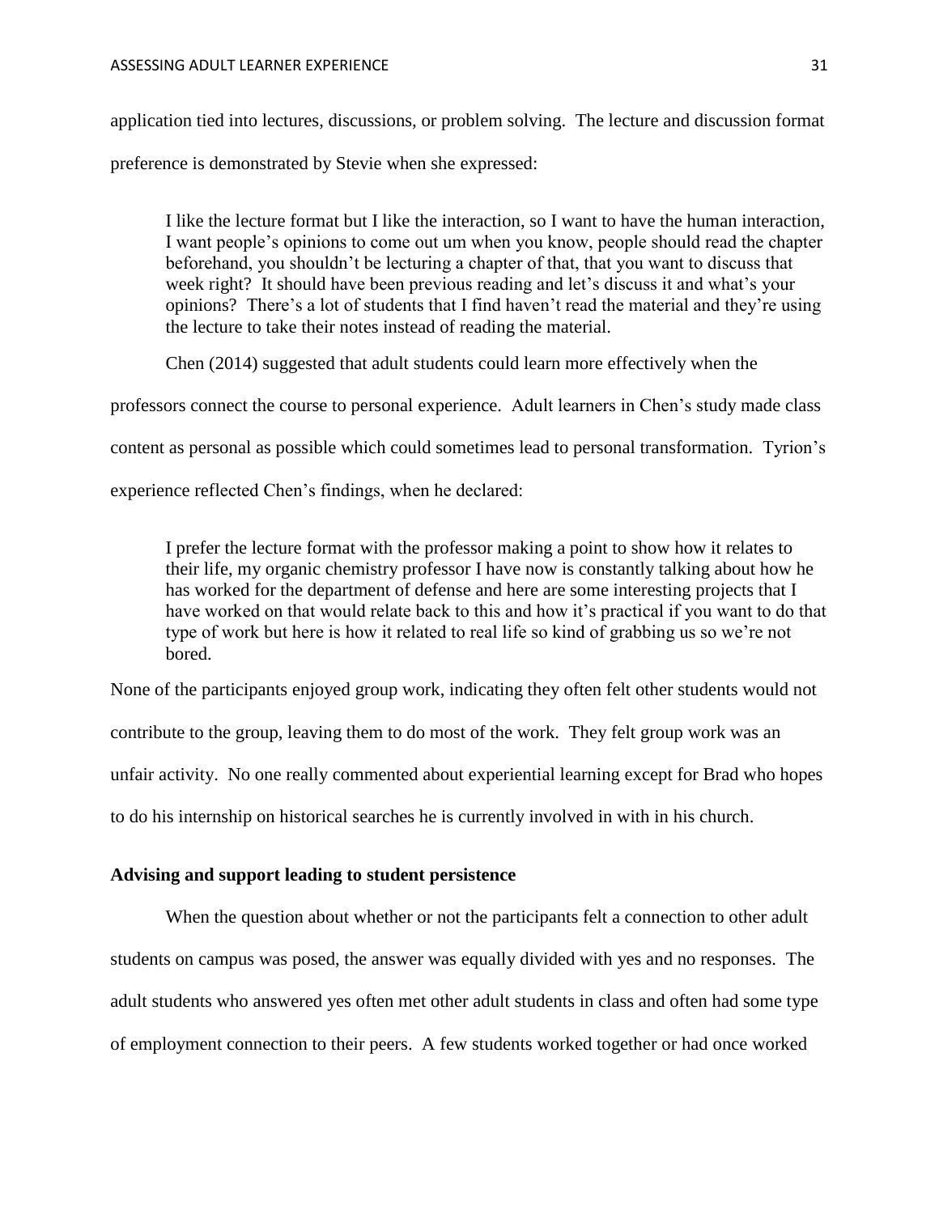application tied into lectures, discussions, or problem solving. The lecture and discussion format preference is demonstrated by Stevie when she expressed:

> I like the lecture format but I like the interaction, so I want to have the human interaction, I want people's opinions to come out um when you know, people should read the chapter beforehand, you shouldn't be lecturing a chapter of that, that you want to discuss that week right? It should have been previous reading and let's discuss it and what's your opinions? There's a lot of students that I find haven't read the material and they're using the lecture to take their notes instead of reading the material.

Chen (2014) suggested that adult students could learn more effectively when the professors connect the course to personal experience. Adult learners in Chen's study made class content as personal as possible which could sometimes lead to personal transformation. Tyrion's experience reflected Chen's findings, when he declared:

> I prefer the lecture format with the professor making a point to show how it relates to their life, my organic chemistry professor I have now is constantly talking about how he has worked for the department of defense and here are some interesting projects that I have worked on that would relate back to this and how it's practical if you want to do that type of work but here is how it related to real life so kind of grabbing us so we're not bored.

None of the participants enjoyed group work, indicating they often felt other students would not contribute to the group, leaving them to do most of the work. They felt group work was an unfair activity. No one really commented about experiential learning except for Brad who hopes to do his internship on historical searches he is currently involved in with in his church.

**Advising and support leading to student persistence**

When the question about whether or not the participants felt a connection to other adult students on campus was posed, the answer was equally divided with yes and no responses. The adult students who answered yes often met other adult students in class and often had some type of employment connection to their peers. A few students worked together or had once worked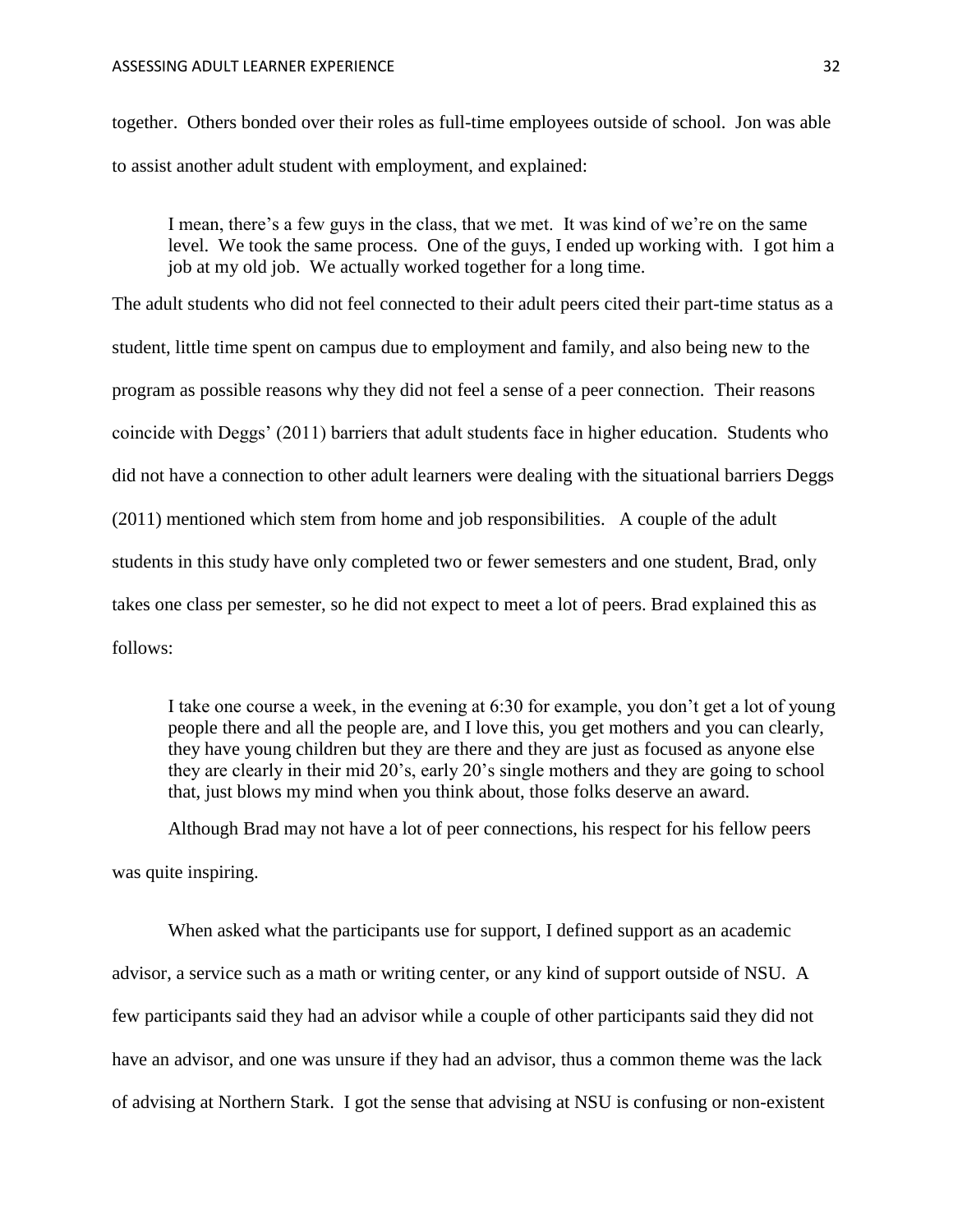together. Others bonded over their roles as full-time employees outside of school. Jon was able to assist another adult student with employment, and explained:

> I mean, there's a few guys in the class, that we met. It was kind of we're on the same level. We took the same process. One of the guys, I ended up working with. I got him a job at my old job. We actually worked together for a long time.

The adult students who did not feel connected to their adult peers cited their part-time status as a student, little time spent on campus due to employment and family, and also being new to the program as possible reasons why they did not feel a sense of a peer connection. Their reasons coincide with Deggs' (2011) barriers that adult students face in higher education. Students who did not have a connection to other adult learners were dealing with the situational barriers Deggs (2011) mentioned which stem from home and job responsibilities. A couple of the adult students in this study have only completed two or fewer semesters and one student, Brad, only takes one class per semester, so he did not expect to meet a lot of peers. Brad explained this as follows:

> I take one course a week, in the evening at 6:30 for example, you don't get a lot of young people there and all the people are, and I love this, you get mothers and you can clearly, they have young children but they are there and they are just as focused as anyone else they are clearly in their mid 20's, early 20's single mothers and they are going to school that, just blows my mind when you think about, those folks deserve an award.

Although Brad may not have a lot of peer connections, his respect for his fellow peers was quite inspiring.

When asked what the participants use for support, I defined support as an academic advisor, a service such as a math or writing center, or any kind of support outside of NSU. A few participants said they had an advisor while a couple of other participants said they did not have an advisor, and one was unsure if they had an advisor, thus a common theme was the lack of advising at Northern Stark. I got the sense that advising at NSU is confusing or non-existent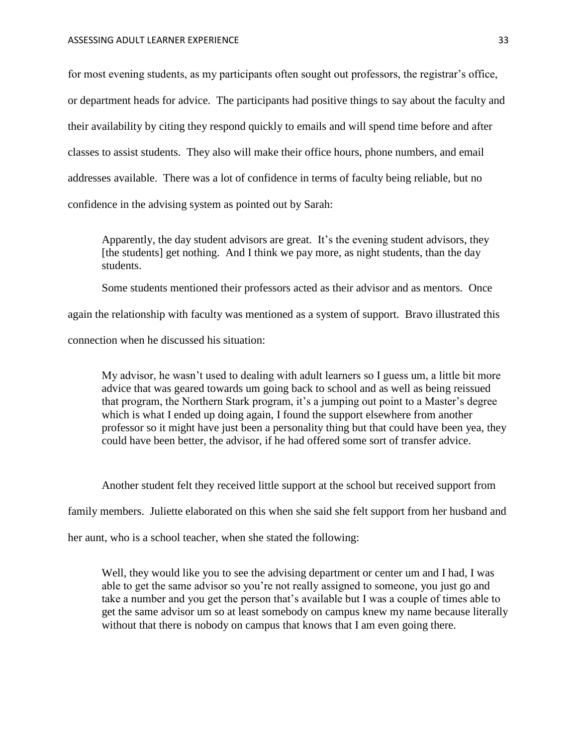for most evening students, as my participants often sought out professors, the registrar's office, or department heads for advice. The participants had positive things to say about the faculty and their availability by citing they respond quickly to emails and will spend time before and after classes to assist students. They also will make their office hours, phone numbers, and email addresses available. There was a lot of confidence in terms of faculty being reliable, but no confidence in the advising system as pointed out by Sarah:

> Apparently, the day student advisors are great. It's the evening student advisors, they [the students] get nothing. And I think we pay more, as night students, than the day students.

Some students mentioned their professors acted as their advisor and as mentors. Once again the relationship with faculty was mentioned as a system of support. Bravo illustrated this connection when he discussed his situation:

> My advisor, he wasn't used to dealing with adult learners so I guess um, a little bit more advice that was geared towards um going back to school and as well as being reissued that program, the Northern Stark program, it's a jumping out point to a Master's degree which is what I ended up doing again, I found the support elsewhere from another professor so it might have just been a personality thing but that could have been yea, they could have been better, the advisor, if he had offered some sort of transfer advice.

Another student felt they received little support at the school but received support from family members. Juliette elaborated on this when she said she felt support from her husband and her aunt, who is a school teacher, when she stated the following:

> Well, they would like you to see the advising department or center um and I had, I was able to get the same advisor so you're not really assigned to someone, you just go and take a number and you get the person that's available but I was a couple of times able to get the same advisor um so at least somebody on campus knew my name because literally without that there is nobody on campus that knows that I am even going there.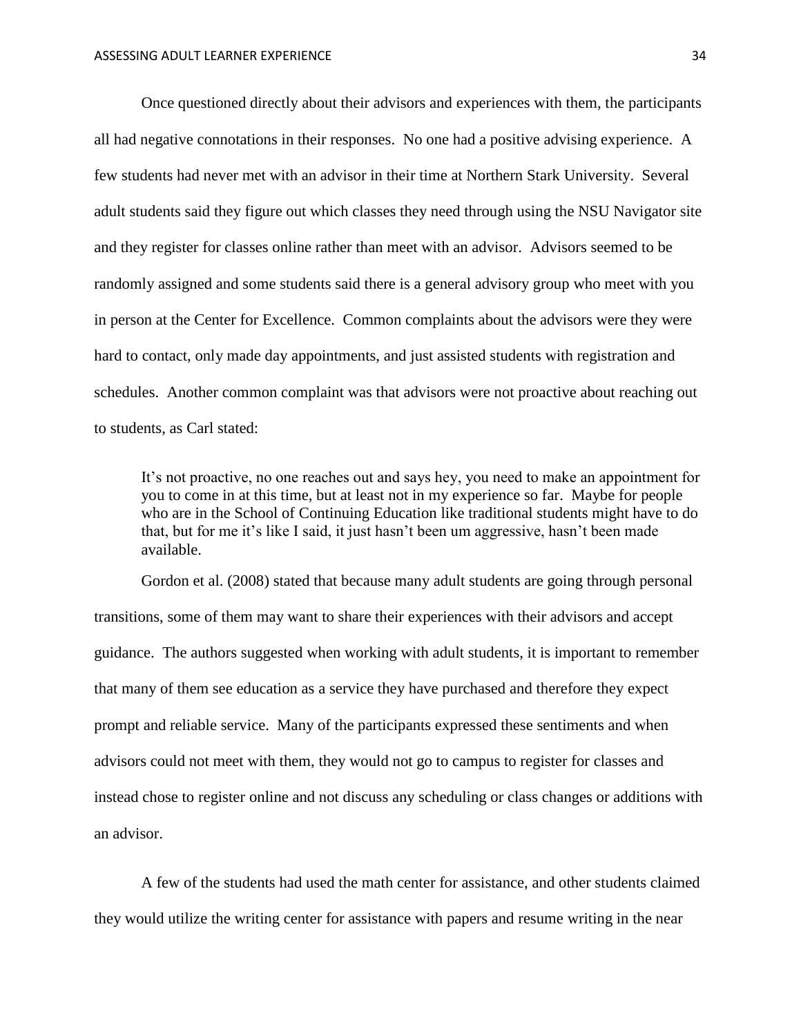Once questioned directly about their advisors and experiences with them, the participants all had negative connotations in their responses. No one had a positive advising experience. A few students had never met with an advisor in their time at Northern Stark University. Several adult students said they figure out which classes they need through using the NSU Navigator site and they register for classes online rather than meet with an advisor. Advisors seemed to be randomly assigned and some students said there is a general advisory group who meet with you in person at the Center for Excellence. Common complaints about the advisors were they were hard to contact, only made day appointments, and just assisted students with registration and schedules. Another common complaint was that advisors were not proactive about reaching out to students, as Carl stated:

> It's not proactive, no one reaches out and says hey, you need to make an appointment for you to come in at this time, but at least not in my experience so far. Maybe for people who are in the School of Continuing Education like traditional students might have to do that, but for me it's like I said, it just hasn't been um aggressive, hasn't been made available.

Gordon et al. (2008) stated that because many adult students are going through personal transitions, some of them may want to share their experiences with their advisors and accept guidance. The authors suggested when working with adult students, it is important to remember that many of them see education as a service they have purchased and therefore they expect prompt and reliable service. Many of the participants expressed these sentiments and when advisors could not meet with them, they would not go to campus to register for classes and instead chose to register online and not discuss any scheduling or class changes or additions with an advisor.

A few of the students had used the math center for assistance, and other students claimed they would utilize the writing center for assistance with papers and resume writing in the near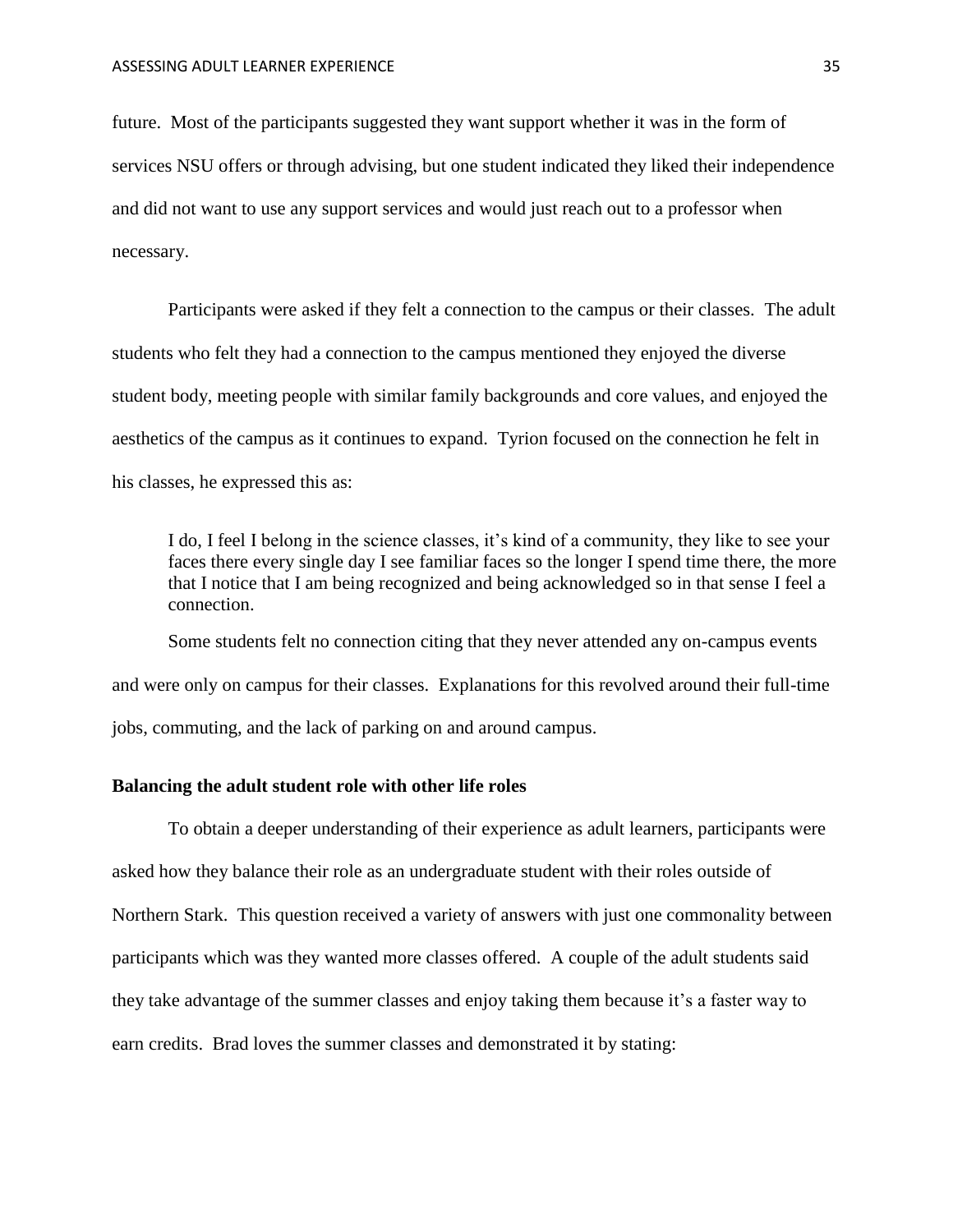future. Most of the participants suggested they want support whether it was in the form of services NSU offers or through advising, but one student indicated they liked their independence and did not want to use any support services and would just reach out to a professor when necessary.

Participants were asked if they felt a connection to the campus or their classes. The adult students who felt they had a connection to the campus mentioned they enjoyed the diverse student body, meeting people with similar family backgrounds and core values, and enjoyed the aesthetics of the campus as it continues to expand. Tyrion focused on the connection he felt in his classes, he expressed this as:

> I do, I feel I belong in the science classes, it's kind of a community, they like to see your faces there every single day I see familiar faces so the longer I spend time there, the more that I notice that I am being recognized and being acknowledged so in that sense I feel a connection.

Some students felt no connection citing that they never attended any on-campus events and were only on campus for their classes. Explanations for this revolved around their full-time jobs, commuting, and the lack of parking on and around campus.

**Balancing the adult student role with other life roles**

To obtain a deeper understanding of their experience as adult learners, participants were asked how they balance their role as an undergraduate student with their roles outside of Northern Stark. This question received a variety of answers with just one commonality between participants which was they wanted more classes offered. A couple of the adult students said they take advantage of the summer classes and enjoy taking them because it's a faster way to earn credits. Brad loves the summer classes and demonstrated it by stating: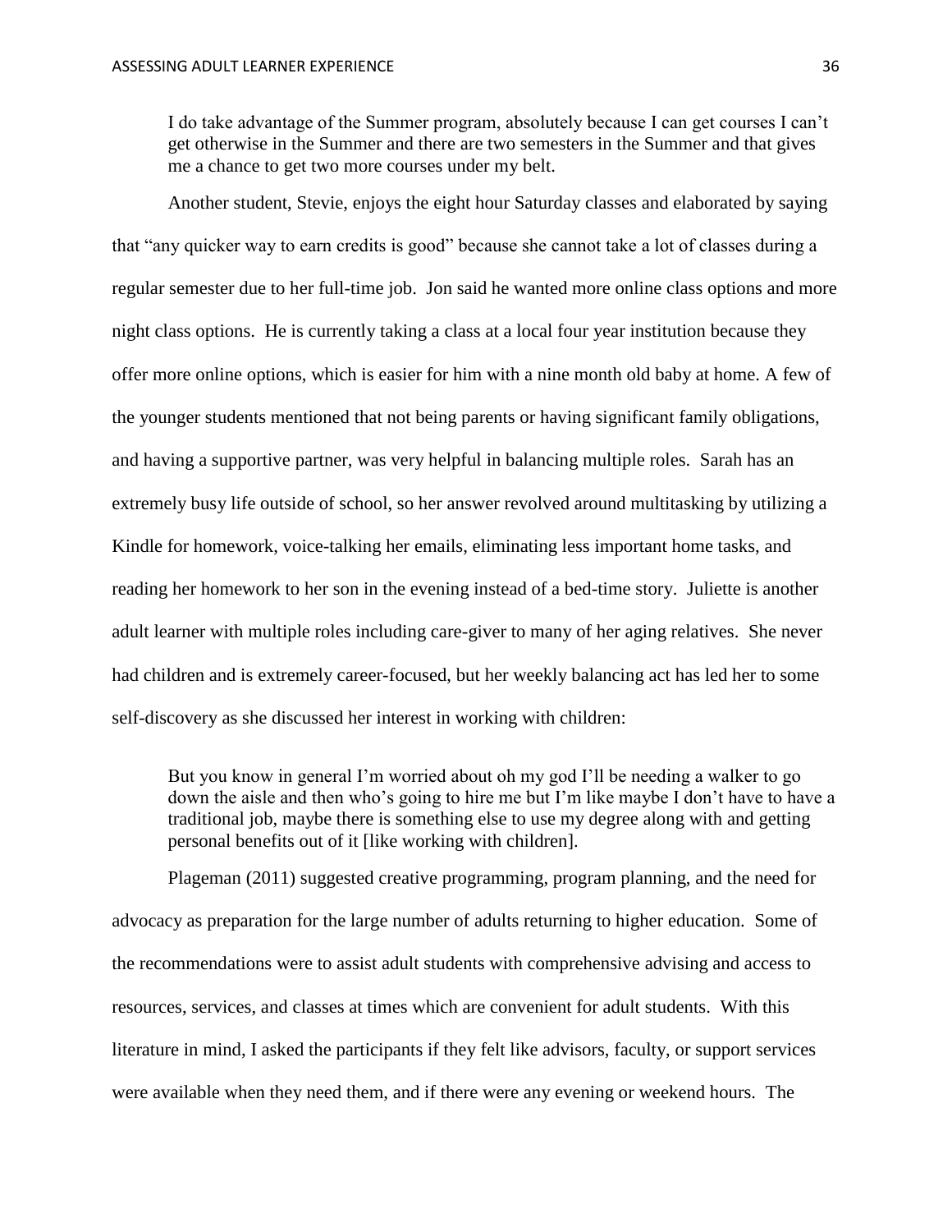> I do take advantage of the Summer program, absolutely because I can get courses I can't get otherwise in the Summer and there are two semesters in the Summer and that gives me a chance to get two more courses under my belt.

Another student, Stevie, enjoys the eight hour Saturday classes and elaborated by saying that "any quicker way to earn credits is good" because she cannot take a lot of classes during a regular semester due to her full-time job. Jon said he wanted more online class options and more night class options. He is currently taking a class at a local four year institution because they offer more online options, which is easier for him with a nine month old baby at home. A few of the younger students mentioned that not being parents or having significant family obligations, and having a supportive partner, was very helpful in balancing multiple roles. Sarah has an extremely busy life outside of school, so her answer revolved around multitasking by utilizing a Kindle for homework, voice-talking her emails, eliminating less important home tasks, and reading her homework to her son in the evening instead of a bed-time story. Juliette is another adult learner with multiple roles including care-giver to many of her aging relatives. She never had children and is extremely career-focused, but her weekly balancing act has led her to some self-discovery as she discussed her interest in working with children:

> But you know in general I'm worried about oh my god I'll be needing a walker to go down the aisle and then who's going to hire me but I'm like maybe I don't have to have a traditional job, maybe there is something else to use my degree along with and getting personal benefits out of it [like working with children].

Plageman (2011) suggested creative programming, program planning, and the need for advocacy as preparation for the large number of adults returning to higher education. Some of the recommendations were to assist adult students with comprehensive advising and access to resources, services, and classes at times which are convenient for adult students. With this literature in mind, I asked the participants if they felt like advisors, faculty, or support services were available when they need them, and if there were any evening or weekend hours. The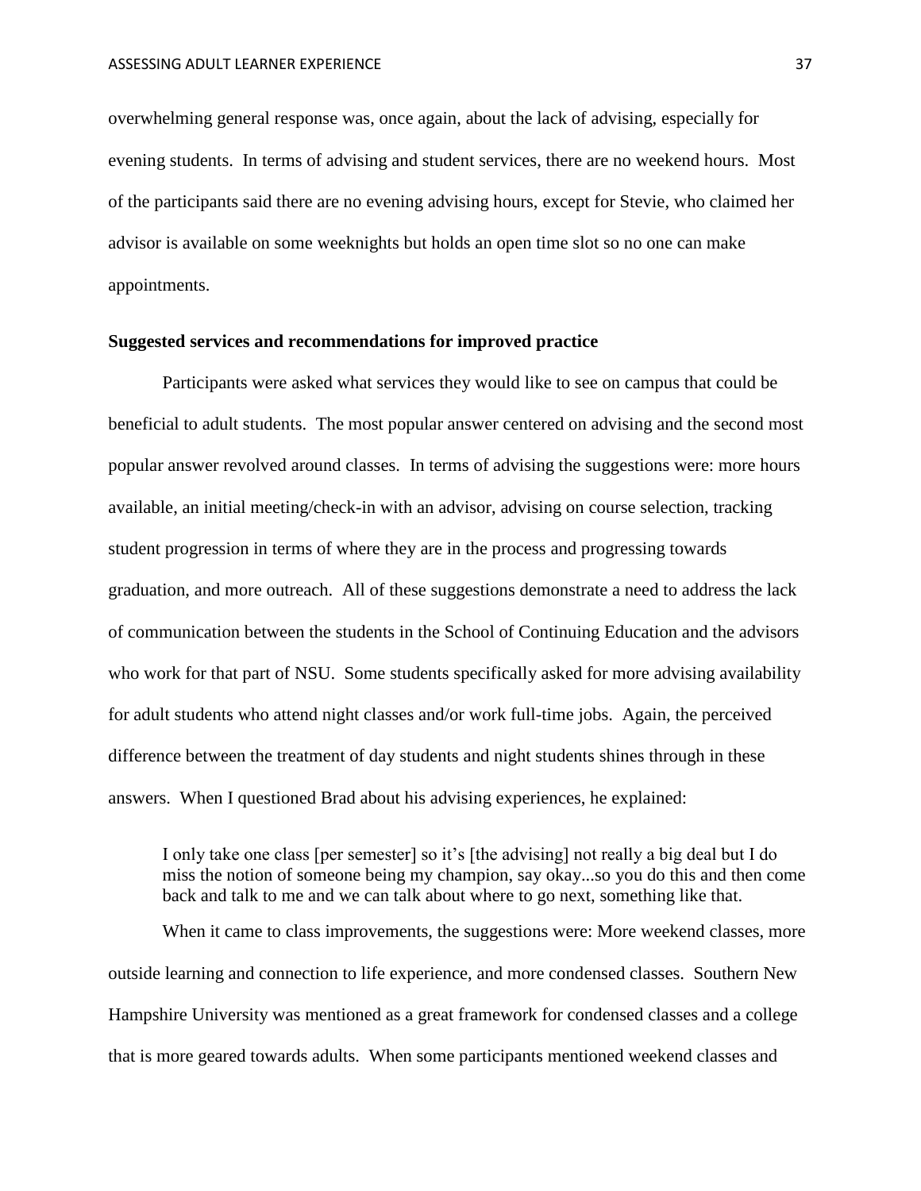overwhelming general response was, once again, about the lack of advising, especially for evening students. In terms of advising and student services, there are no weekend hours. Most of the participants said there are no evening advising hours, except for Stevie, who claimed her advisor is available on some weeknights but holds an open time slot so no one can make appointments.

### Suggested services and recommendations for improved practice

Participants were asked what services they would like to see on campus that could be beneficial to adult students. The most popular answer centered on advising and the second most popular answer revolved around classes. In terms of advising the suggestions were: more hours available, an initial meeting/check-in with an advisor, advising on course selection, tracking student progression in terms of where they are in the process and progressing towards graduation, and more outreach. All of these suggestions demonstrate a need to address the lack of communication between the students in the School of Continuing Education and the advisors who work for that part of NSU. Some students specifically asked for more advising availability for adult students who attend night classes and/or work full-time jobs. Again, the perceived difference between the treatment of day students and night students shines through in these answers. When I questioned Brad about his advising experiences, he explained:

> I only take one class [per semester] so it's [the advising] not really a big deal but I do miss the notion of someone being my champion, say okay...so you do this and then come back and talk to me and we can talk about where to go next, something like that.

When it came to class improvements, the suggestions were: More weekend classes, more outside learning and connection to life experience, and more condensed classes. Southern New Hampshire University was mentioned as a great framework for condensed classes and a college that is more geared towards adults. When some participants mentioned weekend classes and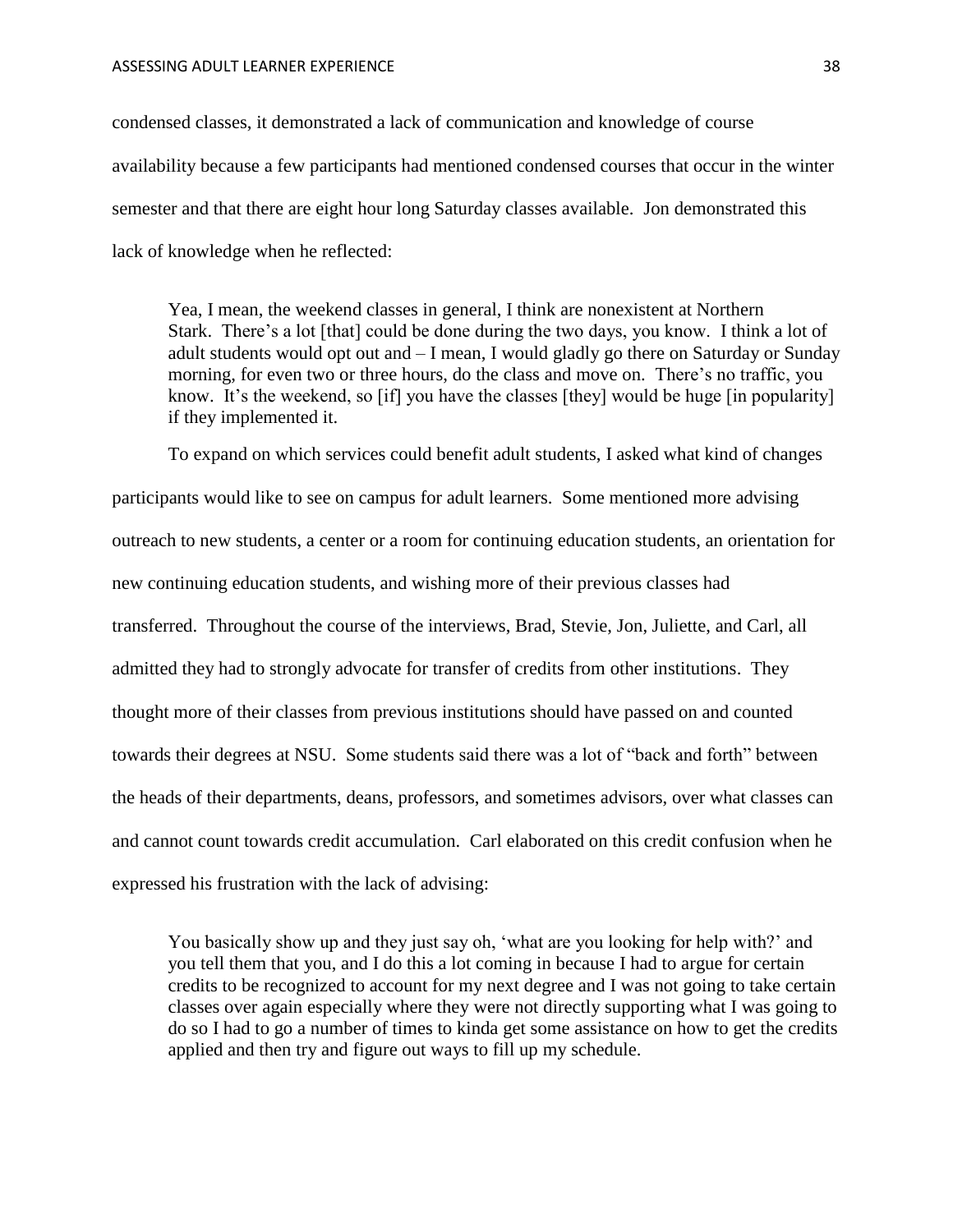condensed classes, it demonstrated a lack of communication and knowledge of course availability because a few participants had mentioned condensed courses that occur in the winter semester and that there are eight hour long Saturday classes available. Jon demonstrated this lack of knowledge when he reflected:

> Yea, I mean, the weekend classes in general, I think are nonexistent at Northern Stark. There's a lot [that] could be done during the two days, you know. I think a lot of adult students would opt out and – I mean, I would gladly go there on Saturday or Sunday morning, for even two or three hours, do the class and move on. There's no traffic, you know. It's the weekend, so [if] you have the classes [they] would be huge [in popularity] if they implemented it.

To expand on which services could benefit adult students, I asked what kind of changes participants would like to see on campus for adult learners. Some mentioned more advising outreach to new students, a center or a room for continuing education students, an orientation for new continuing education students, and wishing more of their previous classes had transferred. Throughout the course of the interviews, Brad, Stevie, Jon, Juliette, and Carl, all admitted they had to strongly advocate for transfer of credits from other institutions. They thought more of their classes from previous institutions should have passed on and counted towards their degrees at NSU. Some students said there was a lot of "back and forth" between the heads of their departments, deans, professors, and sometimes advisors, over what classes can and cannot count towards credit accumulation. Carl elaborated on this credit confusion when he expressed his frustration with the lack of advising:

> You basically show up and they just say oh, 'what are you looking for help with?' and you tell them that you, and I do this a lot coming in because I had to argue for certain credits to be recognized to account for my next degree and I was not going to take certain classes over again especially where they were not directly supporting what I was going to do so I had to go a number of times to kinda get some assistance on how to get the credits applied and then try and figure out ways to fill up my schedule.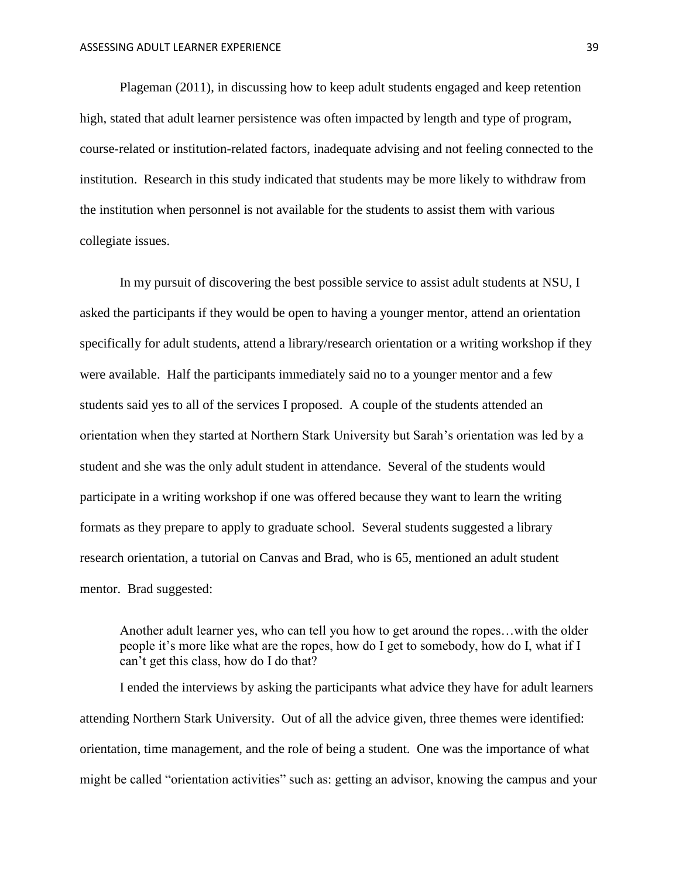Plageman (2011), in discussing how to keep adult students engaged and keep retention high, stated that adult learner persistence was often impacted by length and type of program, course-related or institution-related factors, inadequate advising and not feeling connected to the institution. Research in this study indicated that students may be more likely to withdraw from the institution when personnel is not available for the students to assist them with various collegiate issues.

In my pursuit of discovering the best possible service to assist adult students at NSU, I asked the participants if they would be open to having a younger mentor, attend an orientation specifically for adult students, attend a library/research orientation or a writing workshop if they were available. Half the participants immediately said no to a younger mentor and a few students said yes to all of the services I proposed. A couple of the students attended an orientation when they started at Northern Stark University but Sarah's orientation was led by a student and she was the only adult student in attendance. Several of the students would participate in a writing workshop if one was offered because they want to learn the writing formats as they prepare to apply to graduate school. Several students suggested a library research orientation, a tutorial on Canvas and Brad, who is 65, mentioned an adult student mentor. Brad suggested:

> Another adult learner yes, who can tell you how to get around the ropes…with the older people it's more like what are the ropes, how do I get to somebody, how do I, what if I can't get this class, how do I do that?

I ended the interviews by asking the participants what advice they have for adult learners attending Northern Stark University. Out of all the advice given, three themes were identified: orientation, time management, and the role of being a student. One was the importance of what might be called "orientation activities" such as: getting an advisor, knowing the campus and your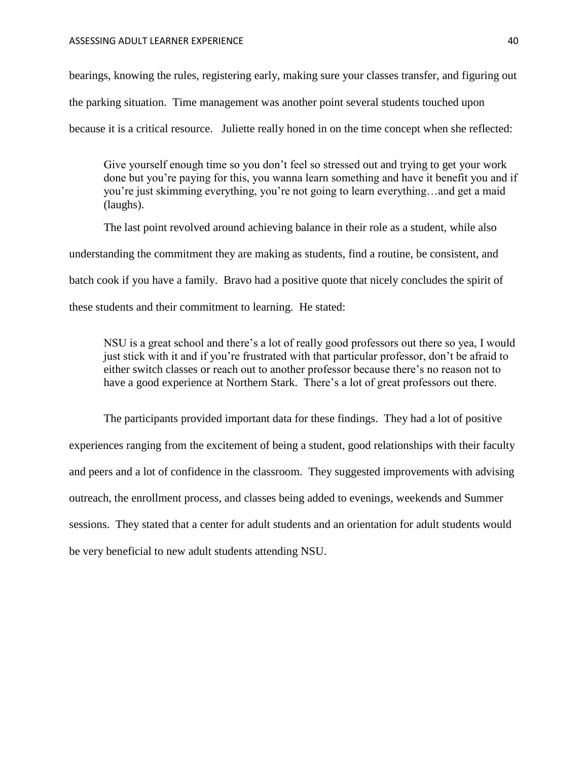bearings, knowing the rules, registering early, making sure your classes transfer, and figuring out the parking situation. Time management was another point several students touched upon because it is a critical resource. Juliette really honed in on the time concept when she reflected:

> Give yourself enough time so you don't feel so stressed out and trying to get your work done but you're paying for this, you wanna learn something and have it benefit you and if you're just skimming everything, you're not going to learn everything…and get a maid (laughs).

The last point revolved around achieving balance in their role as a student, while also understanding the commitment they are making as students, find a routine, be consistent, and batch cook if you have a family. Bravo had a positive quote that nicely concludes the spirit of these students and their commitment to learning. He stated:

> NSU is a great school and there's a lot of really good professors out there so yea, I would just stick with it and if you're frustrated with that particular professor, don't be afraid to either switch classes or reach out to another professor because there's no reason not to have a good experience at Northern Stark. There's a lot of great professors out there.

The participants provided important data for these findings. They had a lot of positive experiences ranging from the excitement of being a student, good relationships with their faculty and peers and a lot of confidence in the classroom. They suggested improvements with advising outreach, the enrollment process, and classes being added to evenings, weekends and Summer sessions. They stated that a center for adult students and an orientation for adult students would be very beneficial to new adult students attending NSU.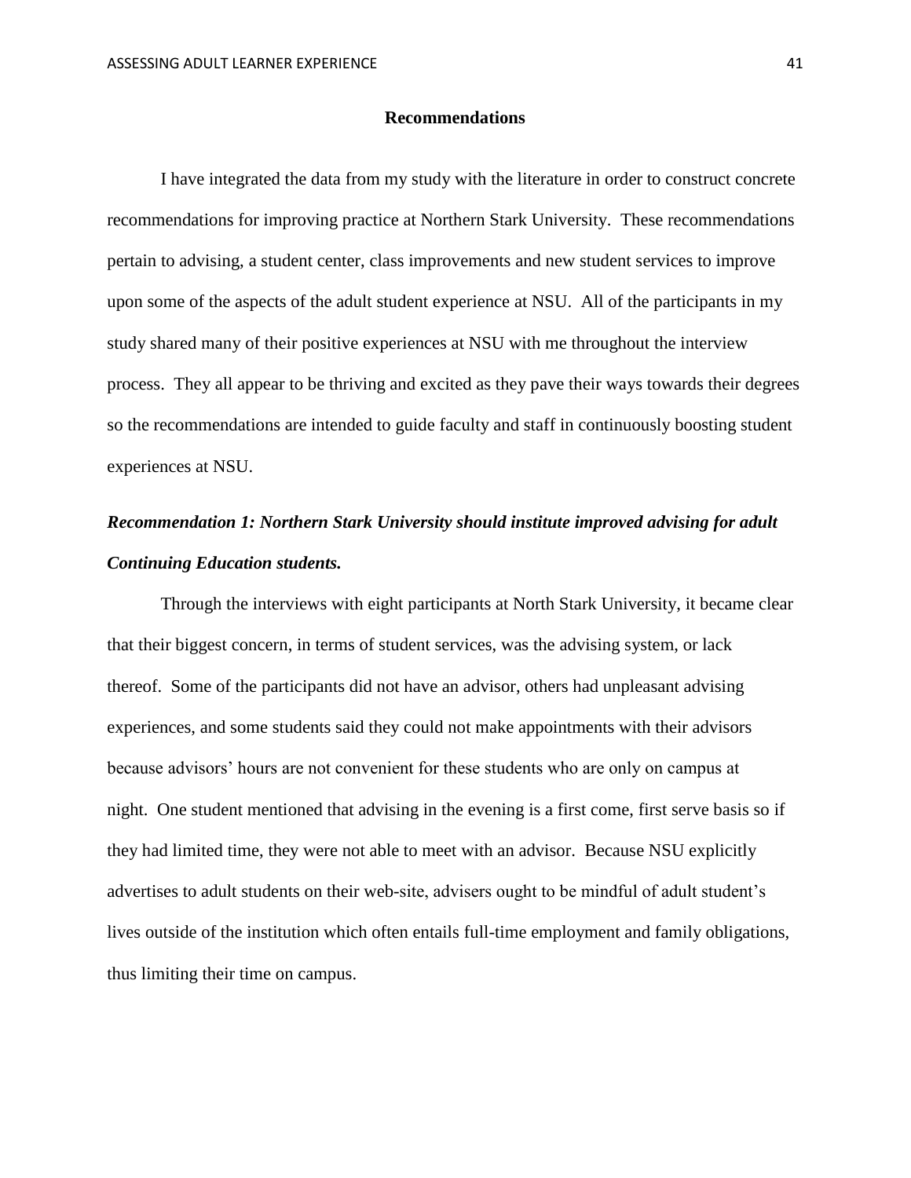## Recommendations

I have integrated the data from my study with the literature in order to construct concrete recommendations for improving practice at Northern Stark University. These recommendations pertain to advising, a student center, class improvements and new student services to improve upon some of the aspects of the adult student experience at NSU. All of the participants in my study shared many of their positive experiences at NSU with me throughout the interview process. They all appear to be thriving and excited as they pave their ways towards their degrees so the recommendations are intended to guide faculty and staff in continuously boosting student experiences at NSU.

***Recommendation 1: Northern Stark University should institute improved advising for adult Continuing Education students.***

Through the interviews with eight participants at North Stark University, it became clear that their biggest concern, in terms of student services, was the advising system, or lack thereof. Some of the participants did not have an advisor, others had unpleasant advising experiences, and some students said they could not make appointments with their advisors because advisors' hours are not convenient for these students who are only on campus at night. One student mentioned that advising in the evening is a first come, first serve basis so if they had limited time, they were not able to meet with an advisor. Because NSU explicitly advertises to adult students on their web-site, advisers ought to be mindful of adult student's lives outside of the institution which often entails full-time employment and family obligations, thus limiting their time on campus.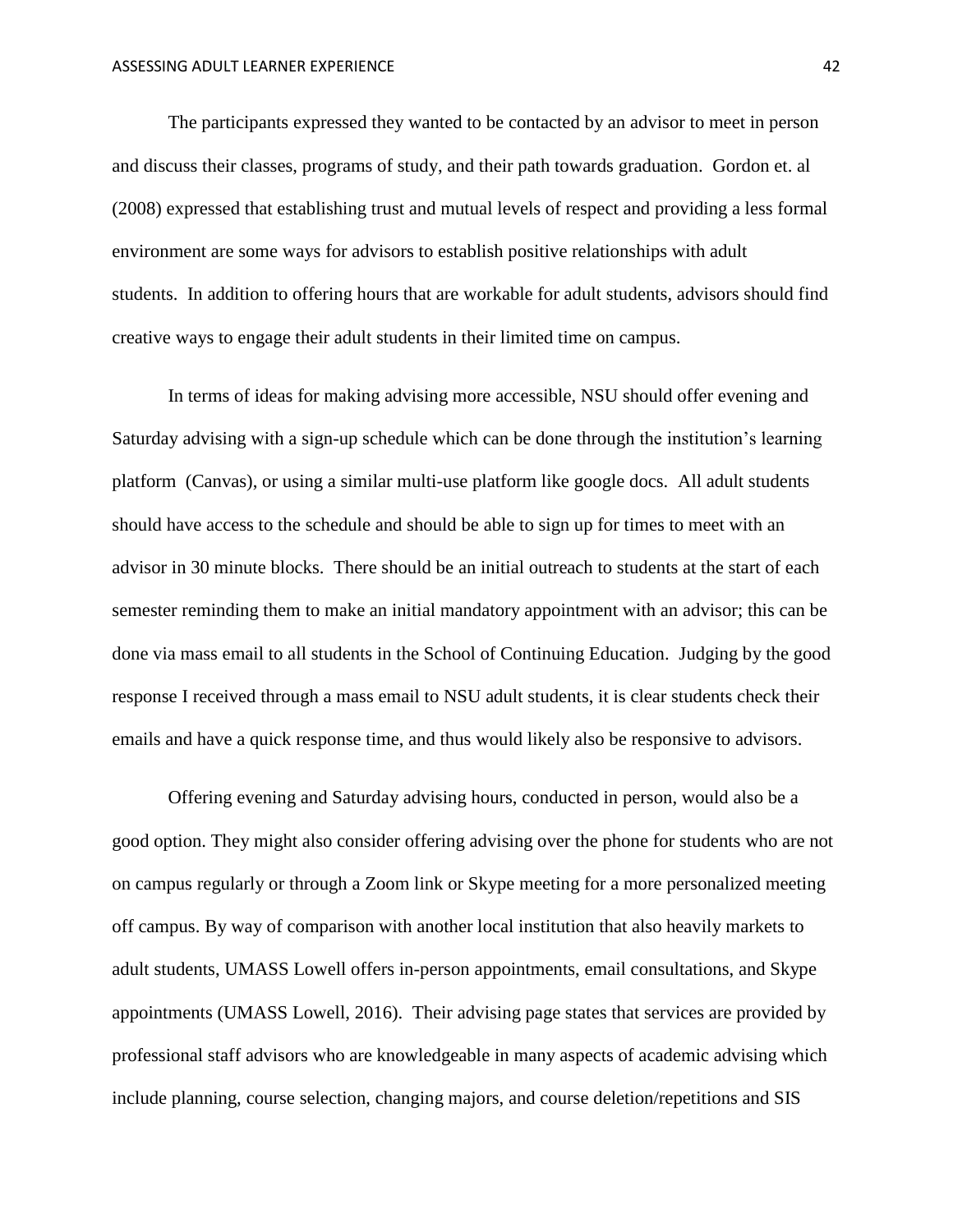The participants expressed they wanted to be contacted by an advisor to meet in person and discuss their classes, programs of study, and their path towards graduation. Gordon et. al (2008) expressed that establishing trust and mutual levels of respect and providing a less formal environment are some ways for advisors to establish positive relationships with adult students. In addition to offering hours that are workable for adult students, advisors should find creative ways to engage their adult students in their limited time on campus.

In terms of ideas for making advising more accessible, NSU should offer evening and Saturday advising with a sign-up schedule which can be done through the institution's learning platform (Canvas), or using a similar multi-use platform like google docs. All adult students should have access to the schedule and should be able to sign up for times to meet with an advisor in 30 minute blocks. There should be an initial outreach to students at the start of each semester reminding them to make an initial mandatory appointment with an advisor; this can be done via mass email to all students in the School of Continuing Education. Judging by the good response I received through a mass email to NSU adult students, it is clear students check their emails and have a quick response time, and thus would likely also be responsive to advisors.

Offering evening and Saturday advising hours, conducted in person, would also be a good option. They might also consider offering advising over the phone for students who are not on campus regularly or through a Zoom link or Skype meeting for a more personalized meeting off campus. By way of comparison with another local institution that also heavily markets to adult students, UMASS Lowell offers in-person appointments, email consultations, and Skype appointments (UMASS Lowell, 2016). Their advising page states that services are provided by professional staff advisors who are knowledgeable in many aspects of academic advising which include planning, course selection, changing majors, and course deletion/repetitions and SIS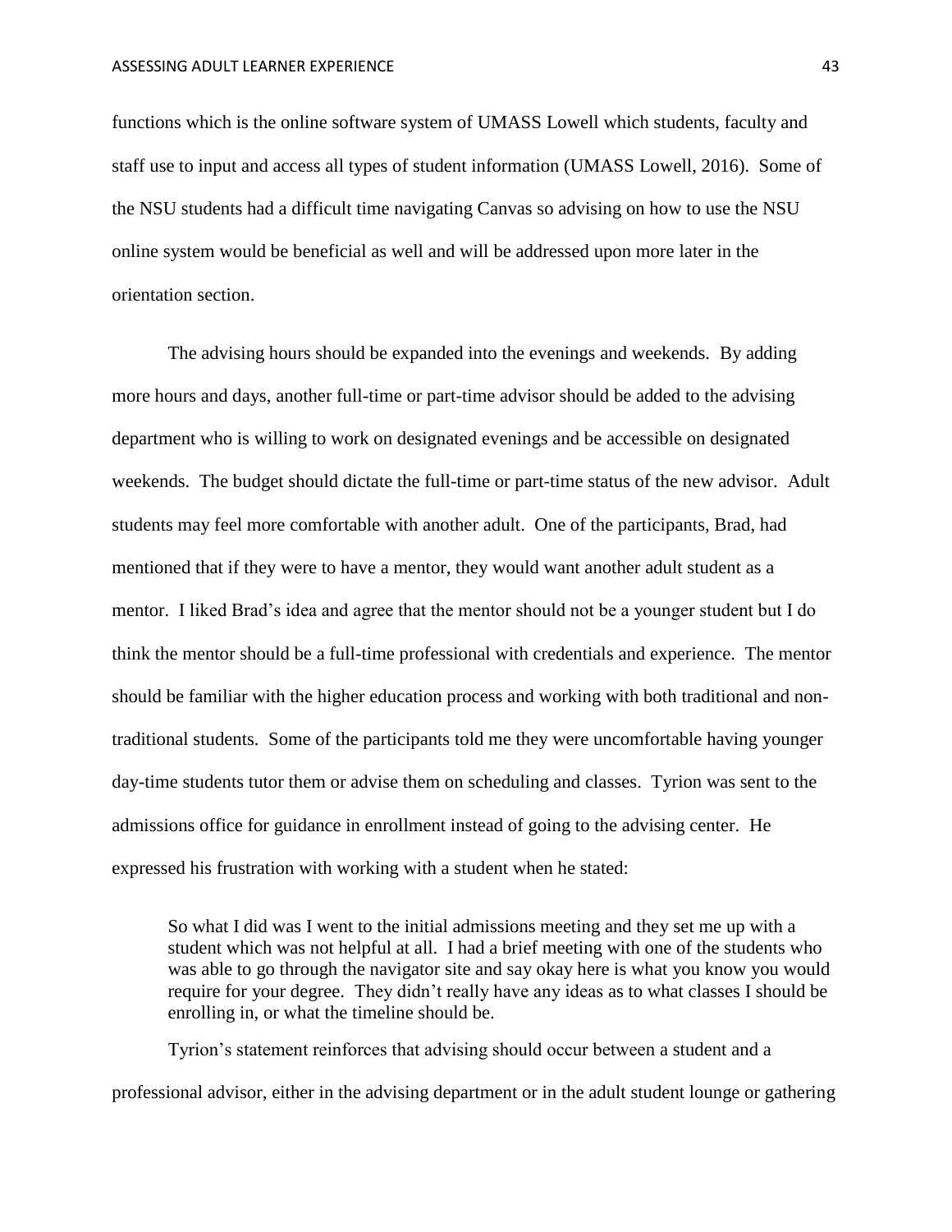functions which is the online software system of UMASS Lowell which students, faculty and staff use to input and access all types of student information (UMASS Lowell, 2016). Some of the NSU students had a difficult time navigating Canvas so advising on how to use the NSU online system would be beneficial as well and will be addressed upon more later in the orientation section.

The advising hours should be expanded into the evenings and weekends. By adding more hours and days, another full-time or part-time advisor should be added to the advising department who is willing to work on designated evenings and be accessible on designated weekends. The budget should dictate the full-time or part-time status of the new advisor. Adult students may feel more comfortable with another adult. One of the participants, Brad, had mentioned that if they were to have a mentor, they would want another adult student as a mentor. I liked Brad's idea and agree that the mentor should not be a younger student but I do think the mentor should be a full-time professional with credentials and experience. The mentor should be familiar with the higher education process and working with both traditional and non-traditional students. Some of the participants told me they were uncomfortable having younger day-time students tutor them or advise them on scheduling and classes. Tyrion was sent to the admissions office for guidance in enrollment instead of going to the advising center. He expressed his frustration with working with a student when he stated:

> So what I did was I went to the initial admissions meeting and they set me up with a student which was not helpful at all. I had a brief meeting with one of the students who was able to go through the navigator site and say okay here is what you know you would require for your degree. They didn't really have any ideas as to what classes I should be enrolling in, or what the timeline should be.

Tyrion's statement reinforces that advising should occur between a student and a professional advisor, either in the advising department or in the adult student lounge or gathering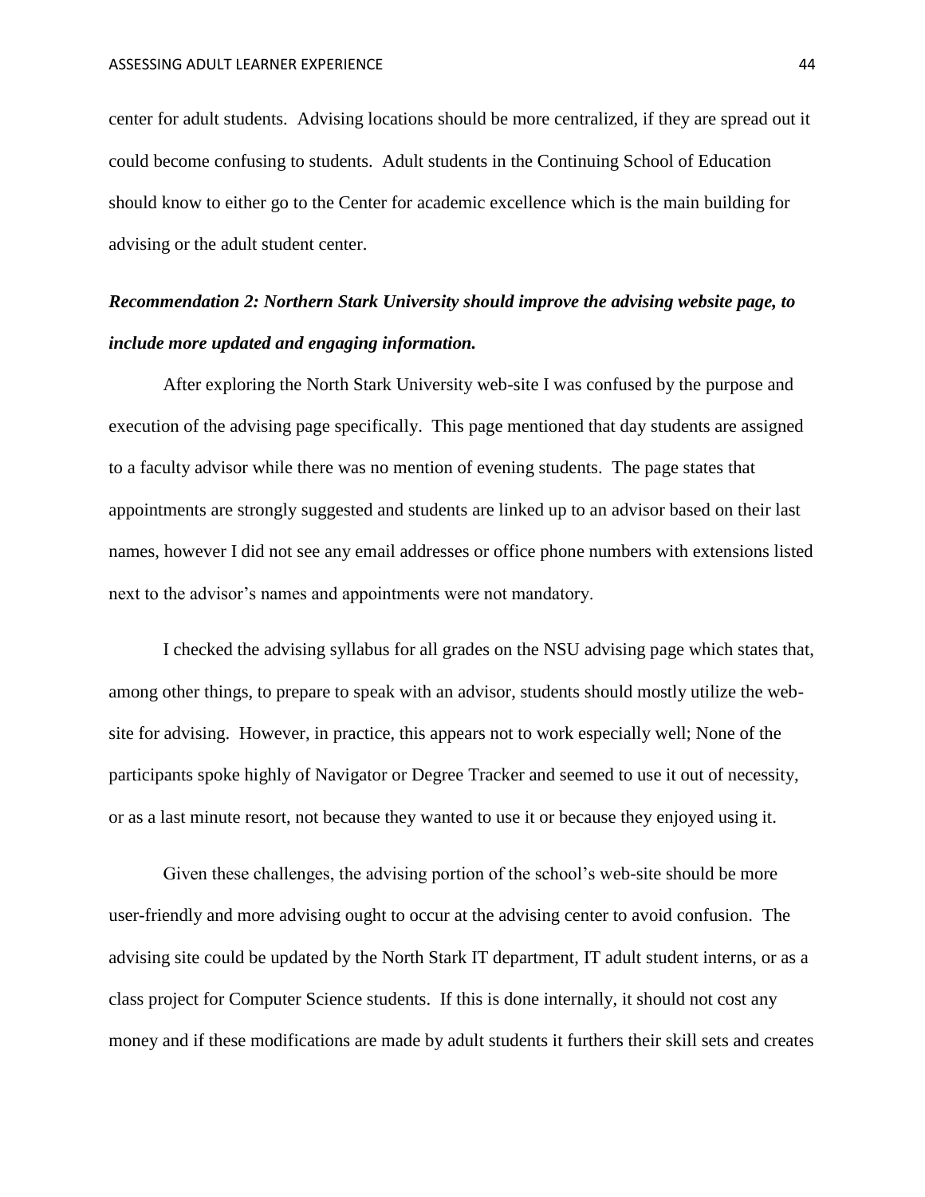center for adult students. Advising locations should be more centralized, if they are spread out it could become confusing to students. Adult students in the Continuing School of Education should know to either go to the Center for academic excellence which is the main building for advising or the adult student center.

***Recommendation 2: Northern Stark University should improve the advising website page, to include more updated and engaging information.***

After exploring the North Stark University web-site I was confused by the purpose and execution of the advising page specifically. This page mentioned that day students are assigned to a faculty advisor while there was no mention of evening students. The page states that appointments are strongly suggested and students are linked up to an advisor based on their last names, however I did not see any email addresses or office phone numbers with extensions listed next to the advisor's names and appointments were not mandatory.

I checked the advising syllabus for all grades on the NSU advising page which states that, among other things, to prepare to speak with an advisor, students should mostly utilize the web-site for advising. However, in practice, this appears not to work especially well; None of the participants spoke highly of Navigator or Degree Tracker and seemed to use it out of necessity, or as a last minute resort, not because they wanted to use it or because they enjoyed using it.

Given these challenges, the advising portion of the school's web-site should be more user-friendly and more advising ought to occur at the advising center to avoid confusion. The advising site could be updated by the North Stark IT department, IT adult student interns, or as a class project for Computer Science students. If this is done internally, it should not cost any money and if these modifications are made by adult students it furthers their skill sets and creates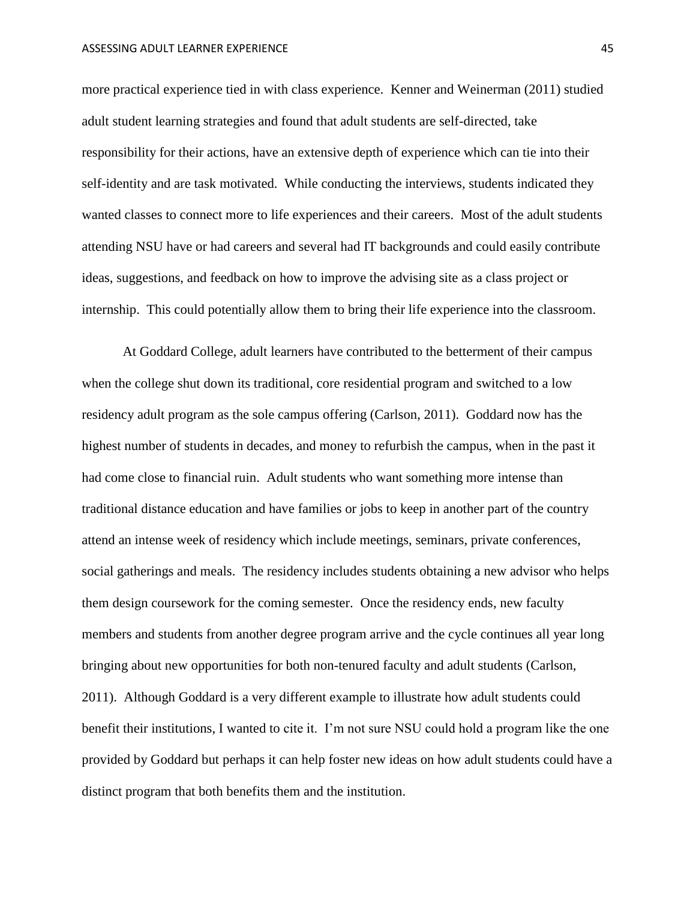more practical experience tied in with class experience. Kenner and Weinerman (2011) studied adult student learning strategies and found that adult students are self-directed, take responsibility for their actions, have an extensive depth of experience which can tie into their self-identity and are task motivated. While conducting the interviews, students indicated they wanted classes to connect more to life experiences and their careers. Most of the adult students attending NSU have or had careers and several had IT backgrounds and could easily contribute ideas, suggestions, and feedback on how to improve the advising site as a class project or internship. This could potentially allow them to bring their life experience into the classroom.

At Goddard College, adult learners have contributed to the betterment of their campus when the college shut down its traditional, core residential program and switched to a low residency adult program as the sole campus offering (Carlson, 2011). Goddard now has the highest number of students in decades, and money to refurbish the campus, when in the past it had come close to financial ruin. Adult students who want something more intense than traditional distance education and have families or jobs to keep in another part of the country attend an intense week of residency which include meetings, seminars, private conferences, social gatherings and meals. The residency includes students obtaining a new advisor who helps them design coursework for the coming semester. Once the residency ends, new faculty members and students from another degree program arrive and the cycle continues all year long bringing about new opportunities for both non-tenured faculty and adult students (Carlson, 2011). Although Goddard is a very different example to illustrate how adult students could benefit their institutions, I wanted to cite it. I'm not sure NSU could hold a program like the one provided by Goddard but perhaps it can help foster new ideas on how adult students could have a distinct program that both benefits them and the institution.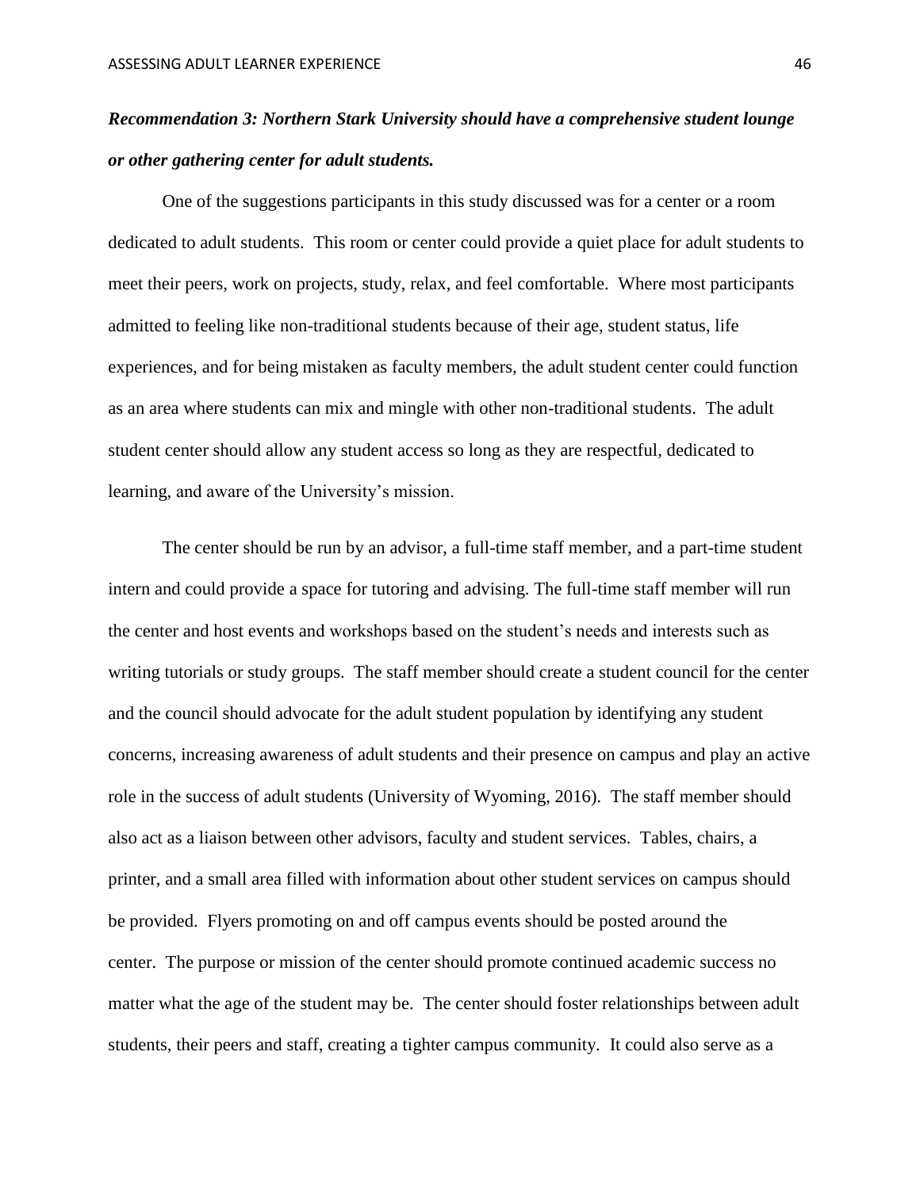***Recommendation 3: Northern Stark University should have a comprehensive student lounge or other gathering center for adult students.***

One of the suggestions participants in this study discussed was for a center or a room dedicated to adult students. This room or center could provide a quiet place for adult students to meet their peers, work on projects, study, relax, and feel comfortable. Where most participants admitted to feeling like non-traditional students because of their age, student status, life experiences, and for being mistaken as faculty members, the adult student center could function as an area where students can mix and mingle with other non-traditional students. The adult student center should allow any student access so long as they are respectful, dedicated to learning, and aware of the University's mission.

The center should be run by an advisor, a full-time staff member, and a part-time student intern and could provide a space for tutoring and advising. The full-time staff member will run the center and host events and workshops based on the student's needs and interests such as writing tutorials or study groups. The staff member should create a student council for the center and the council should advocate for the adult student population by identifying any student concerns, increasing awareness of adult students and their presence on campus and play an active role in the success of adult students (University of Wyoming, 2016). The staff member should also act as a liaison between other advisors, faculty and student services. Tables, chairs, a printer, and a small area filled with information about other student services on campus should be provided. Flyers promoting on and off campus events should be posted around the center. The purpose or mission of the center should promote continued academic success no matter what the age of the student may be. The center should foster relationships between adult students, their peers and staff, creating a tighter campus community. It could also serve as a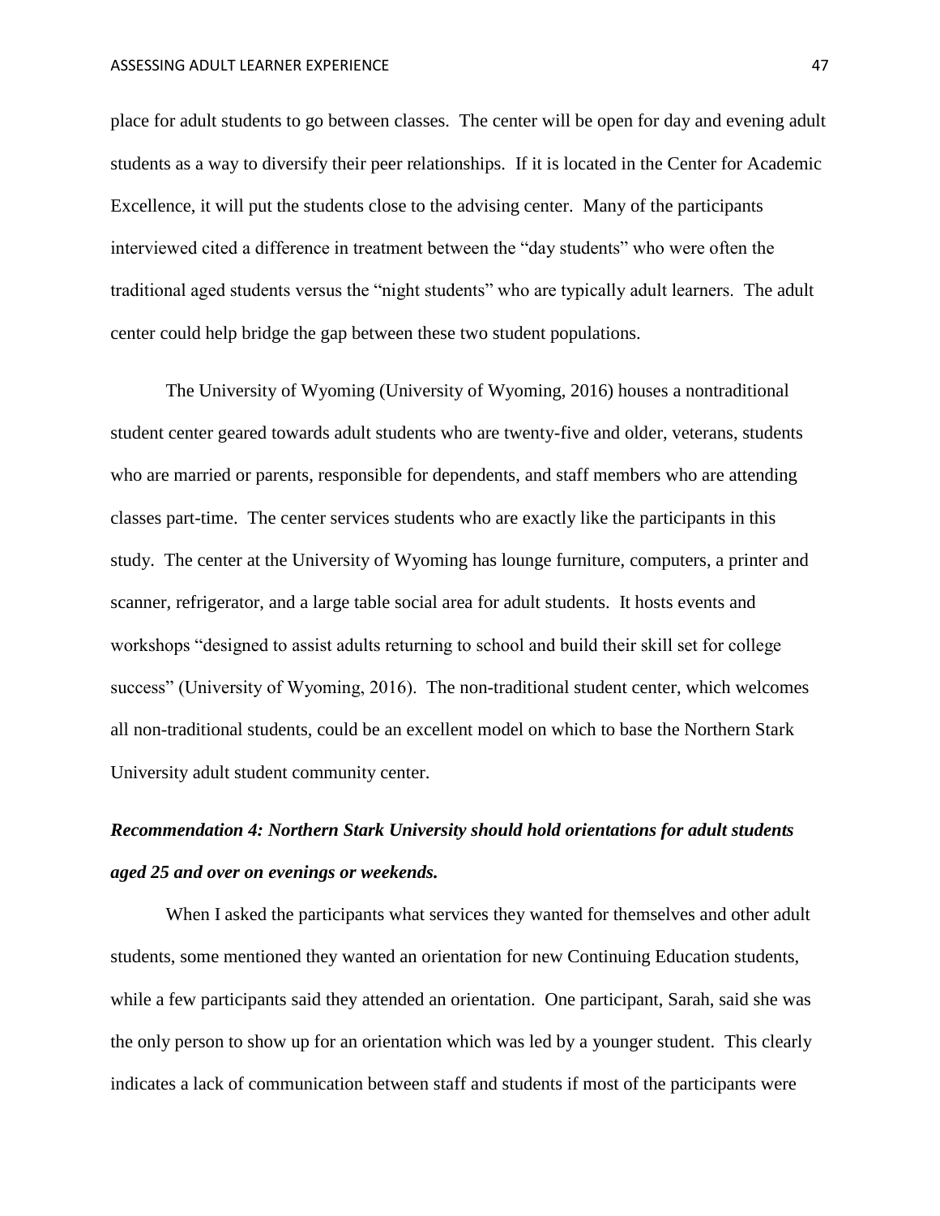place for adult students to go between classes. The center will be open for day and evening adult students as a way to diversify their peer relationships. If it is located in the Center for Academic Excellence, it will put the students close to the advising center. Many of the participants interviewed cited a difference in treatment between the "day students" who were often the traditional aged students versus the "night students" who are typically adult learners. The adult center could help bridge the gap between these two student populations.

The University of Wyoming (University of Wyoming, 2016) houses a nontraditional student center geared towards adult students who are twenty-five and older, veterans, students who are married or parents, responsible for dependents, and staff members who are attending classes part-time. The center services students who are exactly like the participants in this study. The center at the University of Wyoming has lounge furniture, computers, a printer and scanner, refrigerator, and a large table social area for adult students. It hosts events and workshops "designed to assist adults returning to school and build their skill set for college success" (University of Wyoming, 2016). The non-traditional student center, which welcomes all non-traditional students, could be an excellent model on which to base the Northern Stark University adult student community center.

### *Recommendation 4: Northern Stark University should hold orientations for adult students aged 25 and over on evenings or weekends.*

When I asked the participants what services they wanted for themselves and other adult students, some mentioned they wanted an orientation for new Continuing Education students, while a few participants said they attended an orientation. One participant, Sarah, said she was the only person to show up for an orientation which was led by a younger student. This clearly indicates a lack of communication between staff and students if most of the participants were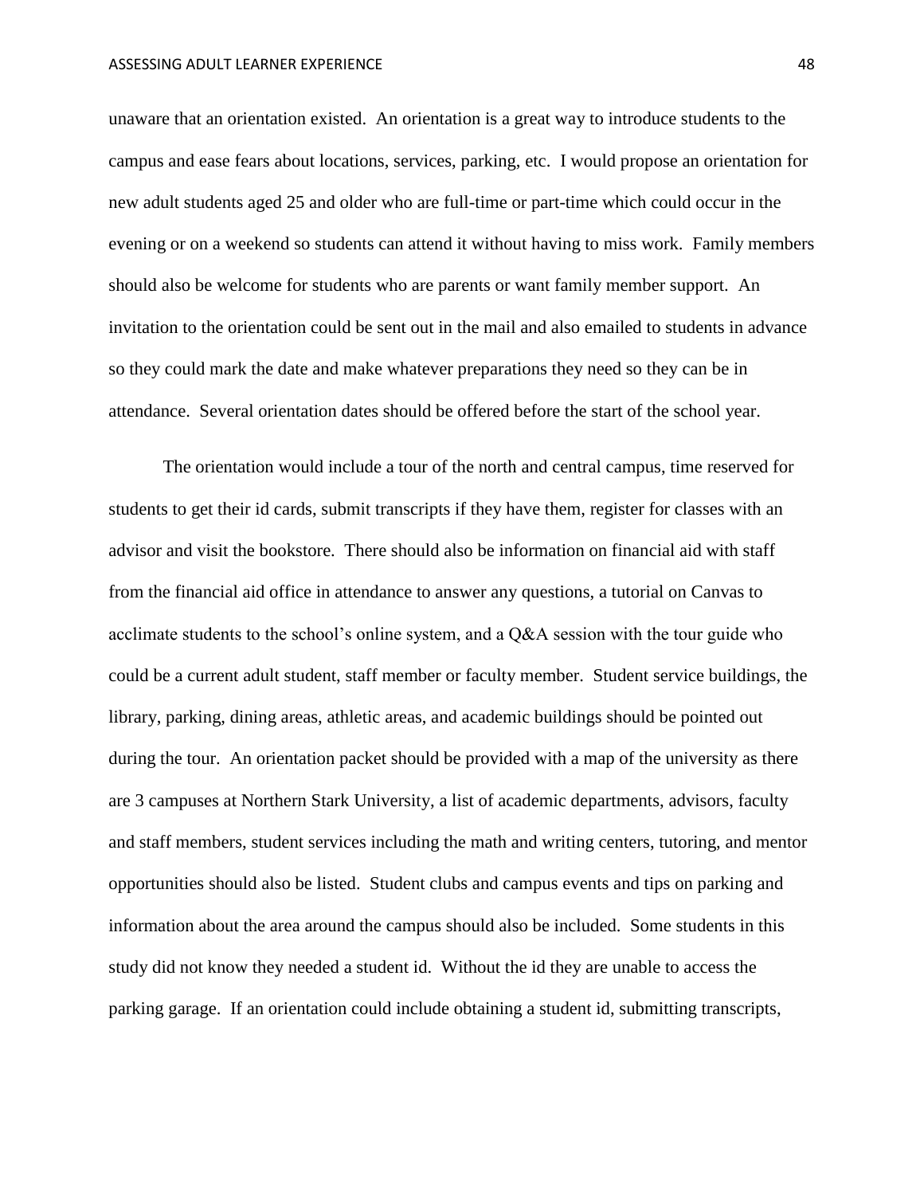unaware that an orientation existed. An orientation is a great way to introduce students to the campus and ease fears about locations, services, parking, etc. I would propose an orientation for new adult students aged 25 and older who are full-time or part-time which could occur in the evening or on a weekend so students can attend it without having to miss work. Family members should also be welcome for students who are parents or want family member support. An invitation to the orientation could be sent out in the mail and also emailed to students in advance so they could mark the date and make whatever preparations they need so they can be in attendance. Several orientation dates should be offered before the start of the school year.

The orientation would include a tour of the north and central campus, time reserved for students to get their id cards, submit transcripts if they have them, register for classes with an advisor and visit the bookstore. There should also be information on financial aid with staff from the financial aid office in attendance to answer any questions, a tutorial on Canvas to acclimate students to the school's online system, and a Q&A session with the tour guide who could be a current adult student, staff member or faculty member. Student service buildings, the library, parking, dining areas, athletic areas, and academic buildings should be pointed out during the tour. An orientation packet should be provided with a map of the university as there are 3 campuses at Northern Stark University, a list of academic departments, advisors, faculty and staff members, student services including the math and writing centers, tutoring, and mentor opportunities should also be listed. Student clubs and campus events and tips on parking and information about the area around the campus should also be included. Some students in this study did not know they needed a student id. Without the id they are unable to access the parking garage. If an orientation could include obtaining a student id, submitting transcripts,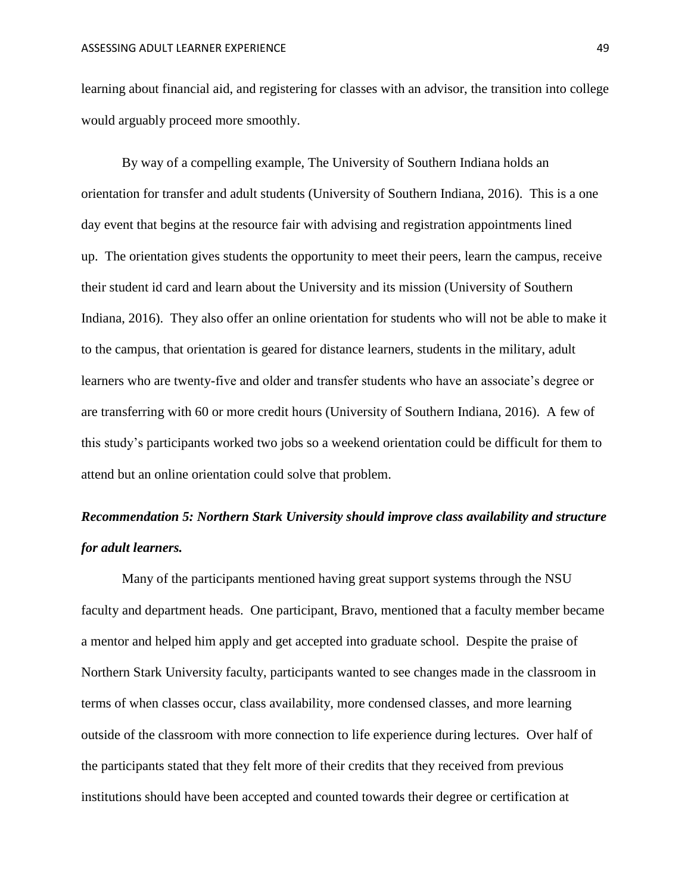learning about financial aid, and registering for classes with an advisor, the transition into college would arguably proceed more smoothly.

By way of a compelling example, The University of Southern Indiana holds an orientation for transfer and adult students (University of Southern Indiana, 2016). This is a one day event that begins at the resource fair with advising and registration appointments lined up. The orientation gives students the opportunity to meet their peers, learn the campus, receive their student id card and learn about the University and its mission (University of Southern Indiana, 2016). They also offer an online orientation for students who will not be able to make it to the campus, that orientation is geared for distance learners, students in the military, adult learners who are twenty-five and older and transfer students who have an associate's degree or are transferring with 60 or more credit hours (University of Southern Indiana, 2016). A few of this study's participants worked two jobs so a weekend orientation could be difficult for them to attend but an online orientation could solve that problem.

***Recommendation 5: Northern Stark University should improve class availability and structure for adult learners.***

Many of the participants mentioned having great support systems through the NSU faculty and department heads. One participant, Bravo, mentioned that a faculty member became a mentor and helped him apply and get accepted into graduate school. Despite the praise of Northern Stark University faculty, participants wanted to see changes made in the classroom in terms of when classes occur, class availability, more condensed classes, and more learning outside of the classroom with more connection to life experience during lectures. Over half of the participants stated that they felt more of their credits that they received from previous institutions should have been accepted and counted towards their degree or certification at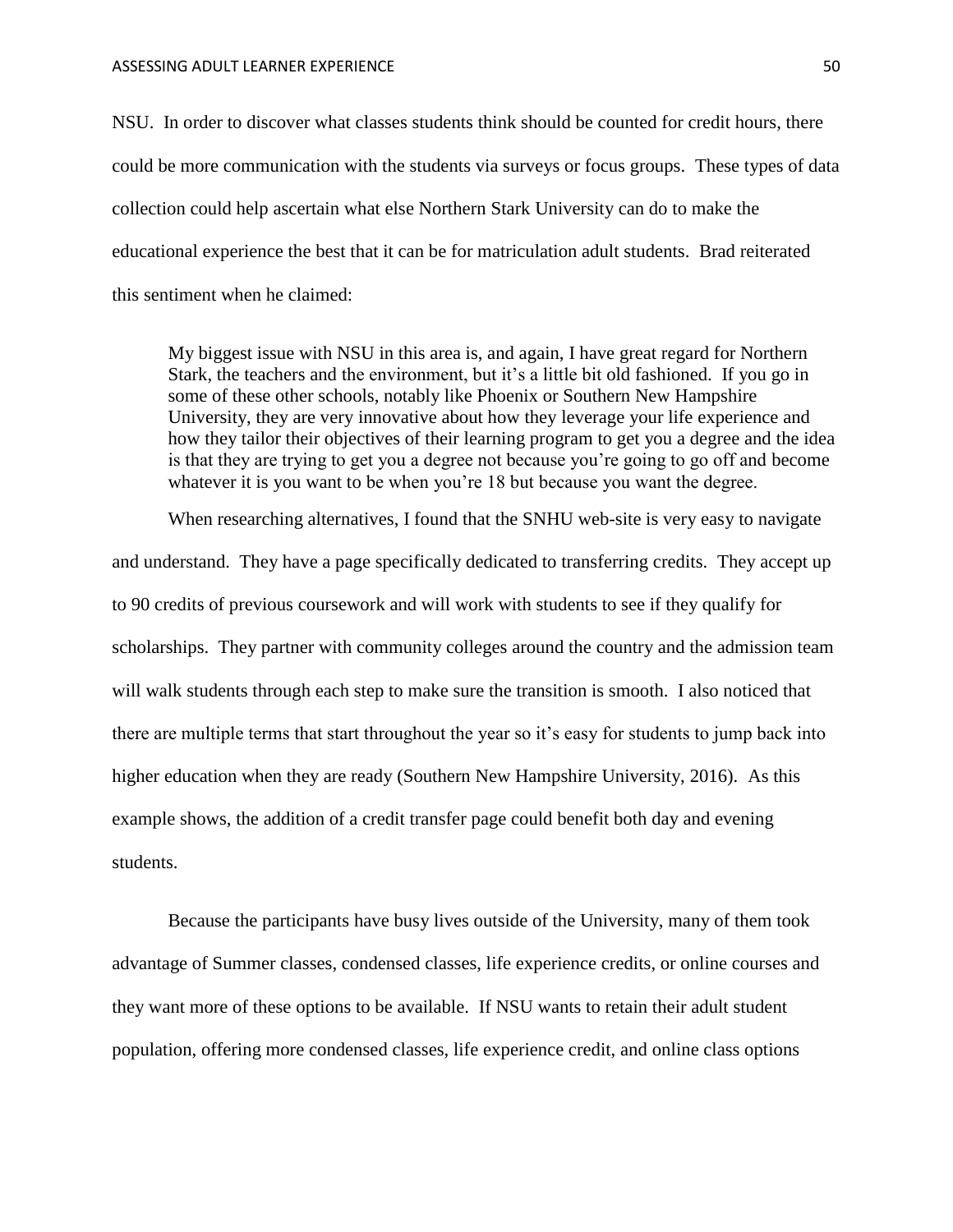NSU. In order to discover what classes students think should be counted for credit hours, there could be more communication with the students via surveys or focus groups. These types of data collection could help ascertain what else Northern Stark University can do to make the educational experience the best that it can be for matriculation adult students. Brad reiterated this sentiment when he claimed:

> My biggest issue with NSU in this area is, and again, I have great regard for Northern Stark, the teachers and the environment, but it's a little bit old fashioned. If you go in some of these other schools, notably like Phoenix or Southern New Hampshire University, they are very innovative about how they leverage your life experience and how they tailor their objectives of their learning program to get you a degree and the idea is that they are trying to get you a degree not because you're going to go off and become whatever it is you want to be when you're 18 but because you want the degree.

When researching alternatives, I found that the SNHU web-site is very easy to navigate and understand. They have a page specifically dedicated to transferring credits. They accept up to 90 credits of previous coursework and will work with students to see if they qualify for scholarships. They partner with community colleges around the country and the admission team will walk students through each step to make sure the transition is smooth. I also noticed that there are multiple terms that start throughout the year so it's easy for students to jump back into higher education when they are ready (Southern New Hampshire University, 2016). As this example shows, the addition of a credit transfer page could benefit both day and evening students.

Because the participants have busy lives outside of the University, many of them took advantage of Summer classes, condensed classes, life experience credits, or online courses and they want more of these options to be available. If NSU wants to retain their adult student population, offering more condensed classes, life experience credit, and online class options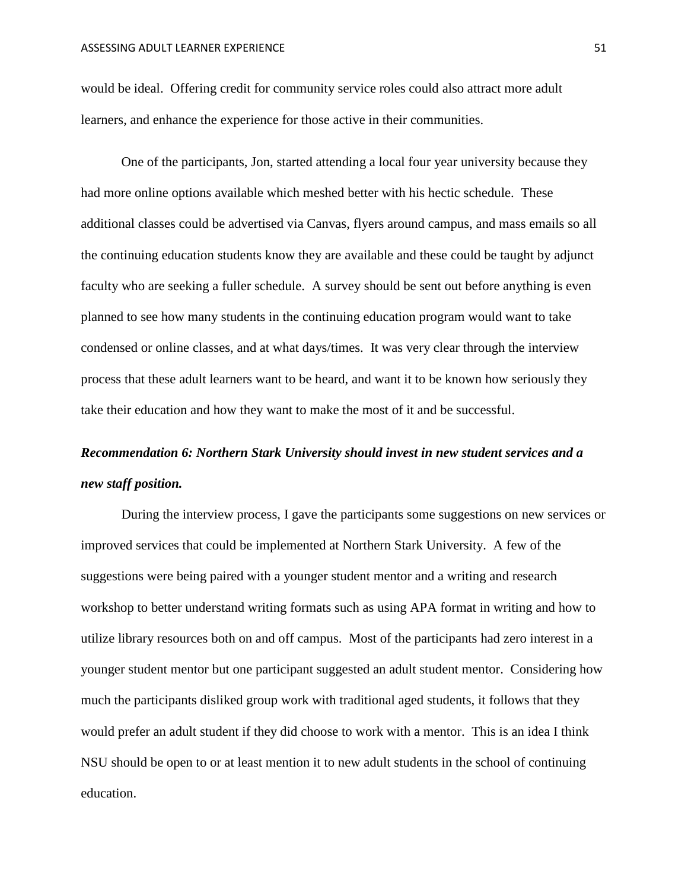would be ideal. Offering credit for community service roles could also attract more adult learners, and enhance the experience for those active in their communities.

One of the participants, Jon, started attending a local four year university because they had more online options available which meshed better with his hectic schedule. These additional classes could be advertised via Canvas, flyers around campus, and mass emails so all the continuing education students know they are available and these could be taught by adjunct faculty who are seeking a fuller schedule. A survey should be sent out before anything is even planned to see how many students in the continuing education program would want to take condensed or online classes, and at what days/times. It was very clear through the interview process that these adult learners want to be heard, and want it to be known how seriously they take their education and how they want to make the most of it and be successful.

***Recommendation 6: Northern Stark University should invest in new student services and a new staff position.***

During the interview process, I gave the participants some suggestions on new services or improved services that could be implemented at Northern Stark University. A few of the suggestions were being paired with a younger student mentor and a writing and research workshop to better understand writing formats such as using APA format in writing and how to utilize library resources both on and off campus. Most of the participants had zero interest in a younger student mentor but one participant suggested an adult student mentor. Considering how much the participants disliked group work with traditional aged students, it follows that they would prefer an adult student if they did choose to work with a mentor. This is an idea I think NSU should be open to or at least mention it to new adult students in the school of continuing education.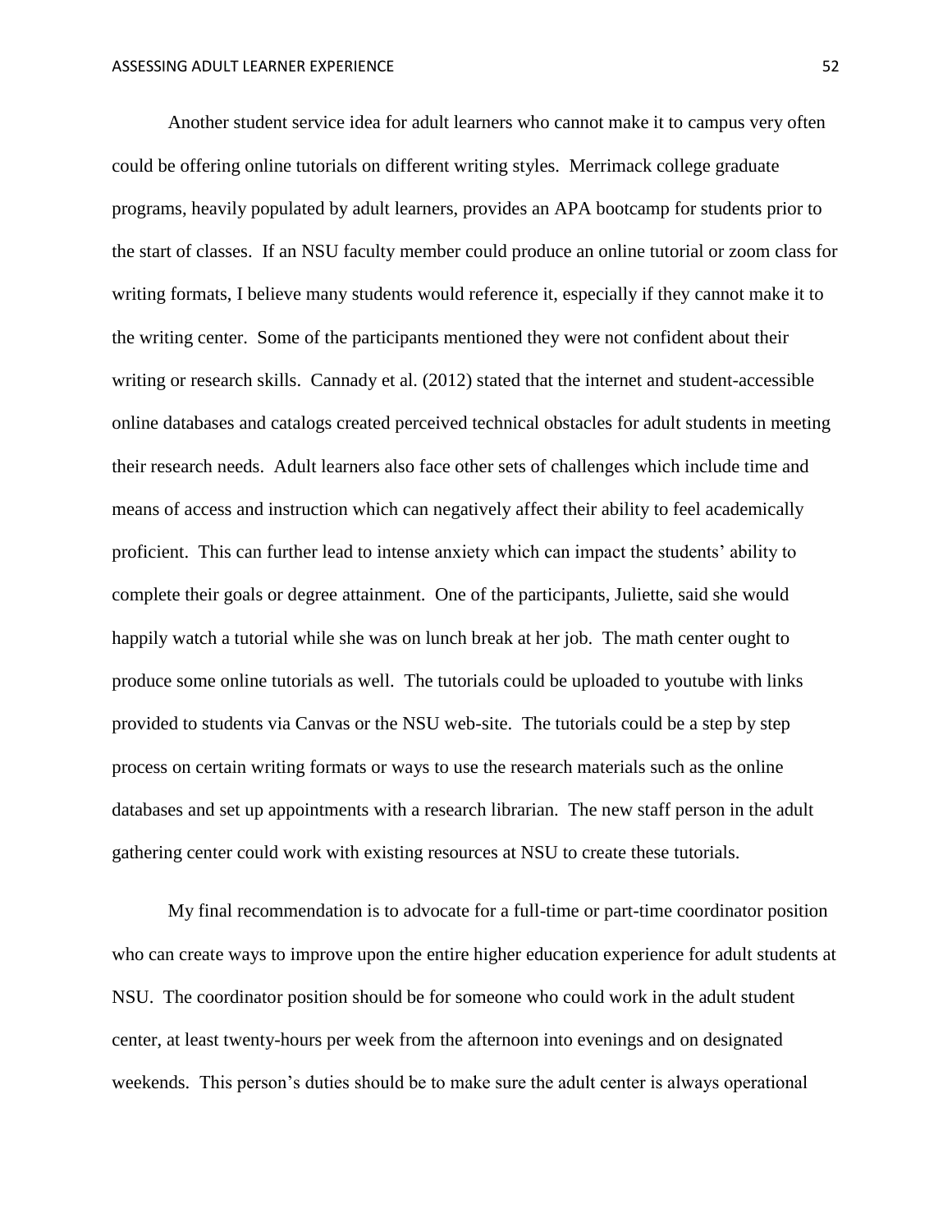Another student service idea for adult learners who cannot make it to campus very often could be offering online tutorials on different writing styles. Merrimack college graduate programs, heavily populated by adult learners, provides an APA bootcamp for students prior to the start of classes. If an NSU faculty member could produce an online tutorial or zoom class for writing formats, I believe many students would reference it, especially if they cannot make it to the writing center. Some of the participants mentioned they were not confident about their writing or research skills. Cannady et al. (2012) stated that the internet and student-accessible online databases and catalogs created perceived technical obstacles for adult students in meeting their research needs. Adult learners also face other sets of challenges which include time and means of access and instruction which can negatively affect their ability to feel academically proficient. This can further lead to intense anxiety which can impact the students' ability to complete their goals or degree attainment. One of the participants, Juliette, said she would happily watch a tutorial while she was on lunch break at her job. The math center ought to produce some online tutorials as well. The tutorials could be uploaded to youtube with links provided to students via Canvas or the NSU web-site. The tutorials could be a step by step process on certain writing formats or ways to use the research materials such as the online databases and set up appointments with a research librarian. The new staff person in the adult gathering center could work with existing resources at NSU to create these tutorials.

My final recommendation is to advocate for a full-time or part-time coordinator position who can create ways to improve upon the entire higher education experience for adult students at NSU. The coordinator position should be for someone who could work in the adult student center, at least twenty-hours per week from the afternoon into evenings and on designated weekends. This person's duties should be to make sure the adult center is always operational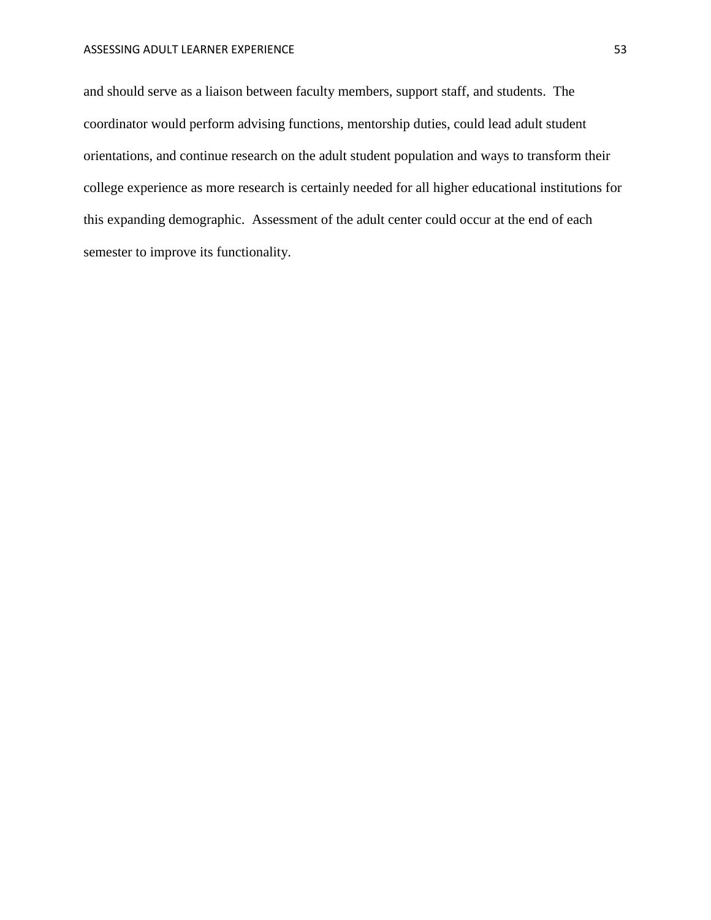and should serve as a liaison between faculty members, support staff, and students.  The coordinator would perform advising functions, mentorship duties, could lead adult student orientations, and continue research on the adult student population and ways to transform their college experience as more research is certainly needed for all higher educational institutions for this expanding demographic.  Assessment of the adult center could occur at the end of each semester to improve its functionality.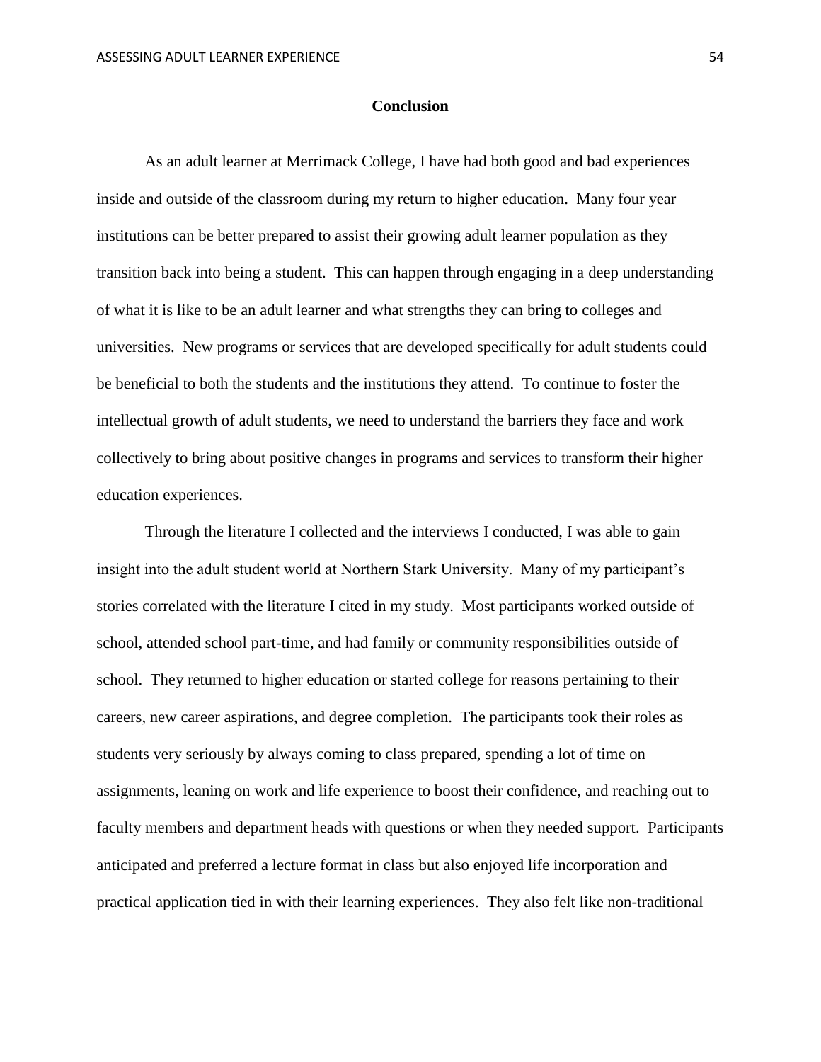## Conclusion

As an adult learner at Merrimack College, I have had both good and bad experiences inside and outside of the classroom during my return to higher education. Many four year institutions can be better prepared to assist their growing adult learner population as they transition back into being a student. This can happen through engaging in a deep understanding of what it is like to be an adult learner and what strengths they can bring to colleges and universities. New programs or services that are developed specifically for adult students could be beneficial to both the students and the institutions they attend. To continue to foster the intellectual growth of adult students, we need to understand the barriers they face and work collectively to bring about positive changes in programs and services to transform their higher education experiences.

Through the literature I collected and the interviews I conducted, I was able to gain insight into the adult student world at Northern Stark University. Many of my participant's stories correlated with the literature I cited in my study. Most participants worked outside of school, attended school part-time, and had family or community responsibilities outside of school. They returned to higher education or started college for reasons pertaining to their careers, new career aspirations, and degree completion. The participants took their roles as students very seriously by always coming to class prepared, spending a lot of time on assignments, leaning on work and life experience to boost their confidence, and reaching out to faculty members and department heads with questions or when they needed support. Participants anticipated and preferred a lecture format in class but also enjoyed life incorporation and practical application tied in with their learning experiences. They also felt like non-traditional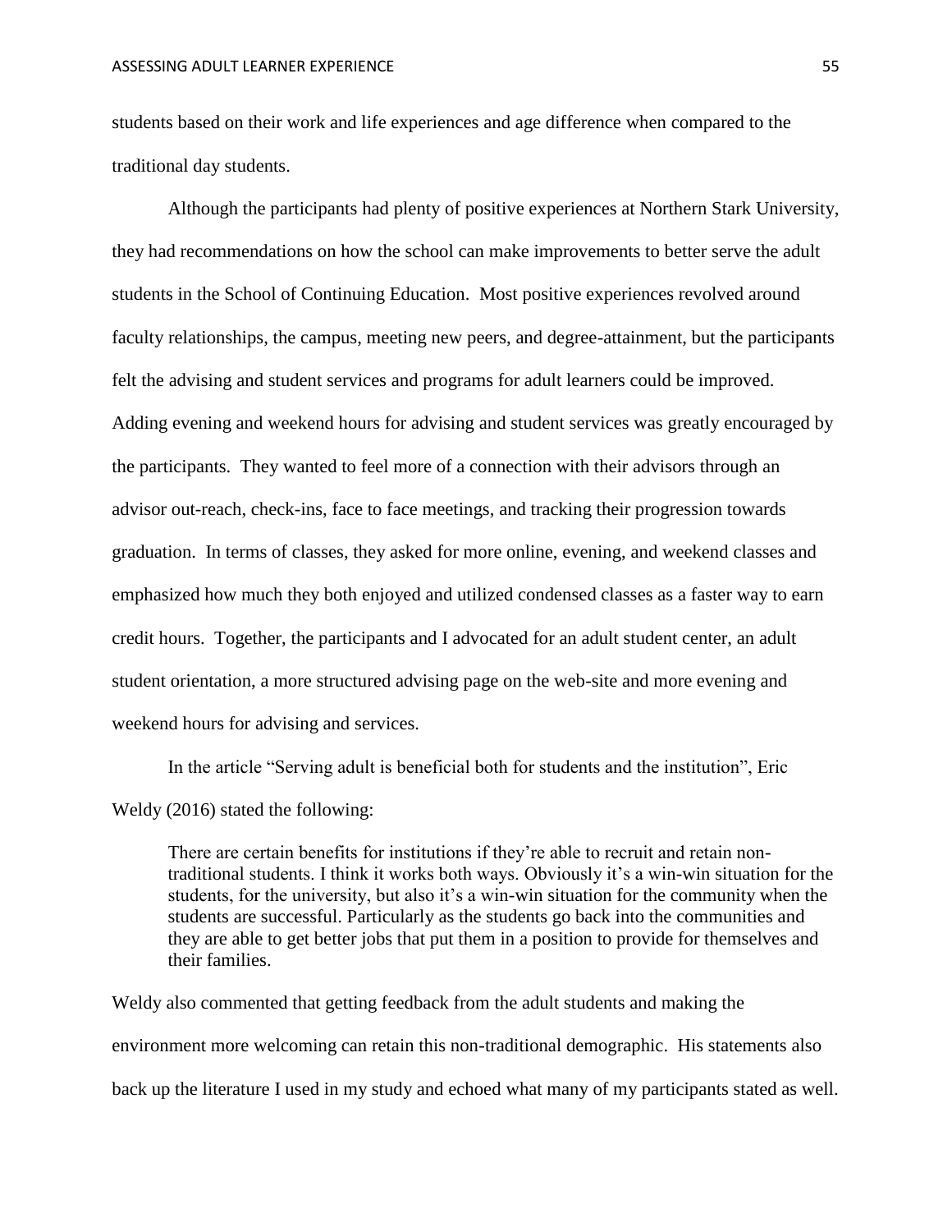students based on their work and life experiences and age difference when compared to the traditional day students.

Although the participants had plenty of positive experiences at Northern Stark University, they had recommendations on how the school can make improvements to better serve the adult students in the School of Continuing Education. Most positive experiences revolved around faculty relationships, the campus, meeting new peers, and degree-attainment, but the participants felt the advising and student services and programs for adult learners could be improved. Adding evening and weekend hours for advising and student services was greatly encouraged by the participants. They wanted to feel more of a connection with their advisors through an advisor out-reach, check-ins, face to face meetings, and tracking their progression towards graduation. In terms of classes, they asked for more online, evening, and weekend classes and emphasized how much they both enjoyed and utilized condensed classes as a faster way to earn credit hours. Together, the participants and I advocated for an adult student center, an adult student orientation, a more structured advising page on the web-site and more evening and weekend hours for advising and services.

In the article "Serving adult is beneficial both for students and the institution", Eric Weldy (2016) stated the following:

> There are certain benefits for institutions if they're able to recruit and retain non-traditional students. I think it works both ways. Obviously it's a win-win situation for the students, for the university, but also it's a win-win situation for the community when the students are successful. Particularly as the students go back into the communities and they are able to get better jobs that put them in a position to provide for themselves and their families.

Weldy also commented that getting feedback from the adult students and making the environment more welcoming can retain this non-traditional demographic. His statements also back up the literature I used in my study and echoed what many of my participants stated as well.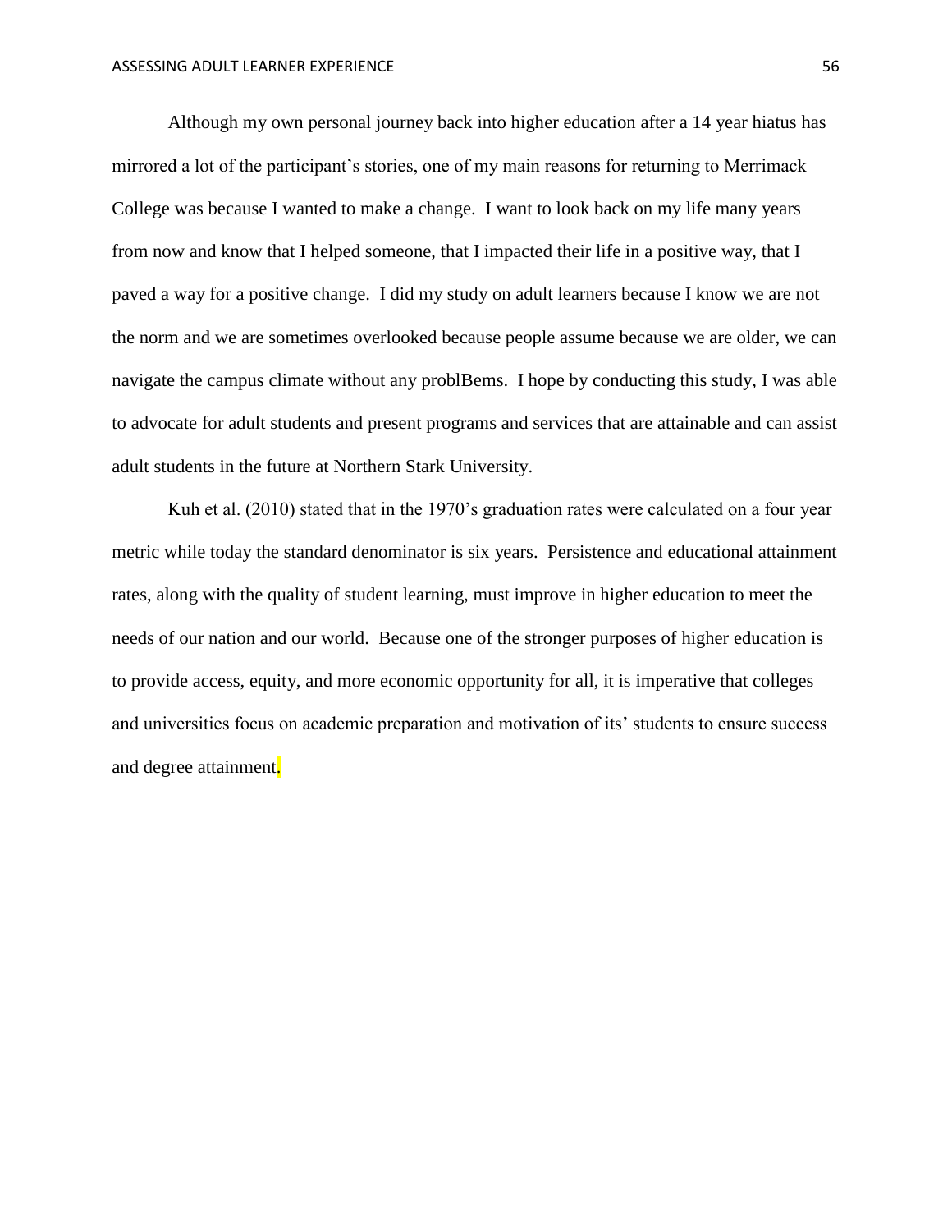Although my own personal journey back into higher education after a 14 year hiatus has mirrored a lot of the participant's stories, one of my main reasons for returning to Merrimack College was because I wanted to make a change. I want to look back on my life many years from now and know that I helped someone, that I impacted their life in a positive way, that I paved a way for a positive change. I did my study on adult learners because I know we are not the norm and we are sometimes overlooked because people assume because we are older, we can navigate the campus climate without any problBems. I hope by conducting this study, I was able to advocate for adult students and present programs and services that are attainable and can assist adult students in the future at Northern Stark University.

Kuh et al. (2010) stated that in the 1970's graduation rates were calculated on a four year metric while today the standard denominator is six years. Persistence and educational attainment rates, along with the quality of student learning, must improve in higher education to meet the needs of our nation and our world. Because one of the stronger purposes of higher education is to provide access, equity, and more economic opportunity for all, it is imperative that colleges and universities focus on academic preparation and motivation of its' students to ensure success and degree attainment.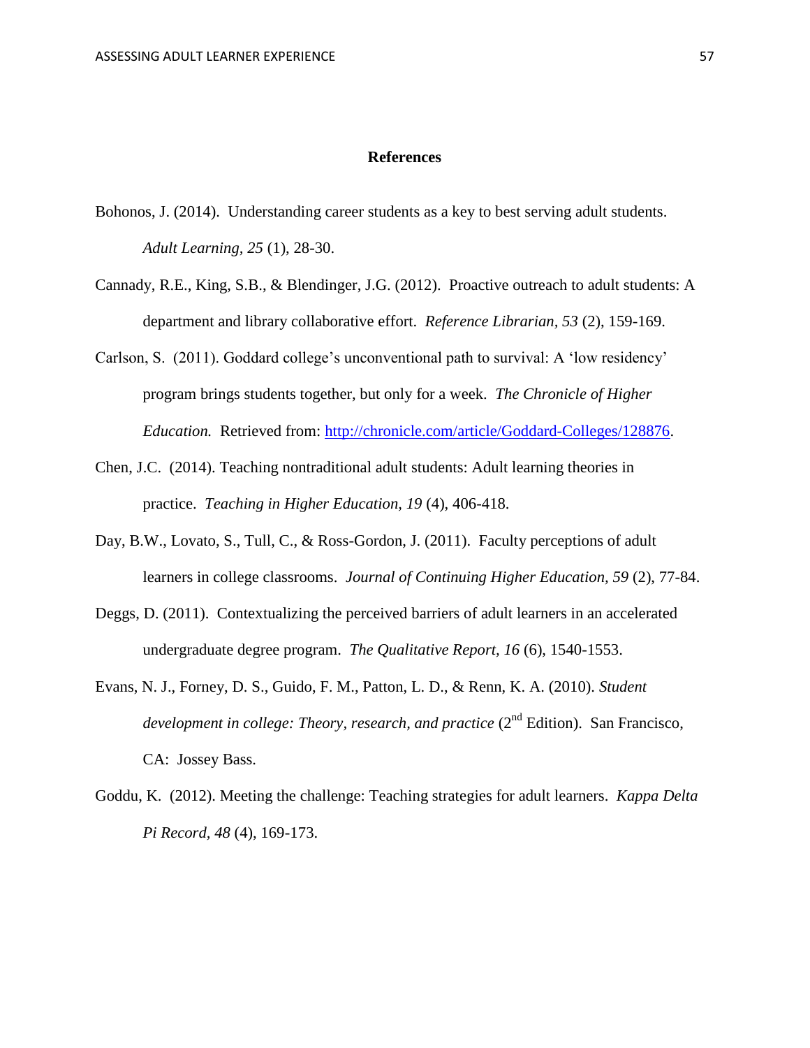# References

Bohonos, J. (2014). Understanding career students as a key to best serving adult students. *Adult Learning, 25* (1), 28-30.

Cannady, R.E., King, S.B., & Blendinger, J.G. (2012). Proactive outreach to adult students: A department and library collaborative effort. *Reference Librarian, 53* (2), 159-169.

Carlson, S. (2011). Goddard college's unconventional path to survival: A 'low residency' program brings students together, but only for a week. *The Chronicle of Higher Education.* Retrieved from: http://chronicle.com/article/Goddard-Colleges/128876.

Chen, J.C. (2014). Teaching nontraditional adult students: Adult learning theories in practice. *Teaching in Higher Education, 19* (4), 406-418.

Day, B.W., Lovato, S., Tull, C., & Ross-Gordon, J. (2011). Faculty perceptions of adult learners in college classrooms. *Journal of Continuing Higher Education, 59* (2), 77-84.

Deggs, D. (2011). Contextualizing the perceived barriers of adult learners in an accelerated undergraduate degree program. *The Qualitative Report, 16* (6), 1540-1553.

Evans, N. J., Forney, D. S., Guido, F. M., Patton, L. D., & Renn, K. A. (2010). *Student development in college: Theory, research, and practice* (2nd Edition). San Francisco, CA: Jossey Bass.

Goddu, K. (2012). Meeting the challenge: Teaching strategies for adult learners. *Kappa Delta Pi Record, 48* (4), 169-173.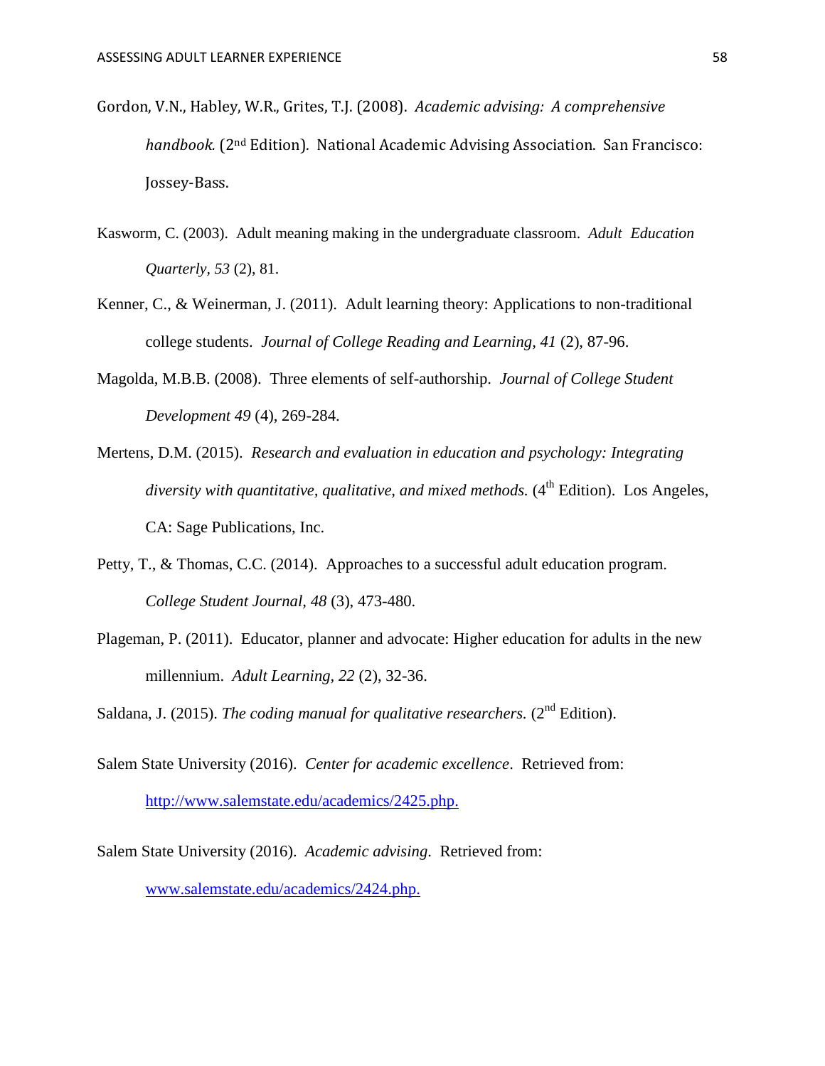Gordon, V.N., Habley, W.R., Grites, T.J. (2008). *Academic advising: A comprehensive handbook.* (2nd Edition). National Academic Advising Association. San Francisco: Jossey-Bass.

Kasworm, C. (2003). Adult meaning making in the undergraduate classroom. *Adult Education Quarterly*, *53* (2), 81.

Kenner, C., & Weinerman, J. (2011). Adult learning theory: Applications to non-traditional college students. *Journal of College Reading and Learning*, *41* (2), 87-96.

Magolda, M.B.B. (2008). Three elements of self-authorship. *Journal of College Student Development 49* (4), 269-284.

Mertens, D.M. (2015). *Research and evaluation in education and psychology: Integrating diversity with quantitative, qualitative, and mixed methods.* (4th Edition). Los Angeles, CA: Sage Publications, Inc.

Petty, T., & Thomas, C.C. (2014). Approaches to a successful adult education program. *College Student Journal*, *48* (3), 473-480.

Plageman, P. (2011). Educator, planner and advocate: Higher education for adults in the new millennium. *Adult Learning*, *22* (2), 32-36.

Saldana, J. (2015). *The coding manual for qualitative researchers.* (2nd Edition).

Salem State University (2016). *Center for academic excellence*. Retrieved from: http://www.salemstate.edu/academics/2425.php.

Salem State University (2016). *Academic advising*. Retrieved from: www.salemstate.edu/academics/2424.php.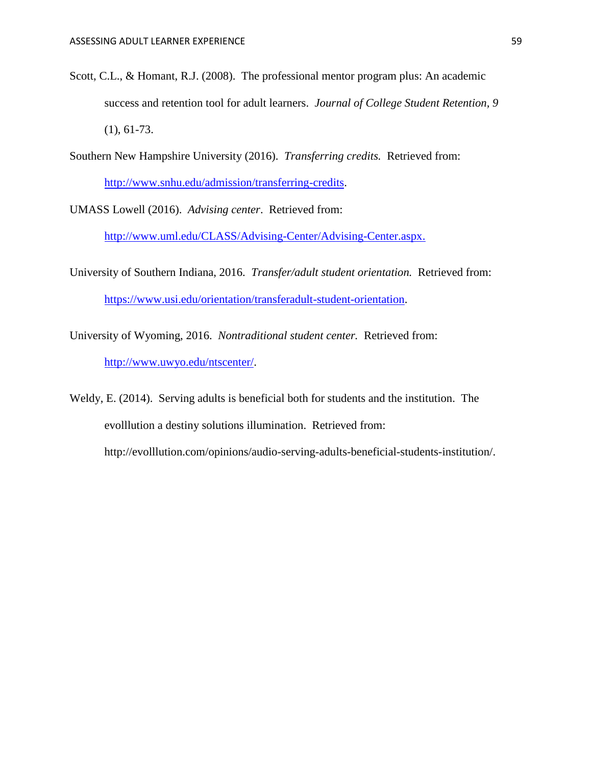Scott, C.L., & Homant, R.J. (2008). The professional mentor program plus: An academic success and retention tool for adult learners. *Journal of College Student Retention, 9* (1), 61-73.

Southern New Hampshire University (2016). *Transferring credits.* Retrieved from: http://www.snhu.edu/admission/transferring-credits.

UMASS Lowell (2016). *Advising center*. Retrieved from: http://www.uml.edu/CLASS/Advising-Center/Advising-Center.aspx.

University of Southern Indiana, 2016. *Transfer/adult student orientation.* Retrieved from: https://www.usi.edu/orientation/transferadult-student-orientation.

University of Wyoming, 2016. *Nontraditional student center.* Retrieved from: http://www.uwyo.edu/ntscenter/.

Weldy, E. (2014). Serving adults is beneficial both for students and the institution. The evolllution a destiny solutions illumination. Retrieved from: http://evolllution.com/opinions/audio-serving-adults-beneficial-students-institution/.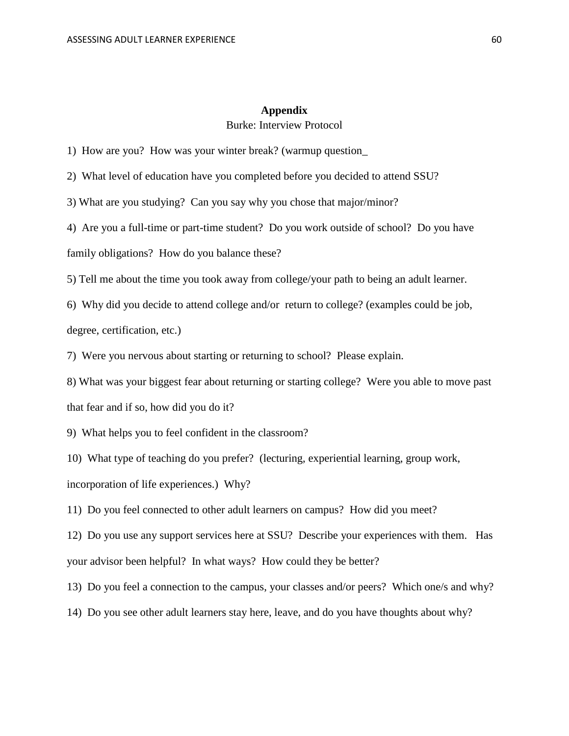## Appendix

Burke: Interview Protocol

1) How are you? How was your winter break? (warmup question_

2) What level of education have you completed before you decided to attend SSU?

3) What are you studying? Can you say why you chose that major/minor?

4) Are you a full-time or part-time student? Do you work outside of school? Do you have family obligations? How do you balance these?

5) Tell me about the time you took away from college/your path to being an adult learner.

6) Why did you decide to attend college and/or return to college? (examples could be job, degree, certification, etc.)

7) Were you nervous about starting or returning to school? Please explain.

8) What was your biggest fear about returning or starting college? Were you able to move past that fear and if so, how did you do it?

9) What helps you to feel confident in the classroom?

10) What type of teaching do you prefer? (lecturing, experiential learning, group work, incorporation of life experiences.) Why?

11) Do you feel connected to other adult learners on campus? How did you meet?

12) Do you use any support services here at SSU? Describe your experiences with them. Has your advisor been helpful? In what ways? How could they be better?

13) Do you feel a connection to the campus, your classes and/or peers? Which one/s and why?

14) Do you see other adult learners stay here, leave, and do you have thoughts about why?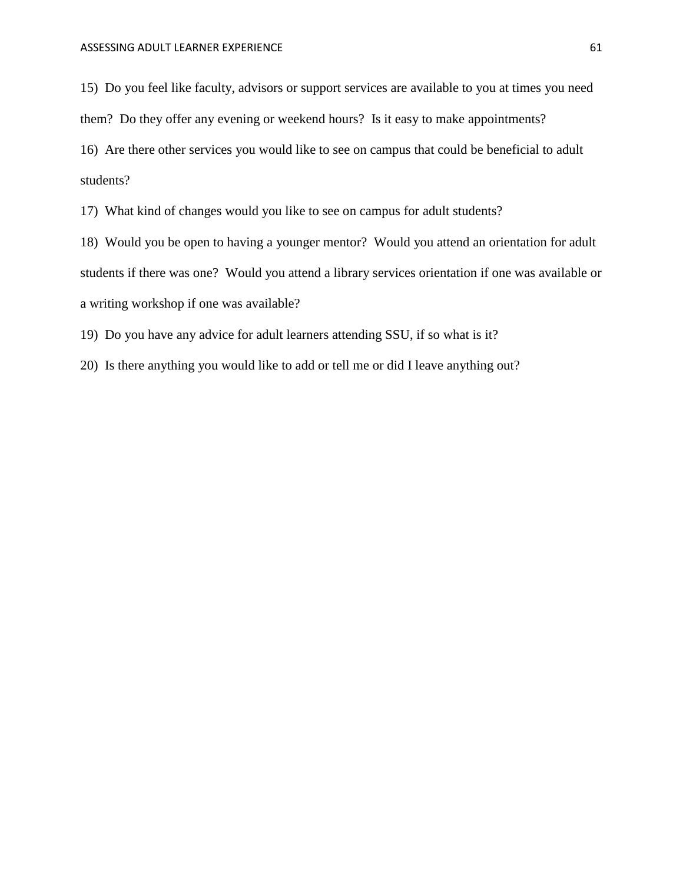15) Do you feel like faculty, advisors or support services are available to you at times you need them? Do they offer any evening or weekend hours? Is it easy to make appointments?

16) Are there other services you would like to see on campus that could be beneficial to adult students?

17) What kind of changes would you like to see on campus for adult students?

18) Would you be open to having a younger mentor? Would you attend an orientation for adult students if there was one? Would you attend a library services orientation if one was available or a writing workshop if one was available?

19) Do you have any advice for adult learners attending SSU, if so what is it?

20) Is there anything you would like to add or tell me or did I leave anything out?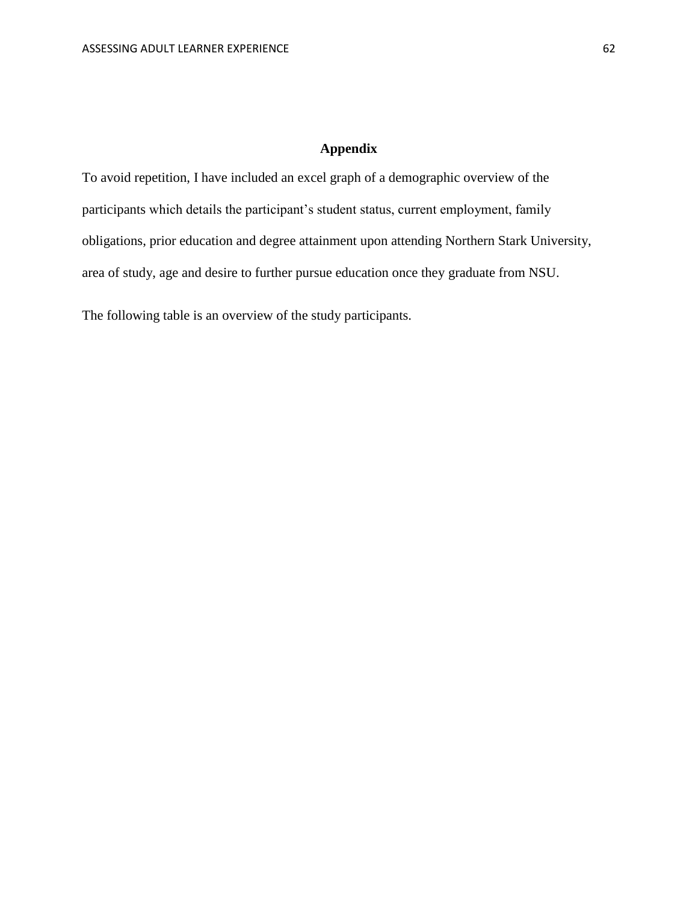# Appendix

To avoid repetition, I have included an excel graph of a demographic overview of the participants which details the participant's student status, current employment, family obligations, prior education and degree attainment upon attending Northern Stark University, area of study, age and desire to further pursue education once they graduate from NSU.

The following table is an overview of the study participants.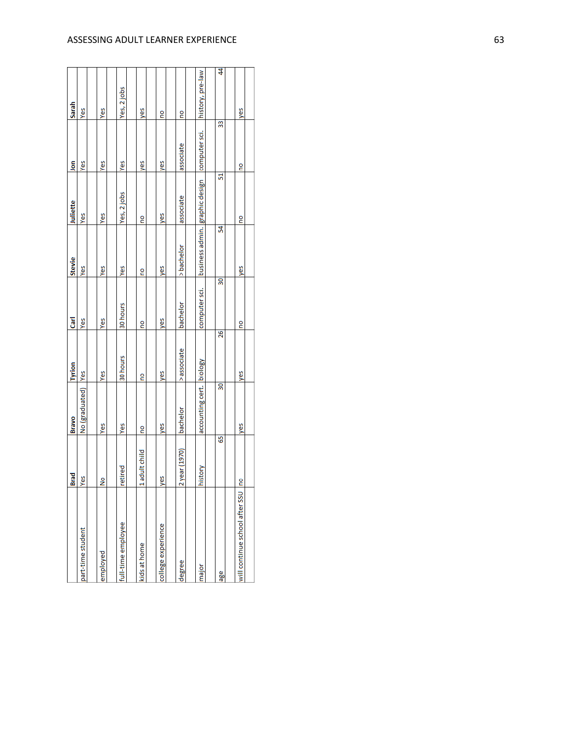| | Brad | Bravo | Tyrion | Carl | Stevie | Juliette | Jon | Sarah |
|---|---|---|---|---|---|---|---|---|
| part-time student | Yes | No (graduated) | Yes | Yes | Yes | Yes | Yes | Yes |
| employed | No | Yes | Yes | Yes | Yes | Yes | Yes | Yes |
| full-time employee | retired | Yes | 30 hours | 30 hours | Yes | Yes, 2 jobs | Yes | Yes, 2 jobs |
| kids at home | 1 adult child | no | no | no | no | no | yes | yes |
| college experience | yes | yes | yes | yes | yes | yes | yes | no |
| degree | 2 year (1970) | bachelor | >associate | bachelor | >bachelor | associate | associate | no |
| major | history | accounting cert. | biology | computer sci. | business admin. | graphic design | computer sci. | history, pre-law |
| age | 65 | 30 | 26 | 30 | 54 | 51 | 33 | 44 |
| will continue school after SSU | no | yes | yes | no | yes | no | no | yes |